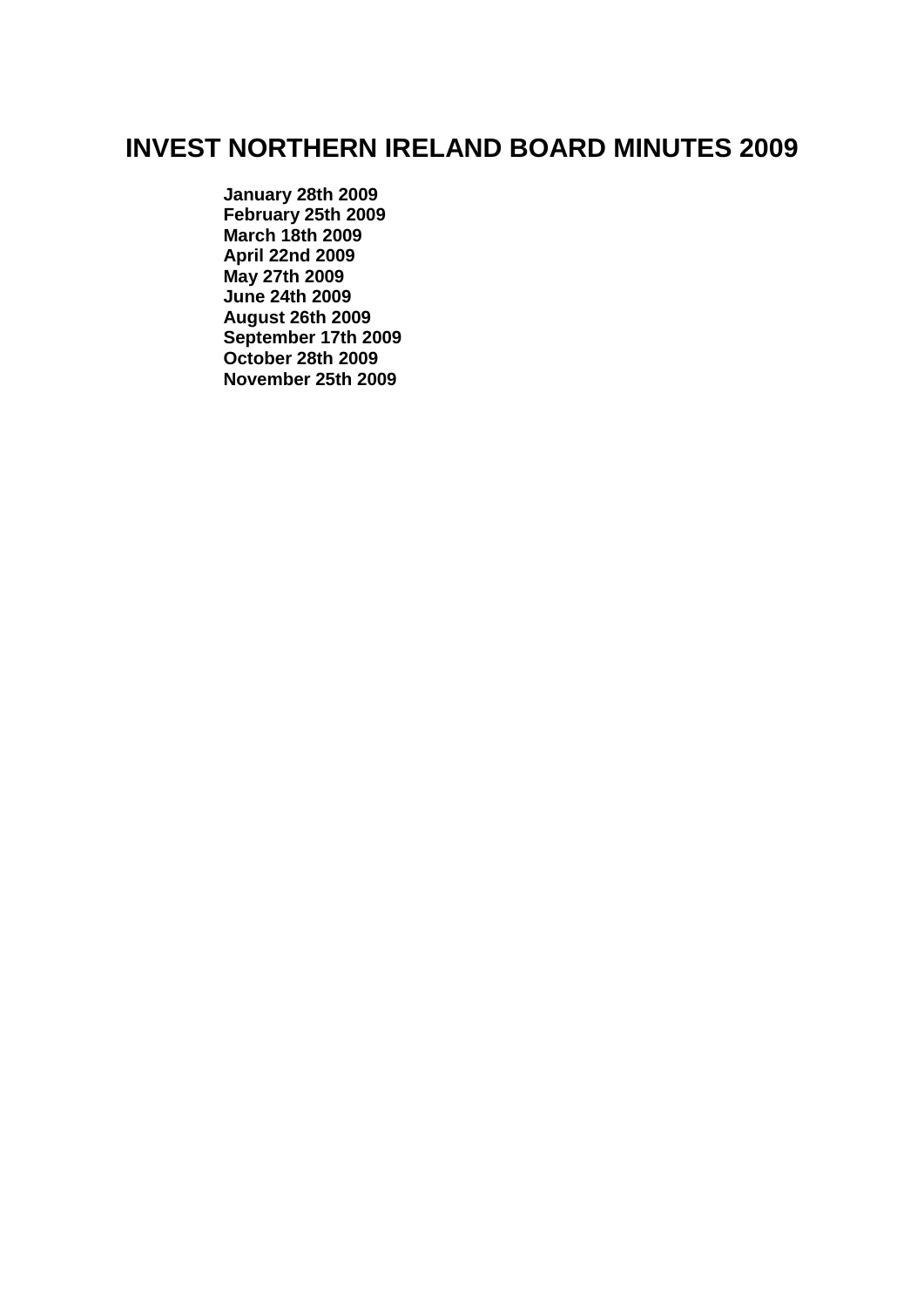# INVEST NORTHERN IRELAND BOARD MINUTES 2009

**January 28th 2009**
**February 25th 2009**
**March 18th 2009**
**April 22nd 2009**
**May 27th 2009**
**June 24th 2009**
**August 26th 2009**
**September 17th 2009**
**October 28th 2009**
**November 25th 2009**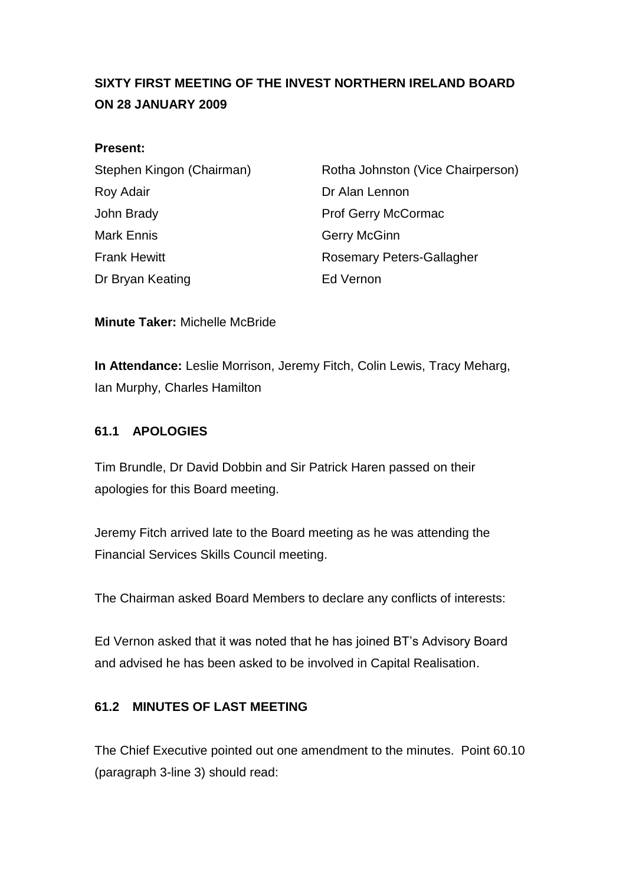**SIXTY FIRST MEETING OF THE INVEST NORTHERN IRELAND BOARD ON 28 JANUARY 2009**

**Present:**

Stephen Kingon (Chairman)
Rotha Johnston (Vice Chairperson)
Roy Adair
Dr Alan Lennon
John Brady
Prof Gerry McCormac
Mark Ennis
Gerry McGinn
Frank Hewitt
Rosemary Peters-Gallagher
Dr Bryan Keating
Ed Vernon

**Minute Taker:** Michelle McBride

**In Attendance:** Leslie Morrison, Jeremy Fitch, Colin Lewis, Tracy Meharg, Ian Murphy, Charles Hamilton

## 61.1 APOLOGIES

Tim Brundle, Dr David Dobbin and Sir Patrick Haren passed on their apologies for this Board meeting.

Jeremy Fitch arrived late to the Board meeting as he was attending the Financial Services Skills Council meeting.

The Chairman asked Board Members to declare any conflicts of interests:

Ed Vernon asked that it was noted that he has joined BT's Advisory Board and advised he has been asked to be involved in Capital Realisation.

## 61.2 MINUTES OF LAST MEETING

The Chief Executive pointed out one amendment to the minutes. Point 60.10 (paragraph 3-line 3) should read: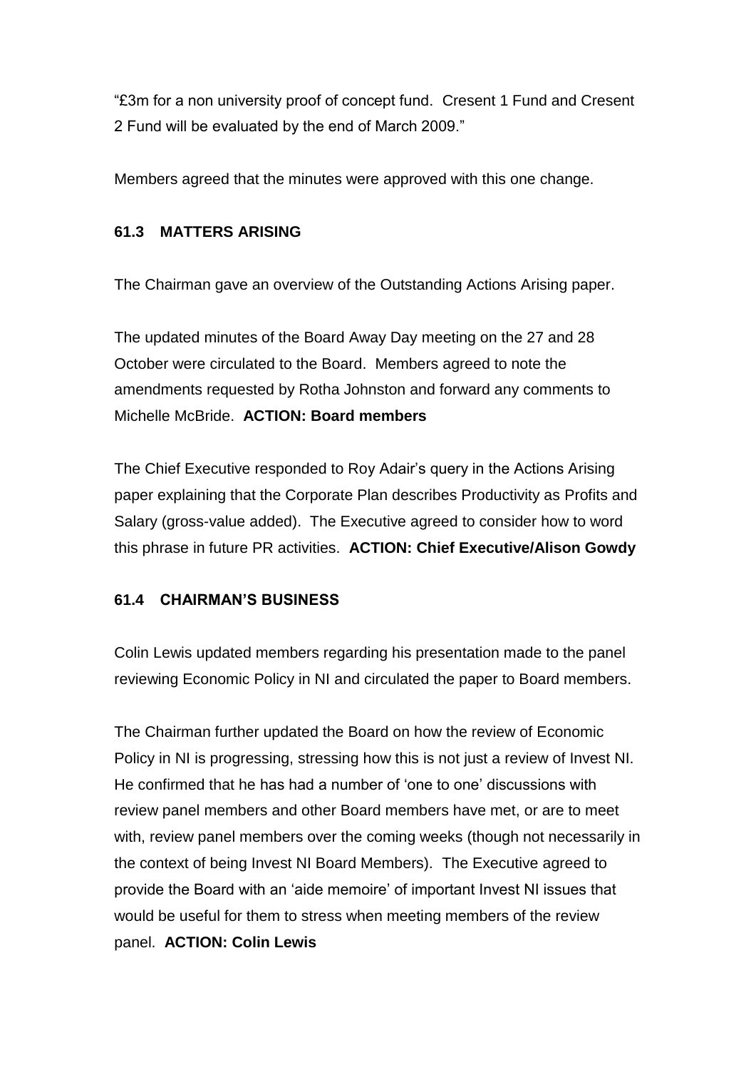"£3m for a non university proof of concept fund. Cresent 1 Fund and Cresent 2 Fund will be evaluated by the end of March 2009."

Members agreed that the minutes were approved with this one change.

### 61.3 MATTERS ARISING

The Chairman gave an overview of the Outstanding Actions Arising paper.

The updated minutes of the Board Away Day meeting on the 27 and 28 October were circulated to the Board. Members agreed to note the amendments requested by Rotha Johnston and forward any comments to Michelle McBride. **ACTION: Board members**

The Chief Executive responded to Roy Adair's query in the Actions Arising paper explaining that the Corporate Plan describes Productivity as Profits and Salary (gross-value added). The Executive agreed to consider how to word this phrase in future PR activities. **ACTION: Chief Executive/Alison Gowdy**

### 61.4 CHAIRMAN'S BUSINESS

Colin Lewis updated members regarding his presentation made to the panel reviewing Economic Policy in NI and circulated the paper to Board members.

The Chairman further updated the Board on how the review of Economic Policy in NI is progressing, stressing how this is not just a review of Invest NI. He confirmed that he has had a number of 'one to one' discussions with review panel members and other Board members have met, or are to meet with, review panel members over the coming weeks (though not necessarily in the context of being Invest NI Board Members). The Executive agreed to provide the Board with an 'aide memoire' of important Invest NI issues that would be useful for them to stress when meeting members of the review panel. **ACTION: Colin Lewis**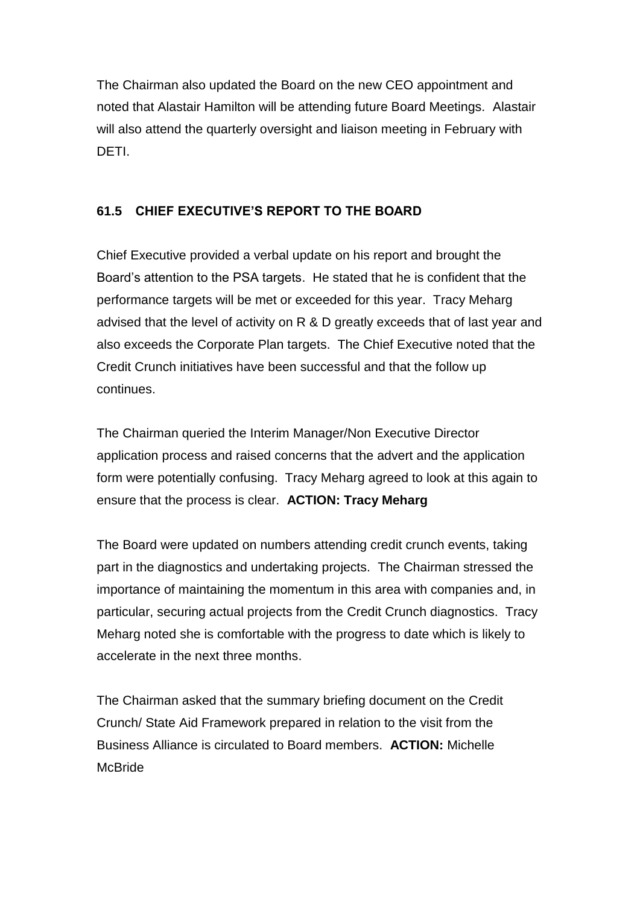The Chairman also updated the Board on the new CEO appointment and noted that Alastair Hamilton will be attending future Board Meetings. Alastair will also attend the quarterly oversight and liaison meeting in February with DETI.

**61.5 CHIEF EXECUTIVE'S REPORT TO THE BOARD**

Chief Executive provided a verbal update on his report and brought the Board's attention to the PSA targets. He stated that he is confident that the performance targets will be met or exceeded for this year. Tracy Meharg advised that the level of activity on R & D greatly exceeds that of last year and also exceeds the Corporate Plan targets. The Chief Executive noted that the Credit Crunch initiatives have been successful and that the follow up continues.

The Chairman queried the Interim Manager/Non Executive Director application process and raised concerns that the advert and the application form were potentially confusing. Tracy Meharg agreed to look at this again to ensure that the process is clear. **ACTION: Tracy Meharg**

The Board were updated on numbers attending credit crunch events, taking part in the diagnostics and undertaking projects. The Chairman stressed the importance of maintaining the momentum in this area with companies and, in particular, securing actual projects from the Credit Crunch diagnostics. Tracy Meharg noted she is comfortable with the progress to date which is likely to accelerate in the next three months.

The Chairman asked that the summary briefing document on the Credit Crunch/ State Aid Framework prepared in relation to the visit from the Business Alliance is circulated to Board members. **ACTION:** Michelle McBride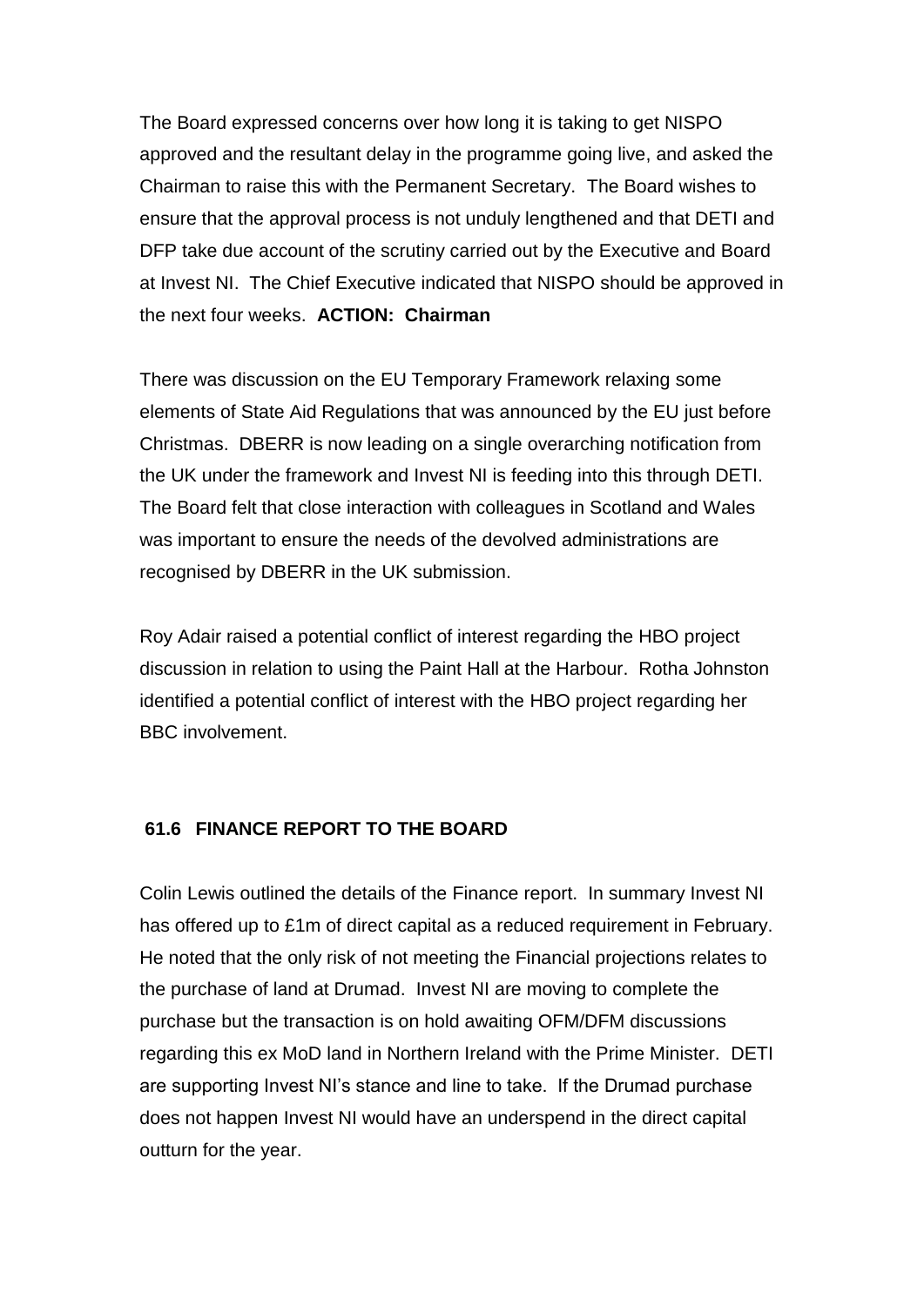The Board expressed concerns over how long it is taking to get NISPO approved and the resultant delay in the programme going live, and asked the Chairman to raise this with the Permanent Secretary. The Board wishes to ensure that the approval process is not unduly lengthened and that DETI and DFP take due account of the scrutiny carried out by the Executive and Board at Invest NI. The Chief Executive indicated that NISPO should be approved in the next four weeks. **ACTION: Chairman**

There was discussion on the EU Temporary Framework relaxing some elements of State Aid Regulations that was announced by the EU just before Christmas. DBERR is now leading on a single overarching notification from the UK under the framework and Invest NI is feeding into this through DETI. The Board felt that close interaction with colleagues in Scotland and Wales was important to ensure the needs of the devolved administrations are recognised by DBERR in the UK submission.

Roy Adair raised a potential conflict of interest regarding the HBO project discussion in relation to using the Paint Hall at the Harbour. Rotha Johnston identified a potential conflict of interest with the HBO project regarding her BBC involvement.

### 61.6 FINANCE REPORT TO THE BOARD

Colin Lewis outlined the details of the Finance report. In summary Invest NI has offered up to £1m of direct capital as a reduced requirement in February. He noted that the only risk of not meeting the Financial projections relates to the purchase of land at Drumad. Invest NI are moving to complete the purchase but the transaction is on hold awaiting OFM/DFM discussions regarding this ex MoD land in Northern Ireland with the Prime Minister. DETI are supporting Invest NI's stance and line to take. If the Drumad purchase does not happen Invest NI would have an underspend in the direct capital outturn for the year.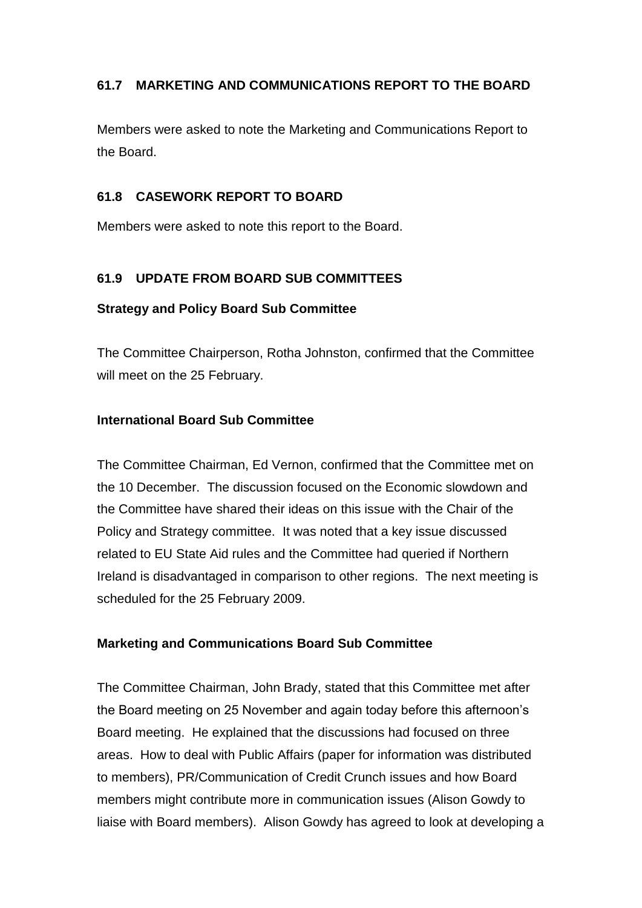### 61.7 MARKETING AND COMMUNICATIONS REPORT TO THE BOARD

Members were asked to note the Marketing and Communications Report to the Board.

### 61.8 CASEWORK REPORT TO BOARD

Members were asked to note this report to the Board.

### 61.9 UPDATE FROM BOARD SUB COMMITTEES

**Strategy and Policy Board Sub Committee**

The Committee Chairperson, Rotha Johnston, confirmed that the Committee will meet on the 25 February.

**International Board Sub Committee**

The Committee Chairman, Ed Vernon, confirmed that the Committee met on the 10 December. The discussion focused on the Economic slowdown and the Committee have shared their ideas on this issue with the Chair of the Policy and Strategy committee. It was noted that a key issue discussed related to EU State Aid rules and the Committee had queried if Northern Ireland is disadvantaged in comparison to other regions. The next meeting is scheduled for the 25 February 2009.

**Marketing and Communications Board Sub Committee**

The Committee Chairman, John Brady, stated that this Committee met after the Board meeting on 25 November and again today before this afternoon's Board meeting. He explained that the discussions had focused on three areas. How to deal with Public Affairs (paper for information was distributed to members), PR/Communication of Credit Crunch issues and how Board members might contribute more in communication issues (Alison Gowdy to liaise with Board members). Alison Gowdy has agreed to look at developing a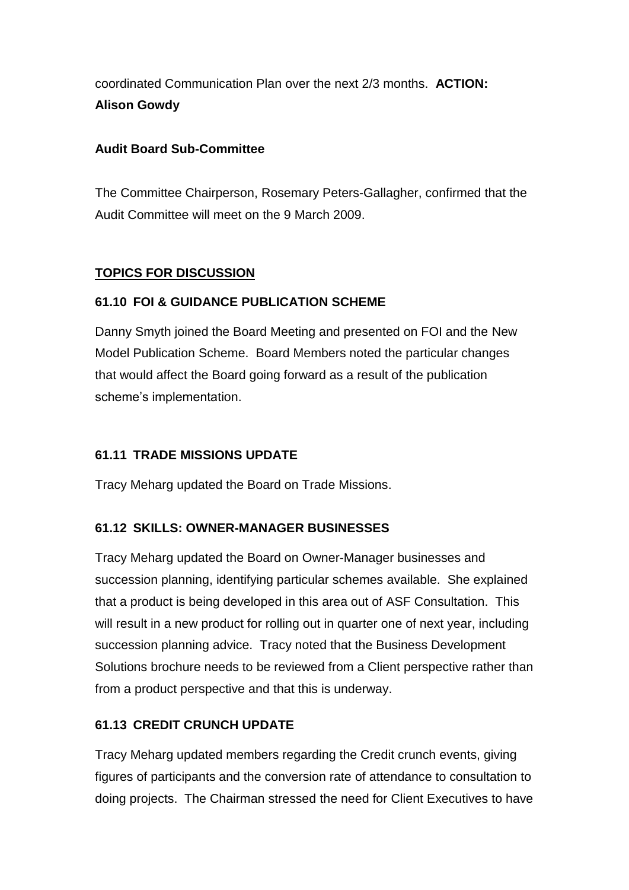coordinated Communication Plan over the next 2/3 months. **ACTION: Alison Gowdy**

**Audit Board Sub-Committee**

The Committee Chairperson, Rosemary Peters-Gallagher, confirmed that the Audit Committee will meet on the 9 March 2009.

**TOPICS FOR DISCUSSION**

**61.10 FOI & GUIDANCE PUBLICATION SCHEME**

Danny Smyth joined the Board Meeting and presented on FOI and the New Model Publication Scheme. Board Members noted the particular changes that would affect the Board going forward as a result of the publication scheme's implementation.

**61.11 TRADE MISSIONS UPDATE**

Tracy Meharg updated the Board on Trade Missions.

**61.12 SKILLS: OWNER-MANAGER BUSINESSES**

Tracy Meharg updated the Board on Owner-Manager businesses and succession planning, identifying particular schemes available. She explained that a product is being developed in this area out of ASF Consultation. This will result in a new product for rolling out in quarter one of next year, including succession planning advice. Tracy noted that the Business Development Solutions brochure needs to be reviewed from a Client perspective rather than from a product perspective and that this is underway.

**61.13 CREDIT CRUNCH UPDATE**

Tracy Meharg updated members regarding the Credit crunch events, giving figures of participants and the conversion rate of attendance to consultation to doing projects. The Chairman stressed the need for Client Executives to have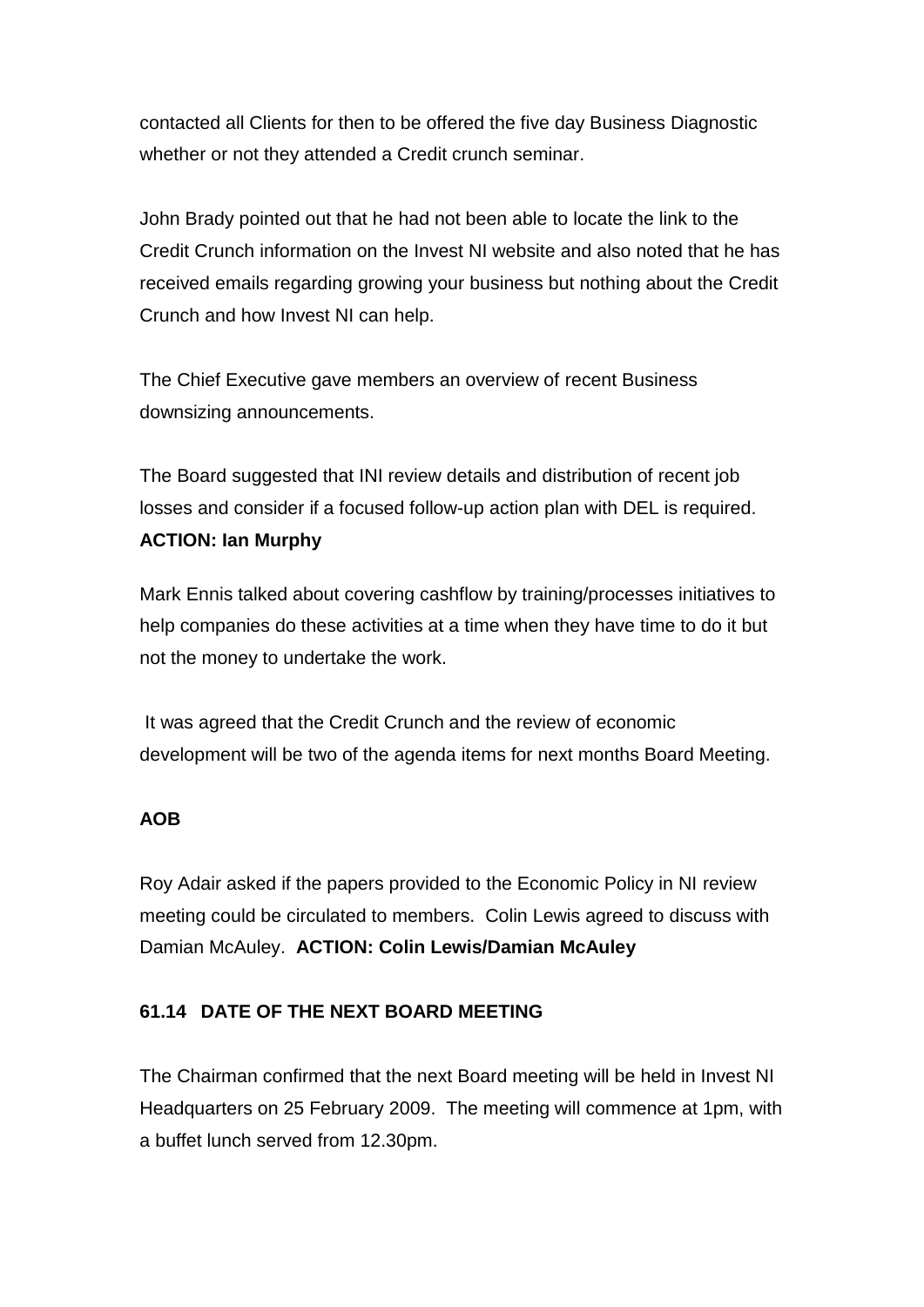contacted all Clients for then to be offered the five day Business Diagnostic whether or not they attended a Credit crunch seminar.

John Brady pointed out that he had not been able to locate the link to the Credit Crunch information on the Invest NI website and also noted that he has received emails regarding growing your business but nothing about the Credit Crunch and how Invest NI can help.

The Chief Executive gave members an overview of recent Business downsizing announcements.

The Board suggested that INI review details and distribution of recent job losses and consider if a focused follow-up action plan with DEL is required. **ACTION: Ian Murphy**

Mark Ennis talked about covering cashflow by training/processes initiatives to help companies do these activities at a time when they have time to do it but not the money to undertake the work.

It was agreed that the Credit Crunch and the review of economic development will be two of the agenda items for next months Board Meeting.

**AOB**

Roy Adair asked if the papers provided to the Economic Policy in NI review meeting could be circulated to members. Colin Lewis agreed to discuss with Damian McAuley. **ACTION: Colin Lewis/Damian McAuley**

**61.14 DATE OF THE NEXT BOARD MEETING**

The Chairman confirmed that the next Board meeting will be held in Invest NI Headquarters on 25 February 2009. The meeting will commence at 1pm, with a buffet lunch served from 12.30pm.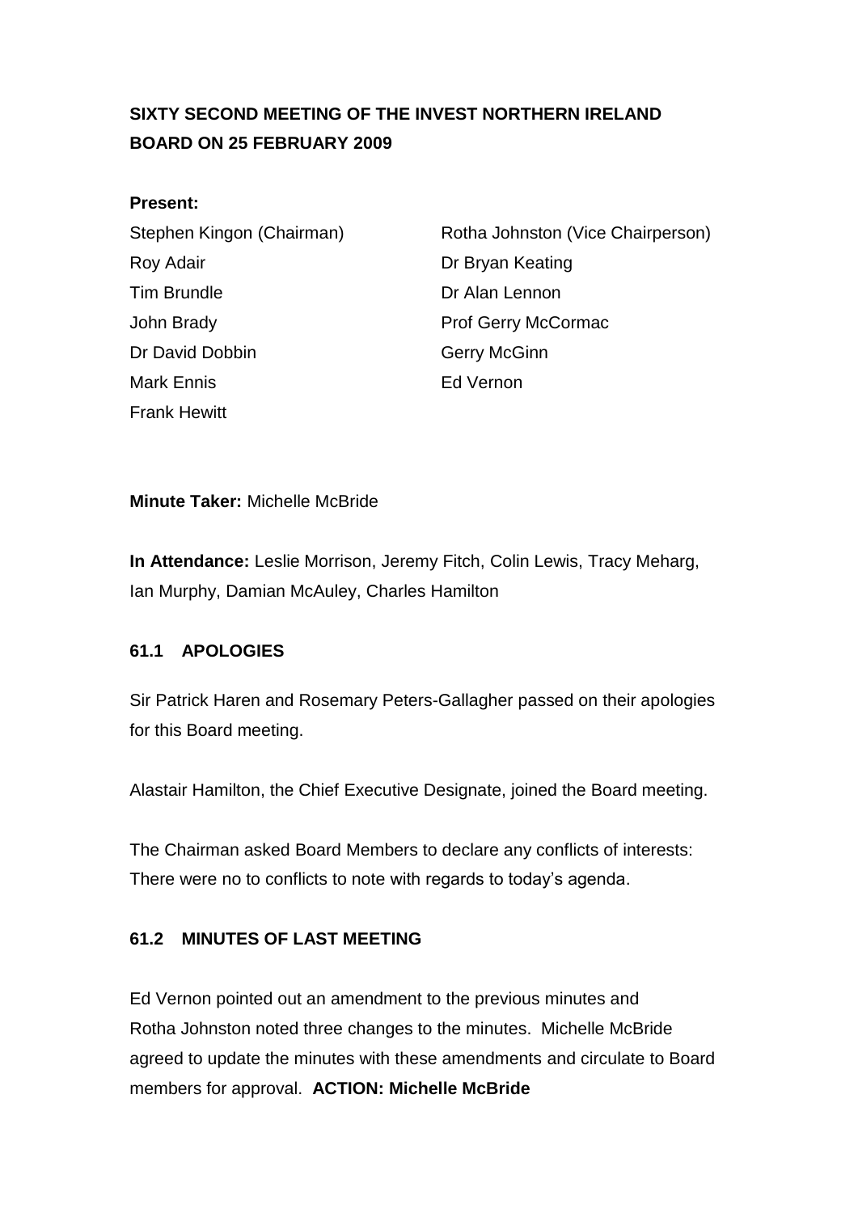# SIXTY SECOND MEETING OF THE INVEST NORTHERN IRELAND BOARD ON 25 FEBRUARY 2009

**Present:**

Stephen Kingon (Chairman)
Rotha Johnston (Vice Chairperson)
Roy Adair
Dr Bryan Keating
Tim Brundle
Dr Alan Lennon
John Brady
Prof Gerry McCormac
Dr David Dobbin
Gerry McGinn
Mark Ennis
Ed Vernon
Frank Hewitt

**Minute Taker:** Michelle McBride

**In Attendance:** Leslie Morrison, Jeremy Fitch, Colin Lewis, Tracy Meharg, Ian Murphy, Damian McAuley, Charles Hamilton

## 61.1 APOLOGIES

Sir Patrick Haren and Rosemary Peters-Gallagher passed on their apologies for this Board meeting.

Alastair Hamilton, the Chief Executive Designate, joined the Board meeting.

The Chairman asked Board Members to declare any conflicts of interests: There were no to conflicts to note with regards to today's agenda.

## 61.2 MINUTES OF LAST MEETING

Ed Vernon pointed out an amendment to the previous minutes and Rotha Johnston noted three changes to the minutes. Michelle McBride agreed to update the minutes with these amendments and circulate to Board members for approval. **ACTION: Michelle McBride**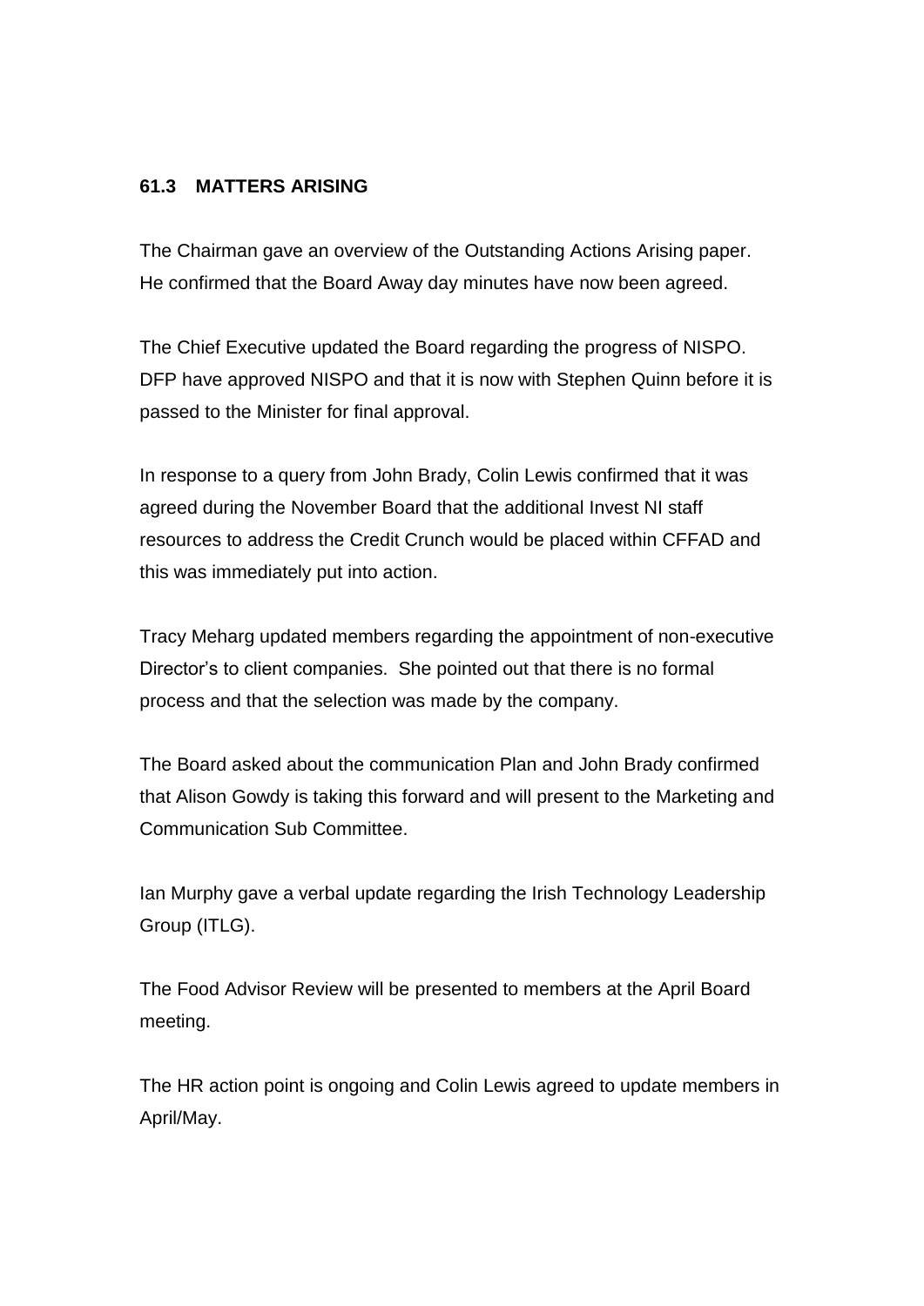## 61.3 MATTERS ARISING

The Chairman gave an overview of the Outstanding Actions Arising paper. He confirmed that the Board Away day minutes have now been agreed.

The Chief Executive updated the Board regarding the progress of NISPO. DFP have approved NISPO and that it is now with Stephen Quinn before it is passed to the Minister for final approval.

In response to a query from John Brady, Colin Lewis confirmed that it was agreed during the November Board that the additional Invest NI staff resources to address the Credit Crunch would be placed within CFFAD and this was immediately put into action.

Tracy Meharg updated members regarding the appointment of non-executive Director's to client companies. She pointed out that there is no formal process and that the selection was made by the company.

The Board asked about the communication Plan and John Brady confirmed that Alison Gowdy is taking this forward and will present to the Marketing and Communication Sub Committee.

Ian Murphy gave a verbal update regarding the Irish Technology Leadership Group (ITLG).

The Food Advisor Review will be presented to members at the April Board meeting.

The HR action point is ongoing and Colin Lewis agreed to update members in April/May.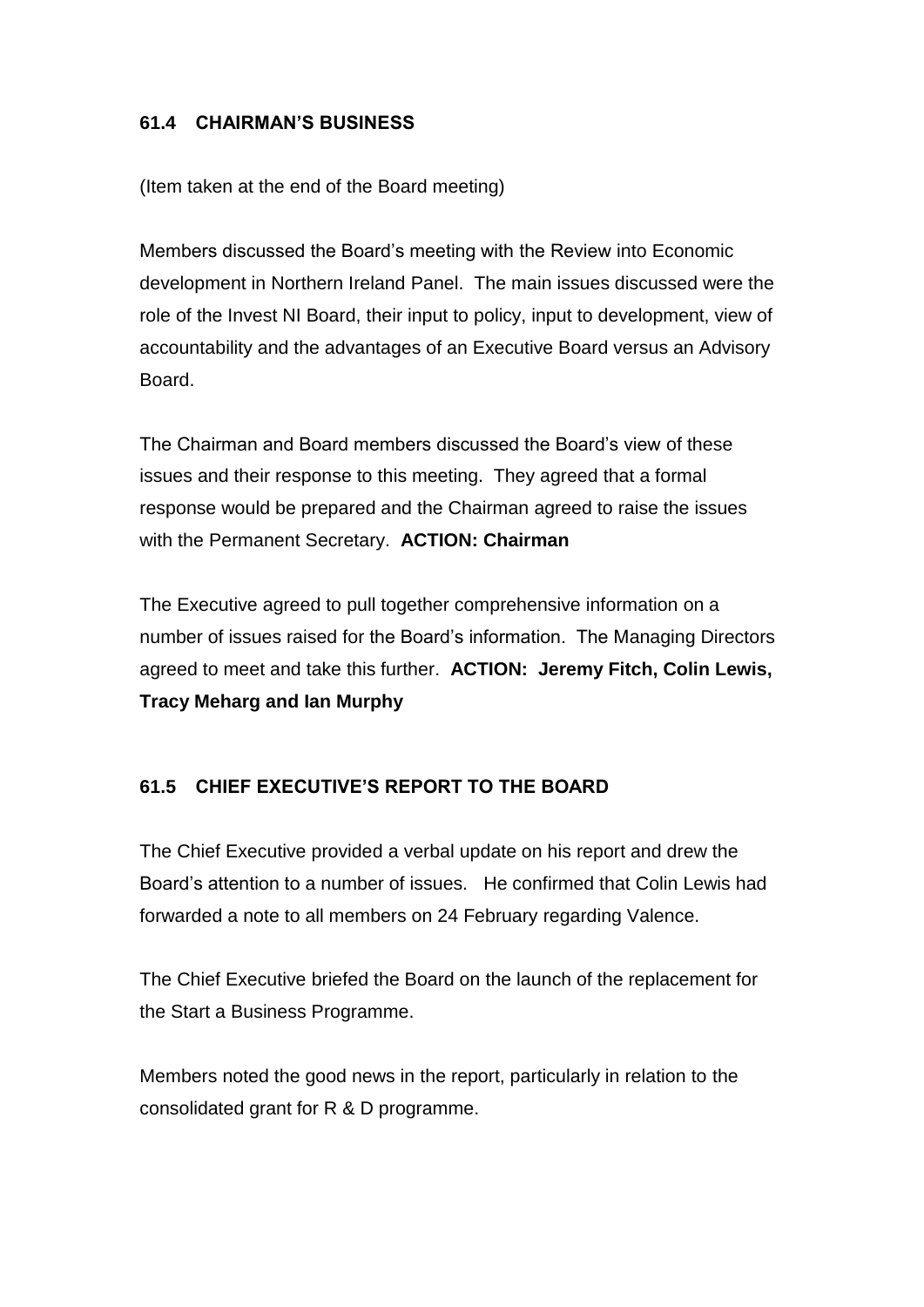## 61.4 CHAIRMAN'S BUSINESS

(Item taken at the end of the Board meeting)

Members discussed the Board's meeting with the Review into Economic development in Northern Ireland Panel. The main issues discussed were the role of the Invest NI Board, their input to policy, input to development, view of accountability and the advantages of an Executive Board versus an Advisory Board.

The Chairman and Board members discussed the Board's view of these issues and their response to this meeting. They agreed that a formal response would be prepared and the Chairman agreed to raise the issues with the Permanent Secretary. **ACTION: Chairman**

The Executive agreed to pull together comprehensive information on a number of issues raised for the Board's information. The Managing Directors agreed to meet and take this further. **ACTION: Jeremy Fitch, Colin Lewis, Tracy Meharg and Ian Murphy**

## 61.5 CHIEF EXECUTIVE'S REPORT TO THE BOARD

The Chief Executive provided a verbal update on his report and drew the Board's attention to a number of issues. He confirmed that Colin Lewis had forwarded a note to all members on 24 February regarding Valence.

The Chief Executive briefed the Board on the launch of the replacement for the Start a Business Programme.

Members noted the good news in the report, particularly in relation to the consolidated grant for R & D programme.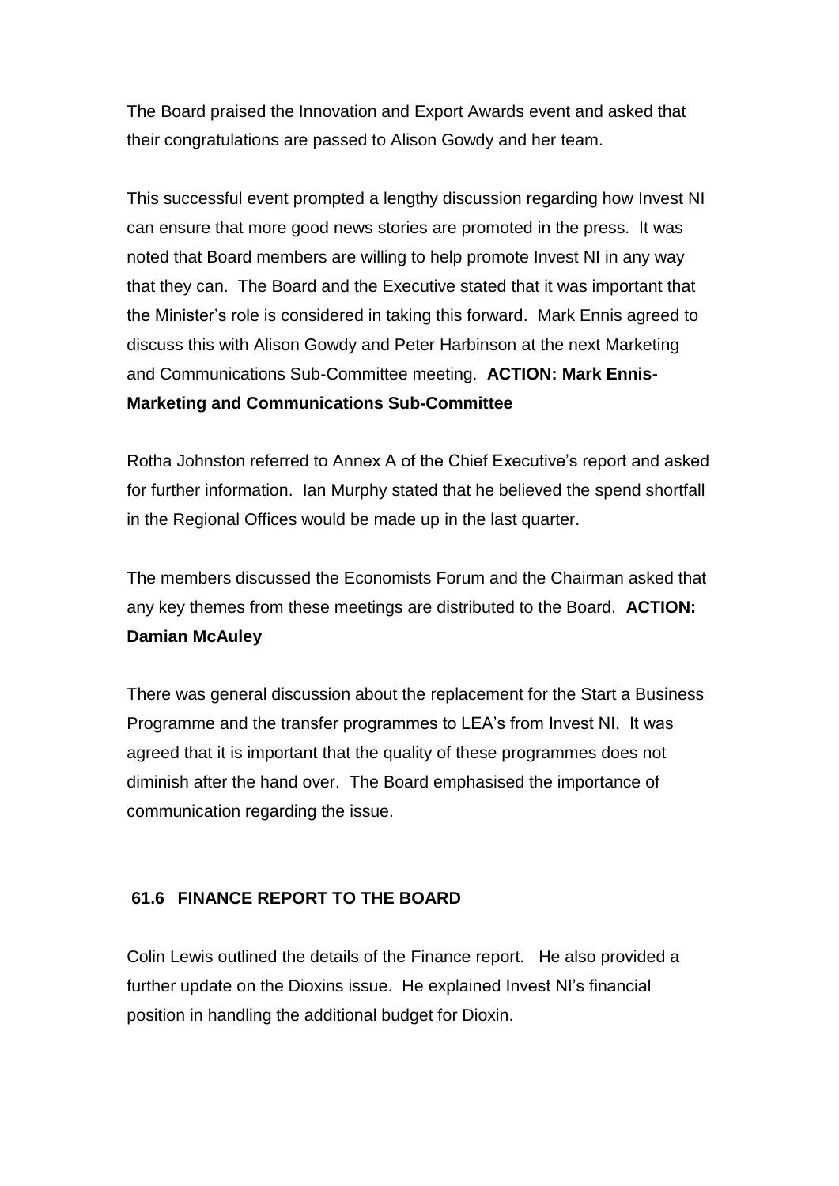The Board praised the Innovation and Export Awards event and asked that their congratulations are passed to Alison Gowdy and her team.

This successful event prompted a lengthy discussion regarding how Invest NI can ensure that more good news stories are promoted in the press. It was noted that Board members are willing to help promote Invest NI in any way that they can. The Board and the Executive stated that it was important that the Minister's role is considered in taking this forward. Mark Ennis agreed to discuss this with Alison Gowdy and Peter Harbinson at the next Marketing and Communications Sub-Committee meeting. **ACTION: Mark Ennis- Marketing and Communications Sub-Committee**

Rotha Johnston referred to Annex A of the Chief Executive's report and asked for further information. Ian Murphy stated that he believed the spend shortfall in the Regional Offices would be made up in the last quarter.

The members discussed the Economists Forum and the Chairman asked that any key themes from these meetings are distributed to the Board. **ACTION: Damian McAuley**

There was general discussion about the replacement for the Start a Business Programme and the transfer programmes to LEA's from Invest NI. It was agreed that it is important that the quality of these programmes does not diminish after the hand over. The Board emphasised the importance of communication regarding the issue.

## 61.6 FINANCE REPORT TO THE BOARD

Colin Lewis outlined the details of the Finance report. He also provided a further update on the Dioxins issue. He explained Invest NI's financial position in handling the additional budget for Dioxin.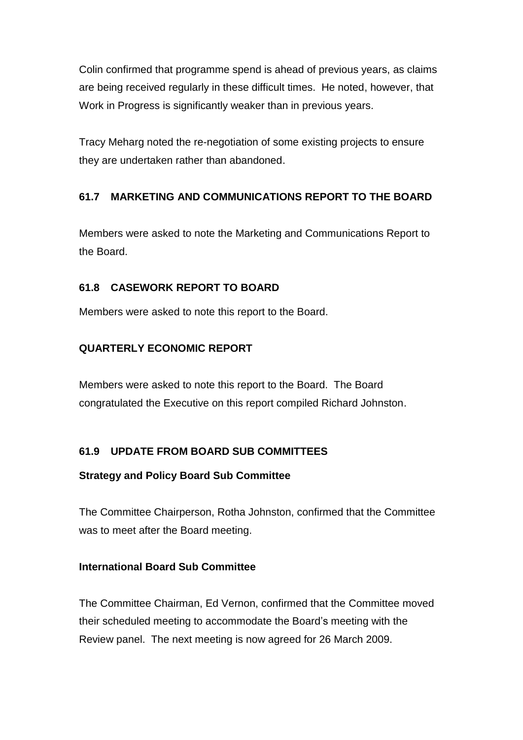Colin confirmed that programme spend is ahead of previous years, as claims are being received regularly in these difficult times. He noted, however, that Work in Progress is significantly weaker than in previous years.

Tracy Meharg noted the re-negotiation of some existing projects to ensure they are undertaken rather than abandoned.

## 61.7 MARKETING AND COMMUNICATIONS REPORT TO THE BOARD

Members were asked to note the Marketing and Communications Report to the Board.

## 61.8 CASEWORK REPORT TO BOARD

Members were asked to note this report to the Board.

## QUARTERLY ECONOMIC REPORT

Members were asked to note this report to the Board. The Board congratulated the Executive on this report compiled Richard Johnston.

## 61.9 UPDATE FROM BOARD SUB COMMITTEES

### Strategy and Policy Board Sub Committee

The Committee Chairperson, Rotha Johnston, confirmed that the Committee was to meet after the Board meeting.

### International Board Sub Committee

The Committee Chairman, Ed Vernon, confirmed that the Committee moved their scheduled meeting to accommodate the Board's meeting with the Review panel. The next meeting is now agreed for 26 March 2009.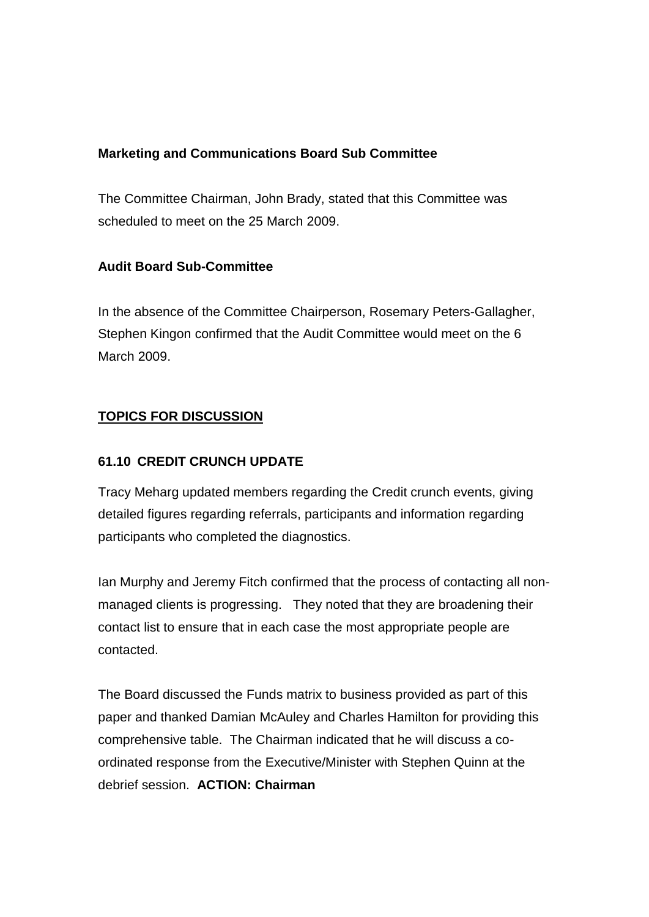**Marketing and Communications Board Sub Committee**

The Committee Chairman, John Brady, stated that this Committee was scheduled to meet on the 25 March 2009.

**Audit Board Sub-Committee**

In the absence of the Committee Chairperson, Rosemary Peters-Gallagher, Stephen Kingon confirmed that the Audit Committee would meet on the 6 March 2009.

## TOPICS FOR DISCUSSION

### 61.10 CREDIT CRUNCH UPDATE

Tracy Meharg updated members regarding the Credit crunch events, giving detailed figures regarding referrals, participants and information regarding participants who completed the diagnostics.

Ian Murphy and Jeremy Fitch confirmed that the process of contacting all non-managed clients is progressing. They noted that they are broadening their contact list to ensure that in each case the most appropriate people are contacted.

The Board discussed the Funds matrix to business provided as part of this paper and thanked Damian McAuley and Charles Hamilton for providing this comprehensive table. The Chairman indicated that he will discuss a co-ordinated response from the Executive/Minister with Stephen Quinn at the debrief session. **ACTION: Chairman**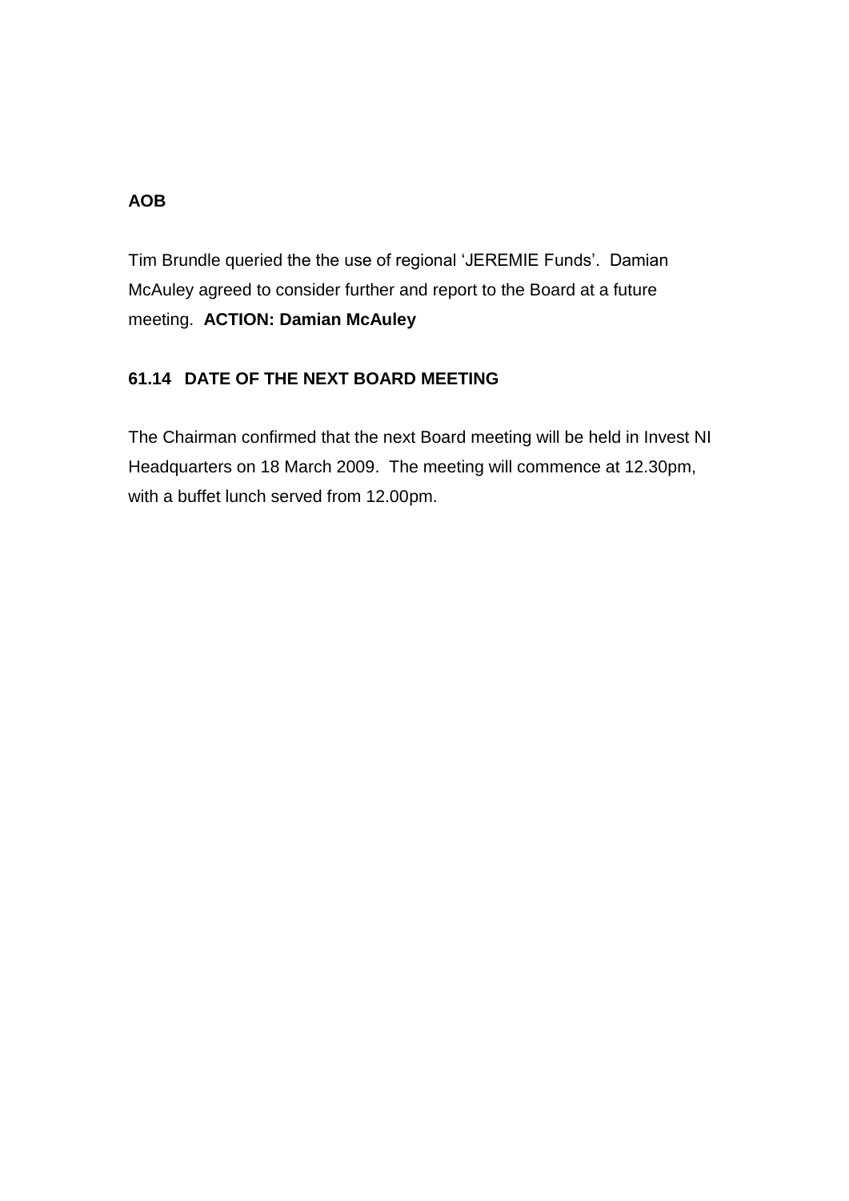**AOB**

Tim Brundle queried the the use of regional 'JEREMIE Funds'. Damian McAuley agreed to consider further and report to the Board at a future meeting. **ACTION: Damian McAuley**

**61.14 DATE OF THE NEXT BOARD MEETING**

The Chairman confirmed that the next Board meeting will be held in Invest NI Headquarters on 18 March 2009. The meeting will commence at 12.30pm, with a buffet lunch served from 12.00pm.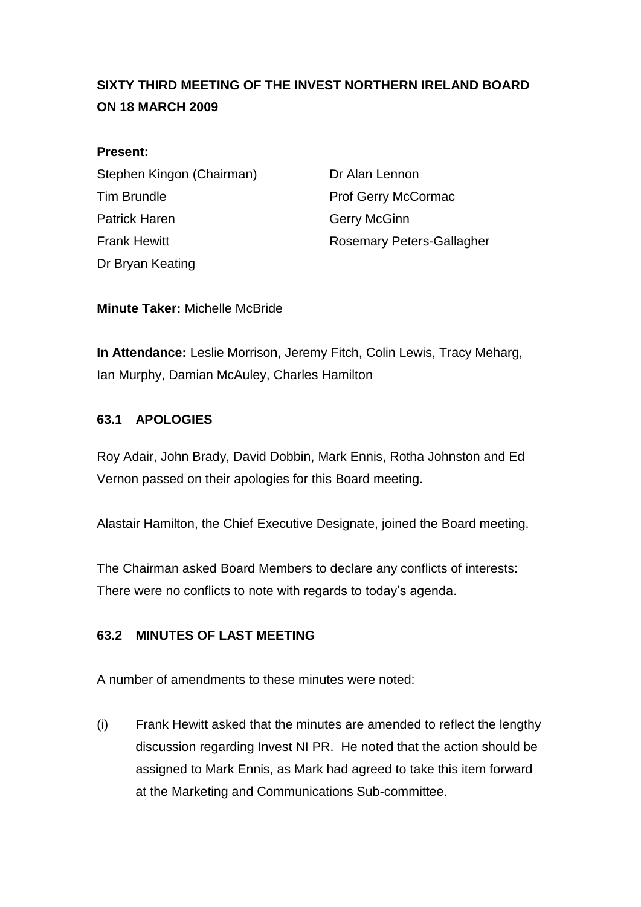**SIXTY THIRD MEETING OF THE INVEST NORTHERN IRELAND BOARD ON 18 MARCH 2009**

**Present:**

Stephen Kingon (Chairman)
Tim Brundle
Patrick Haren
Frank Hewitt
Dr Bryan Keating
Dr Alan Lennon
Prof Gerry McCormac
Gerry McGinn
Rosemary Peters-Gallagher

**Minute Taker:** Michelle McBride

**In Attendance:** Leslie Morrison, Jeremy Fitch, Colin Lewis, Tracy Meharg, Ian Murphy, Damian McAuley, Charles Hamilton

**63.1 APOLOGIES**

Roy Adair, John Brady, David Dobbin, Mark Ennis, Rotha Johnston and Ed Vernon passed on their apologies for this Board meeting.

Alastair Hamilton, the Chief Executive Designate, joined the Board meeting.

The Chairman asked Board Members to declare any conflicts of interests: There were no conflicts to note with regards to today's agenda.

**63.2 MINUTES OF LAST MEETING**

A number of amendments to these minutes were noted:

(i) Frank Hewitt asked that the minutes are amended to reflect the lengthy discussion regarding Invest NI PR. He noted that the action should be assigned to Mark Ennis, as Mark had agreed to take this item forward at the Marketing and Communications Sub-committee.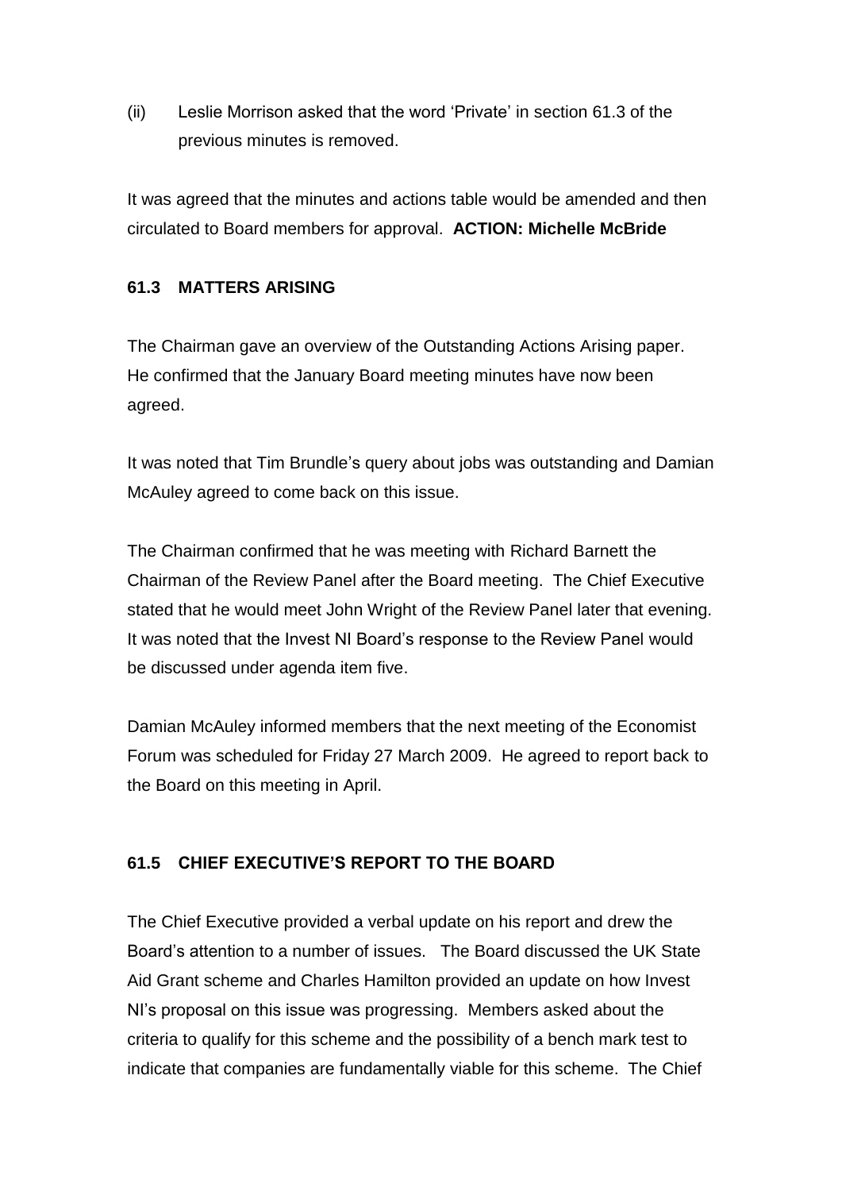(ii) Leslie Morrison asked that the word 'Private' in section 61.3 of the previous minutes is removed.

It was agreed that the minutes and actions table would be amended and then circulated to Board members for approval. **ACTION: Michelle McBride**

### 61.3 MATTERS ARISING

The Chairman gave an overview of the Outstanding Actions Arising paper. He confirmed that the January Board meeting minutes have now been agreed.

It was noted that Tim Brundle's query about jobs was outstanding and Damian McAuley agreed to come back on this issue.

The Chairman confirmed that he was meeting with Richard Barnett the Chairman of the Review Panel after the Board meeting. The Chief Executive stated that he would meet John Wright of the Review Panel later that evening. It was noted that the Invest NI Board's response to the Review Panel would be discussed under agenda item five.

Damian McAuley informed members that the next meeting of the Economist Forum was scheduled for Friday 27 March 2009. He agreed to report back to the Board on this meeting in April.

### 61.5 CHIEF EXECUTIVE'S REPORT TO THE BOARD

The Chief Executive provided a verbal update on his report and drew the Board's attention to a number of issues. The Board discussed the UK State Aid Grant scheme and Charles Hamilton provided an update on how Invest NI's proposal on this issue was progressing. Members asked about the criteria to qualify for this scheme and the possibility of a bench mark test to indicate that companies are fundamentally viable for this scheme. The Chief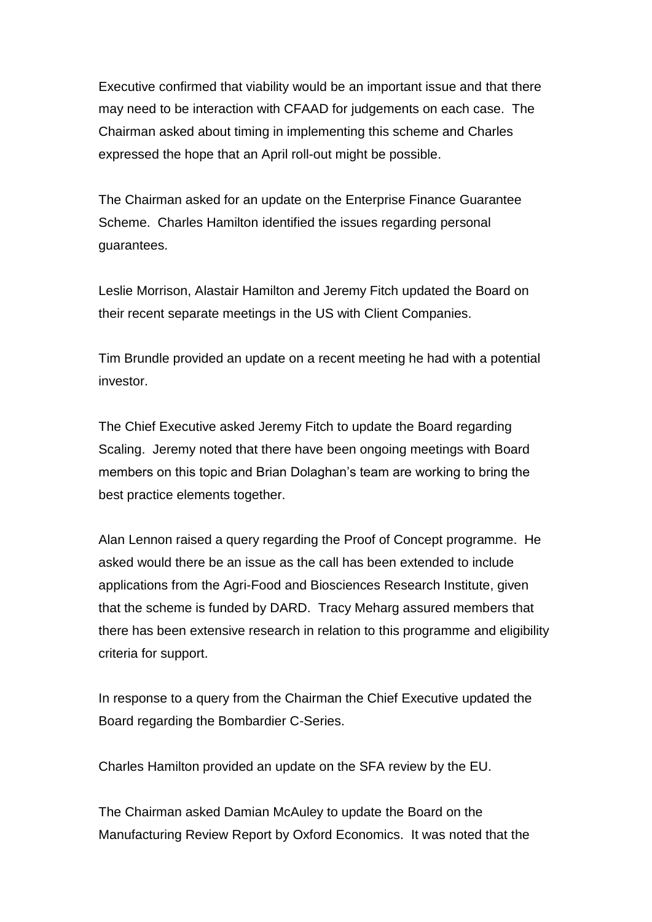Executive confirmed that viability would be an important issue and that there may need to be interaction with CFAAD for judgements on each case. The Chairman asked about timing in implementing this scheme and Charles expressed the hope that an April roll-out might be possible.

The Chairman asked for an update on the Enterprise Finance Guarantee Scheme. Charles Hamilton identified the issues regarding personal guarantees.

Leslie Morrison, Alastair Hamilton and Jeremy Fitch updated the Board on their recent separate meetings in the US with Client Companies.

Tim Brundle provided an update on a recent meeting he had with a potential investor.

The Chief Executive asked Jeremy Fitch to update the Board regarding Scaling. Jeremy noted that there have been ongoing meetings with Board members on this topic and Brian Dolaghan's team are working to bring the best practice elements together.

Alan Lennon raised a query regarding the Proof of Concept programme. He asked would there be an issue as the call has been extended to include applications from the Agri-Food and Biosciences Research Institute, given that the scheme is funded by DARD. Tracy Meharg assured members that there has been extensive research in relation to this programme and eligibility criteria for support.

In response to a query from the Chairman the Chief Executive updated the Board regarding the Bombardier C-Series.

Charles Hamilton provided an update on the SFA review by the EU.

The Chairman asked Damian McAuley to update the Board on the Manufacturing Review Report by Oxford Economics. It was noted that the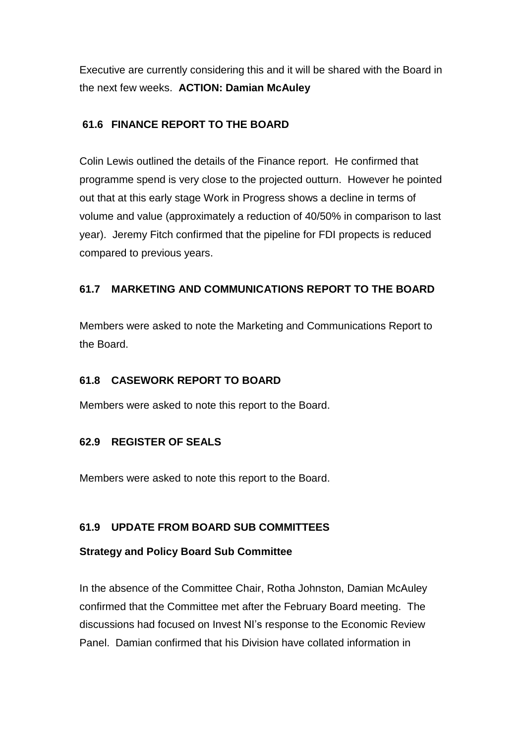Executive are currently considering this and it will be shared with the Board in the next few weeks. **ACTION: Damian McAuley**

### 61.6 FINANCE REPORT TO THE BOARD

Colin Lewis outlined the details of the Finance report. He confirmed that programme spend is very close to the projected outturn. However he pointed out that at this early stage Work in Progress shows a decline in terms of volume and value (approximately a reduction of 40/50% in comparison to last year). Jeremy Fitch confirmed that the pipeline for FDI propects is reduced compared to previous years.

### 61.7 MARKETING AND COMMUNICATIONS REPORT TO THE BOARD

Members were asked to note the Marketing and Communications Report to the Board.

### 61.8 CASEWORK REPORT TO BOARD

Members were asked to note this report to the Board.

### 62.9 REGISTER OF SEALS

Members were asked to note this report to the Board.

### 61.9 UPDATE FROM BOARD SUB COMMITTEES

**Strategy and Policy Board Sub Committee**

In the absence of the Committee Chair, Rotha Johnston, Damian McAuley confirmed that the Committee met after the February Board meeting. The discussions had focused on Invest NI's response to the Economic Review Panel. Damian confirmed that his Division have collated information in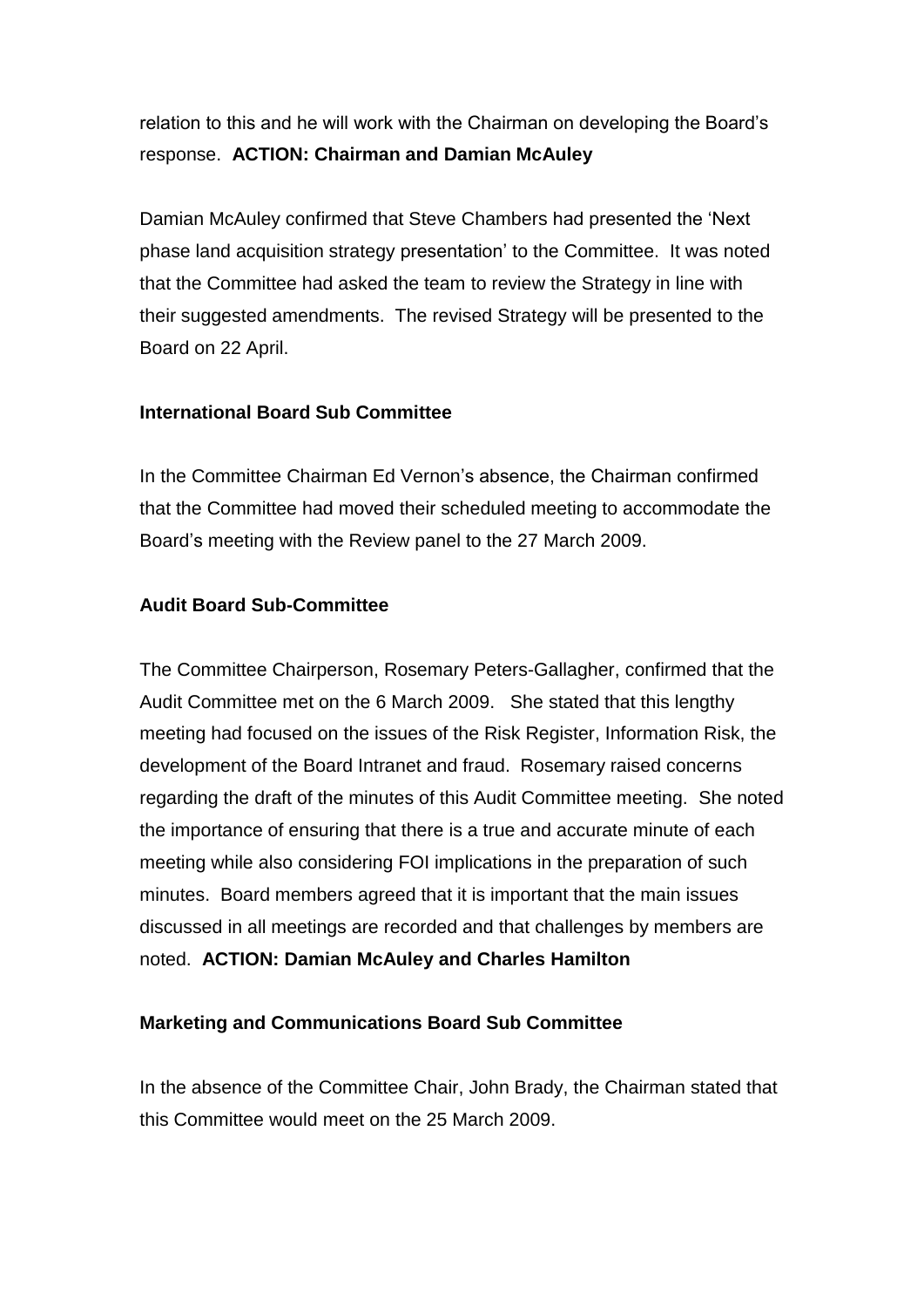relation to this and he will work with the Chairman on developing the Board's response. **ACTION: Chairman and Damian McAuley**

Damian McAuley confirmed that Steve Chambers had presented the 'Next phase land acquisition strategy presentation' to the Committee. It was noted that the Committee had asked the team to review the Strategy in line with their suggested amendments. The revised Strategy will be presented to the Board on 22 April.

**International Board Sub Committee**

In the Committee Chairman Ed Vernon's absence, the Chairman confirmed that the Committee had moved their scheduled meeting to accommodate the Board's meeting with the Review panel to the 27 March 2009.

**Audit Board Sub-Committee**

The Committee Chairperson, Rosemary Peters-Gallagher, confirmed that the Audit Committee met on the 6 March 2009. She stated that this lengthy meeting had focused on the issues of the Risk Register, Information Risk, the development of the Board Intranet and fraud. Rosemary raised concerns regarding the draft of the minutes of this Audit Committee meeting. She noted the importance of ensuring that there is a true and accurate minute of each meeting while also considering FOI implications in the preparation of such minutes. Board members agreed that it is important that the main issues discussed in all meetings are recorded and that challenges by members are noted. **ACTION: Damian McAuley and Charles Hamilton**

**Marketing and Communications Board Sub Committee**

In the absence of the Committee Chair, John Brady, the Chairman stated that this Committee would meet on the 25 March 2009.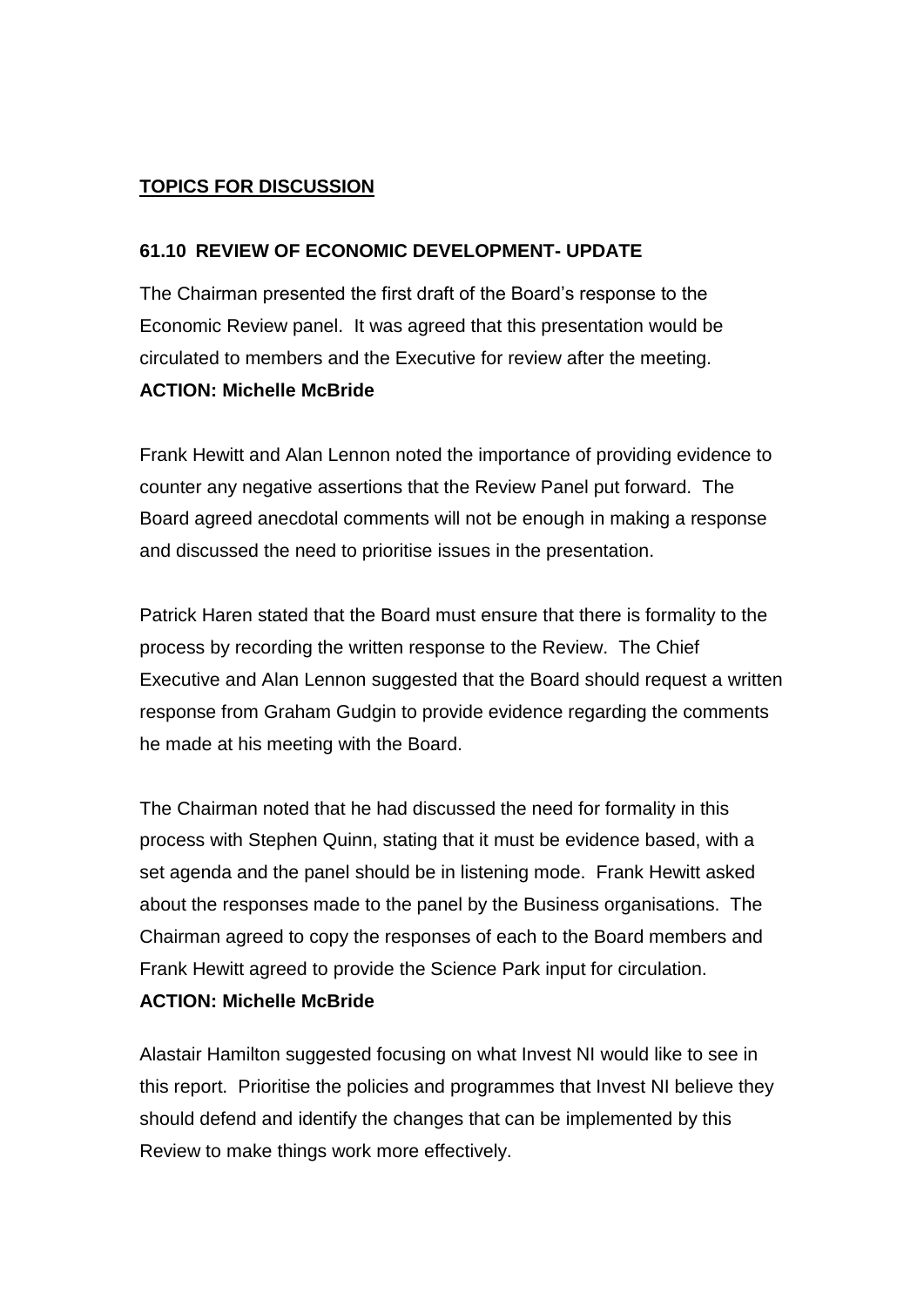## TOPICS FOR DISCUSSION

### 61.10 REVIEW OF ECONOMIC DEVELOPMENT- UPDATE

The Chairman presented the first draft of the Board's response to the Economic Review panel. It was agreed that this presentation would be circulated to members and the Executive for review after the meeting.
**ACTION: Michelle McBride**

Frank Hewitt and Alan Lennon noted the importance of providing evidence to counter any negative assertions that the Review Panel put forward. The Board agreed anecdotal comments will not be enough in making a response and discussed the need to prioritise issues in the presentation.

Patrick Haren stated that the Board must ensure that there is formality to the process by recording the written response to the Review. The Chief Executive and Alan Lennon suggested that the Board should request a written response from Graham Gudgin to provide evidence regarding the comments he made at his meeting with the Board.

The Chairman noted that he had discussed the need for formality in this process with Stephen Quinn, stating that it must be evidence based, with a set agenda and the panel should be in listening mode. Frank Hewitt asked about the responses made to the panel by the Business organisations. The Chairman agreed to copy the responses of each to the Board members and Frank Hewitt agreed to provide the Science Park input for circulation.
**ACTION: Michelle McBride**

Alastair Hamilton suggested focusing on what Invest NI would like to see in this report. Prioritise the policies and programmes that Invest NI believe they should defend and identify the changes that can be implemented by this Review to make things work more effectively.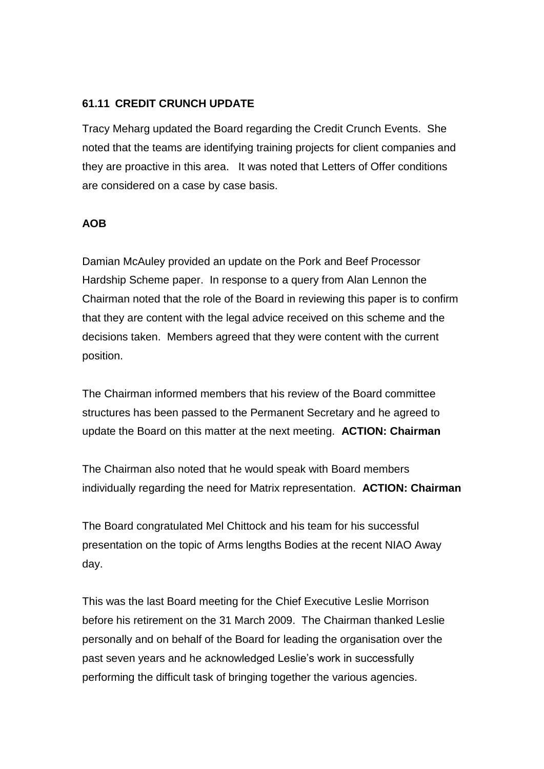### 61.11 CREDIT CRUNCH UPDATE

Tracy Meharg updated the Board regarding the Credit Crunch Events. She noted that the teams are identifying training projects for client companies and they are proactive in this area. It was noted that Letters of Offer conditions are considered on a case by case basis.

### AOB

Damian McAuley provided an update on the Pork and Beef Processor Hardship Scheme paper. In response to a query from Alan Lennon the Chairman noted that the role of the Board in reviewing this paper is to confirm that they are content with the legal advice received on this scheme and the decisions taken. Members agreed that they were content with the current position.

The Chairman informed members that his review of the Board committee structures has been passed to the Permanent Secretary and he agreed to update the Board on this matter at the next meeting. **ACTION: Chairman**

The Chairman also noted that he would speak with Board members individually regarding the need for Matrix representation. **ACTION: Chairman**

The Board congratulated Mel Chittock and his team for his successful presentation on the topic of Arms lengths Bodies at the recent NIAO Away day.

This was the last Board meeting for the Chief Executive Leslie Morrison before his retirement on the 31 March 2009. The Chairman thanked Leslie personally and on behalf of the Board for leading the organisation over the past seven years and he acknowledged Leslie's work in successfully performing the difficult task of bringing together the various agencies.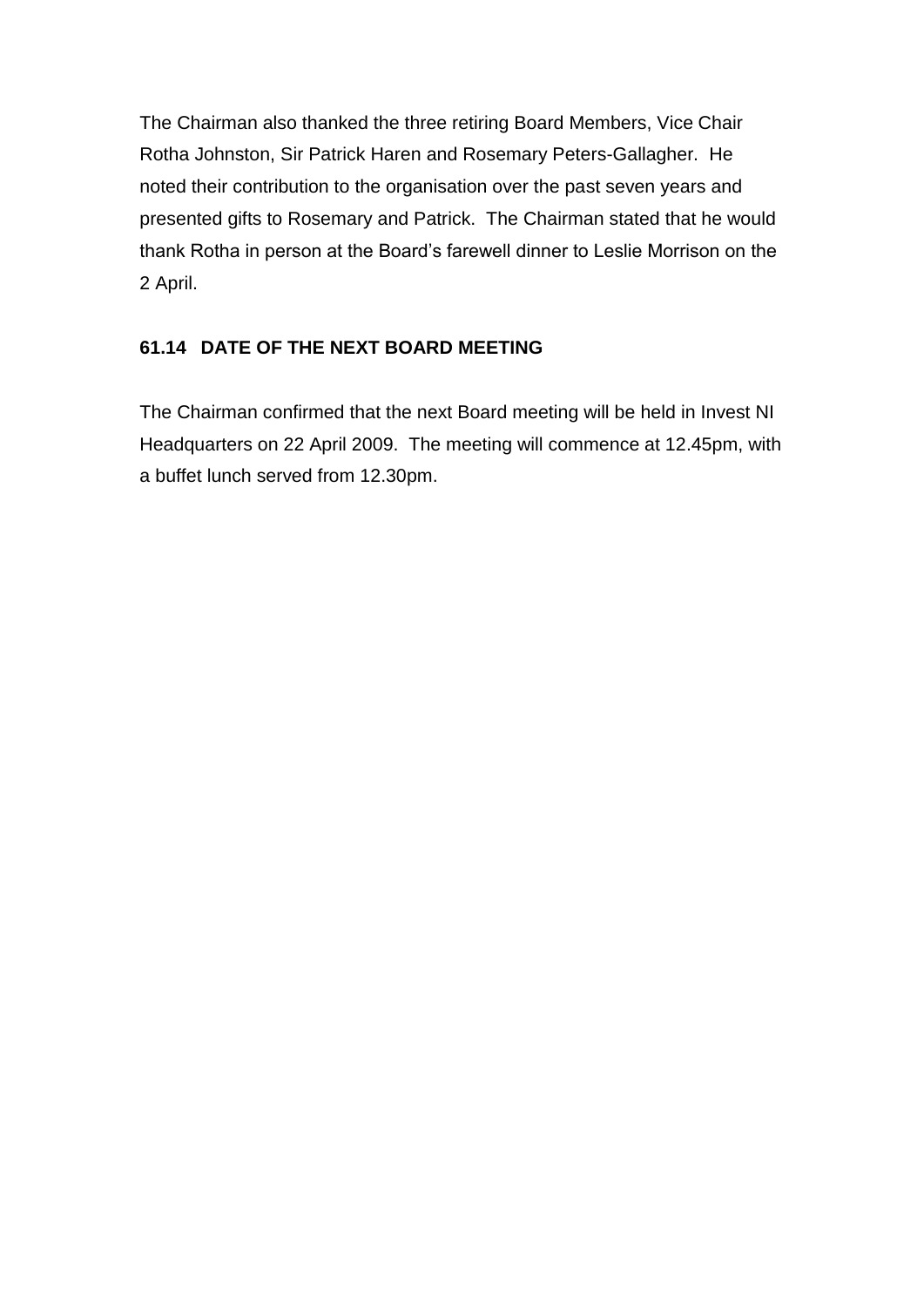The Chairman also thanked the three retiring Board Members, Vice Chair Rotha Johnston, Sir Patrick Haren and Rosemary Peters-Gallagher. He noted their contribution to the organisation over the past seven years and presented gifts to Rosemary and Patrick. The Chairman stated that he would thank Rotha in person at the Board's farewell dinner to Leslie Morrison on the 2 April.

### 61.14 DATE OF THE NEXT BOARD MEETING

The Chairman confirmed that the next Board meeting will be held in Invest NI Headquarters on 22 April 2009. The meeting will commence at 12.45pm, with a buffet lunch served from 12.30pm.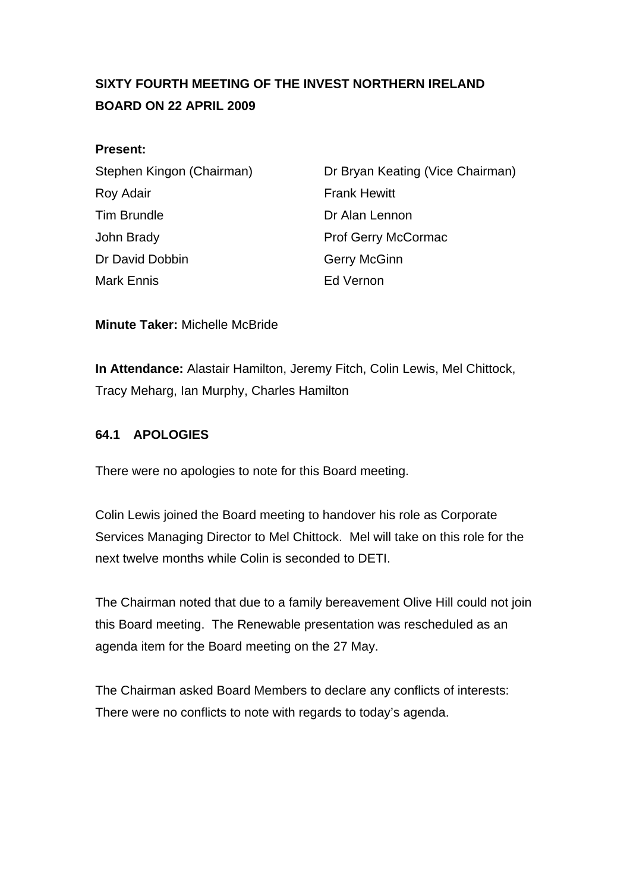# SIXTY FOURTH MEETING OF THE INVEST NORTHERN IRELAND BOARD ON 22 APRIL 2009

**Present:**

| | |
|---|---|
| Stephen Kingon (Chairman) | Dr Bryan Keating (Vice Chairman) |
| Roy Adair | Frank Hewitt |
| Tim Brundle | Dr Alan Lennon |
| John Brady | Prof Gerry McCormac |
| Dr David Dobbin | Gerry McGinn |
| Mark Ennis | Ed Vernon |

**Minute Taker:** Michelle McBride

**In Attendance:** Alastair Hamilton, Jeremy Fitch, Colin Lewis, Mel Chittock, Tracy Meharg, Ian Murphy, Charles Hamilton

## 64.1 APOLOGIES

There were no apologies to note for this Board meeting.

Colin Lewis joined the Board meeting to handover his role as Corporate Services Managing Director to Mel Chittock. Mel will take on this role for the next twelve months while Colin is seconded to DETI.

The Chairman noted that due to a family bereavement Olive Hill could not join this Board meeting. The Renewable presentation was rescheduled as an agenda item for the Board meeting on the 27 May.

The Chairman asked Board Members to declare any conflicts of interests: There were no conflicts to note with regards to today's agenda.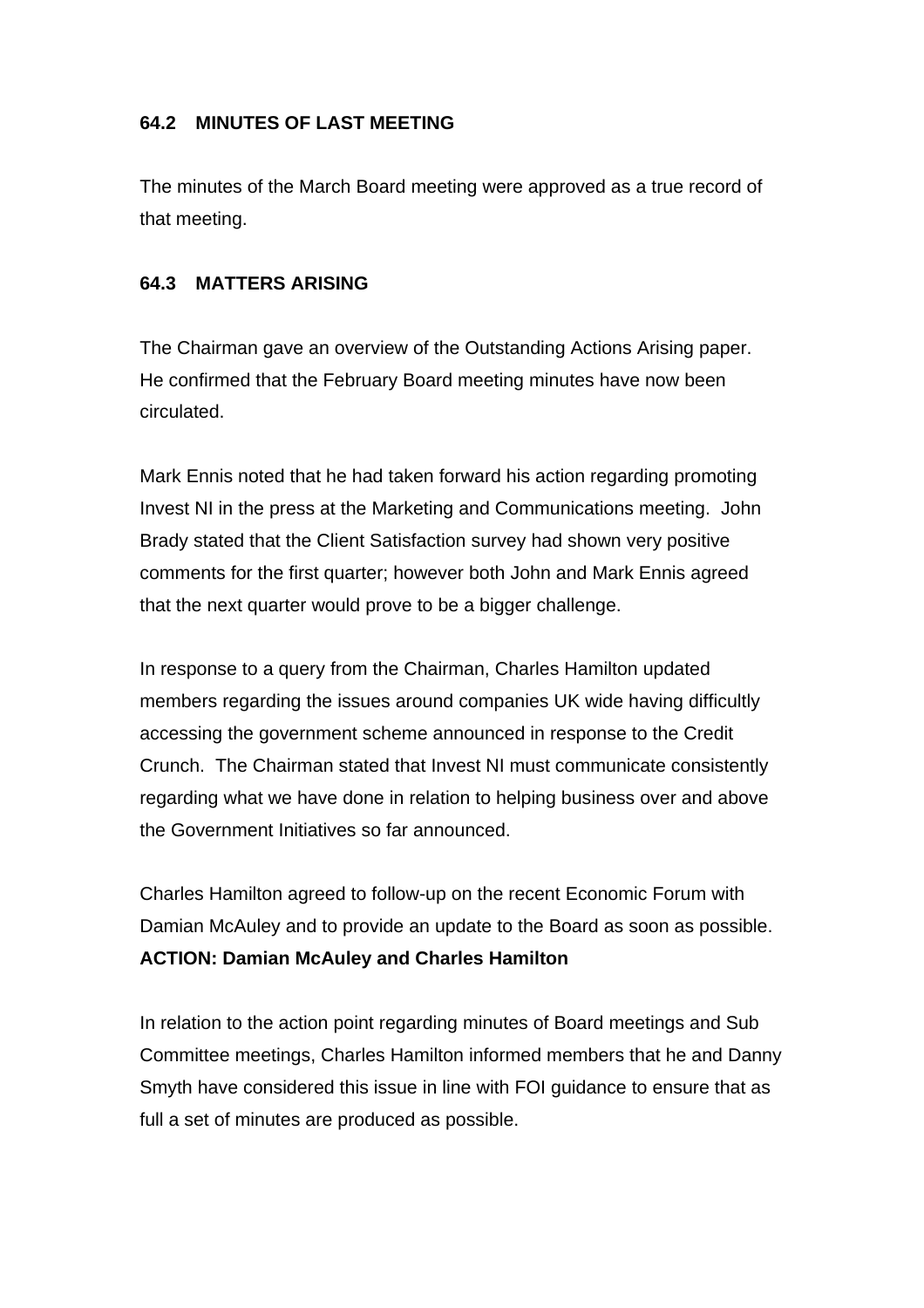### 64.2 MINUTES OF LAST MEETING

The minutes of the March Board meeting were approved as a true record of that meeting.

### 64.3 MATTERS ARISING

The Chairman gave an overview of the Outstanding Actions Arising paper. He confirmed that the February Board meeting minutes have now been circulated.

Mark Ennis noted that he had taken forward his action regarding promoting Invest NI in the press at the Marketing and Communications meeting. John Brady stated that the Client Satisfaction survey had shown very positive comments for the first quarter; however both John and Mark Ennis agreed that the next quarter would prove to be a bigger challenge.

In response to a query from the Chairman, Charles Hamilton updated members regarding the issues around companies UK wide having difficultly accessing the government scheme announced in response to the Credit Crunch. The Chairman stated that Invest NI must communicate consistently regarding what we have done in relation to helping business over and above the Government Initiatives so far announced.

Charles Hamilton agreed to follow-up on the recent Economic Forum with Damian McAuley and to provide an update to the Board as soon as possible.
**ACTION: Damian McAuley and Charles Hamilton**

In relation to the action point regarding minutes of Board meetings and Sub Committee meetings, Charles Hamilton informed members that he and Danny Smyth have considered this issue in line with FOI guidance to ensure that as full a set of minutes are produced as possible.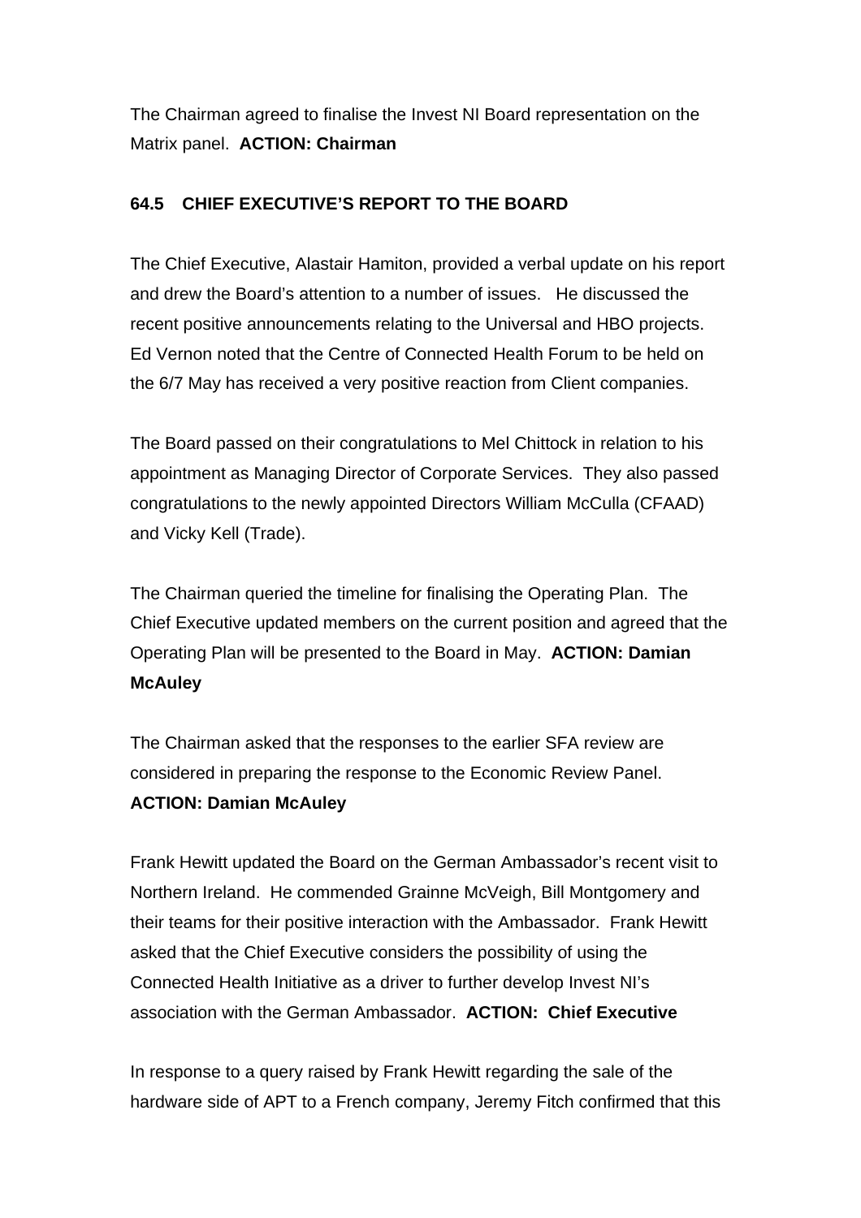The Chairman agreed to finalise the Invest NI Board representation on the Matrix panel. **ACTION: Chairman**

**64.5 CHIEF EXECUTIVE'S REPORT TO THE BOARD**

The Chief Executive, Alastair Hamiton, provided a verbal update on his report and drew the Board's attention to a number of issues. He discussed the recent positive announcements relating to the Universal and HBO projects. Ed Vernon noted that the Centre of Connected Health Forum to be held on the 6/7 May has received a very positive reaction from Client companies.

The Board passed on their congratulations to Mel Chittock in relation to his appointment as Managing Director of Corporate Services. They also passed congratulations to the newly appointed Directors William McCulla (CFAAD) and Vicky Kell (Trade).

The Chairman queried the timeline for finalising the Operating Plan. The Chief Executive updated members on the current position and agreed that the Operating Plan will be presented to the Board in May. **ACTION: Damian McAuley**

The Chairman asked that the responses to the earlier SFA review are considered in preparing the response to the Economic Review Panel. **ACTION: Damian McAuley**

Frank Hewitt updated the Board on the German Ambassador's recent visit to Northern Ireland. He commended Grainne McVeigh, Bill Montgomery and their teams for their positive interaction with the Ambassador. Frank Hewitt asked that the Chief Executive considers the possibility of using the Connected Health Initiative as a driver to further develop Invest NI's association with the German Ambassador. **ACTION: Chief Executive**

In response to a query raised by Frank Hewitt regarding the sale of the hardware side of APT to a French company, Jeremy Fitch confirmed that this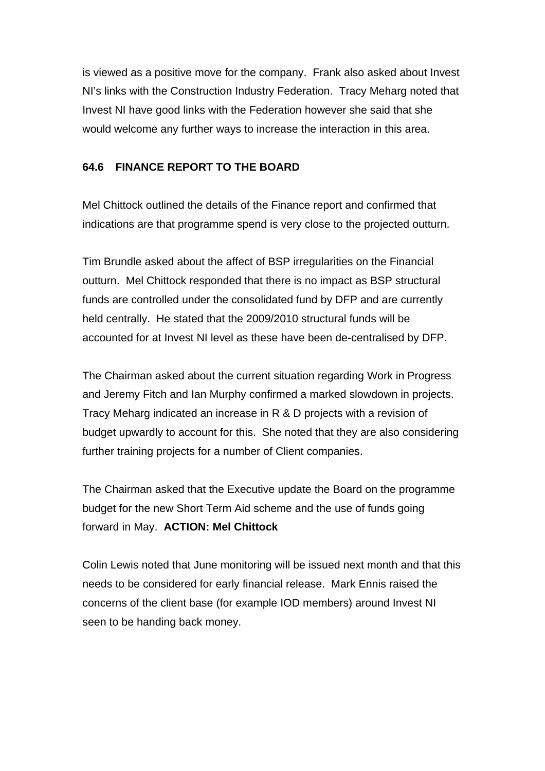is viewed as a positive move for the company.  Frank also asked about Invest NI's links with the Construction Industry Federation.  Tracy Meharg noted that Invest NI have good links with the Federation however she said that she would welcome any further ways to increase the interaction in this area.

**64.6 FINANCE REPORT TO THE BOARD**

Mel Chittock outlined the details of the Finance report and confirmed that indications are that programme spend is very close to the projected outturn.

Tim Brundle asked about the affect of BSP irregularities on the Financial outturn.  Mel Chittock responded that there is no impact as BSP structural funds are controlled under the consolidated fund by DFP and are currently held centrally.  He stated that the 2009/2010 structural funds will be accounted for at Invest NI level as these have been de-centralised by DFP.

The Chairman asked about the current situation regarding Work in Progress and Jeremy Fitch and Ian Murphy confirmed a marked slowdown in projects.  Tracy Meharg indicated an increase in R & D projects with a revision of budget upwardly to account for this.  She noted that they are also considering further training projects for a number of Client companies.

The Chairman asked that the Executive update the Board on the programme budget for the new Short Term Aid scheme and the use of funds going forward in May.  **ACTION: Mel Chittock**

Colin Lewis noted that June monitoring will be issued next month and that this needs to be considered for early financial release.  Mark Ennis raised the concerns of the client base (for example IOD members) around Invest NI seen to be handing back money.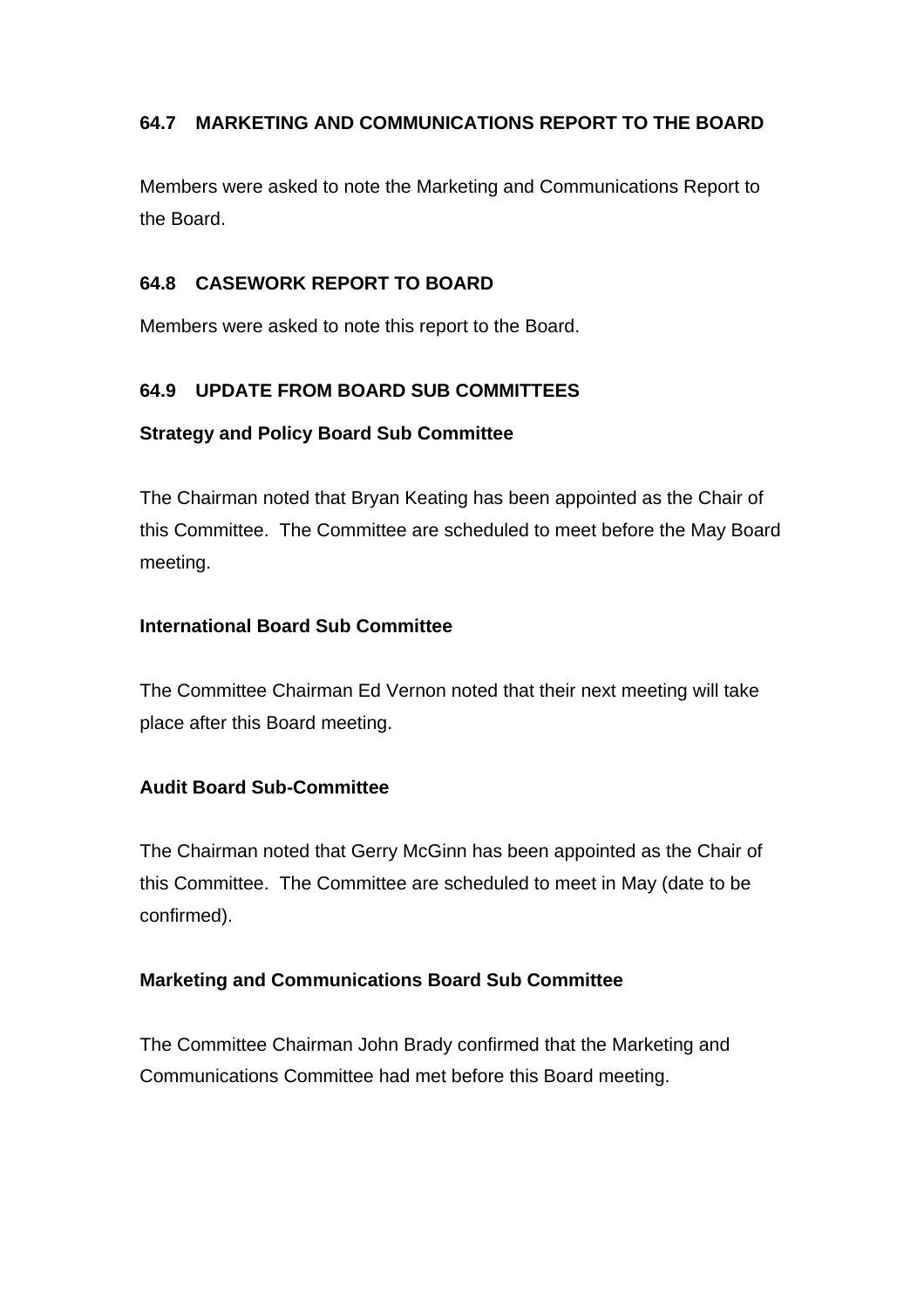### 64.7 MARKETING AND COMMUNICATIONS REPORT TO THE BOARD

Members were asked to note the Marketing and Communications Report to the Board.

### 64.8 CASEWORK REPORT TO BOARD

Members were asked to note this report to the Board.

### 64.9 UPDATE FROM BOARD SUB COMMITTEES

**Strategy and Policy Board Sub Committee**

The Chairman noted that Bryan Keating has been appointed as the Chair of this Committee. The Committee are scheduled to meet before the May Board meeting.

**International Board Sub Committee**

The Committee Chairman Ed Vernon noted that their next meeting will take place after this Board meeting.

**Audit Board Sub-Committee**

The Chairman noted that Gerry McGinn has been appointed as the Chair of this Committee. The Committee are scheduled to meet in May (date to be confirmed).

**Marketing and Communications Board Sub Committee**

The Committee Chairman John Brady confirmed that the Marketing and Communications Committee had met before this Board meeting.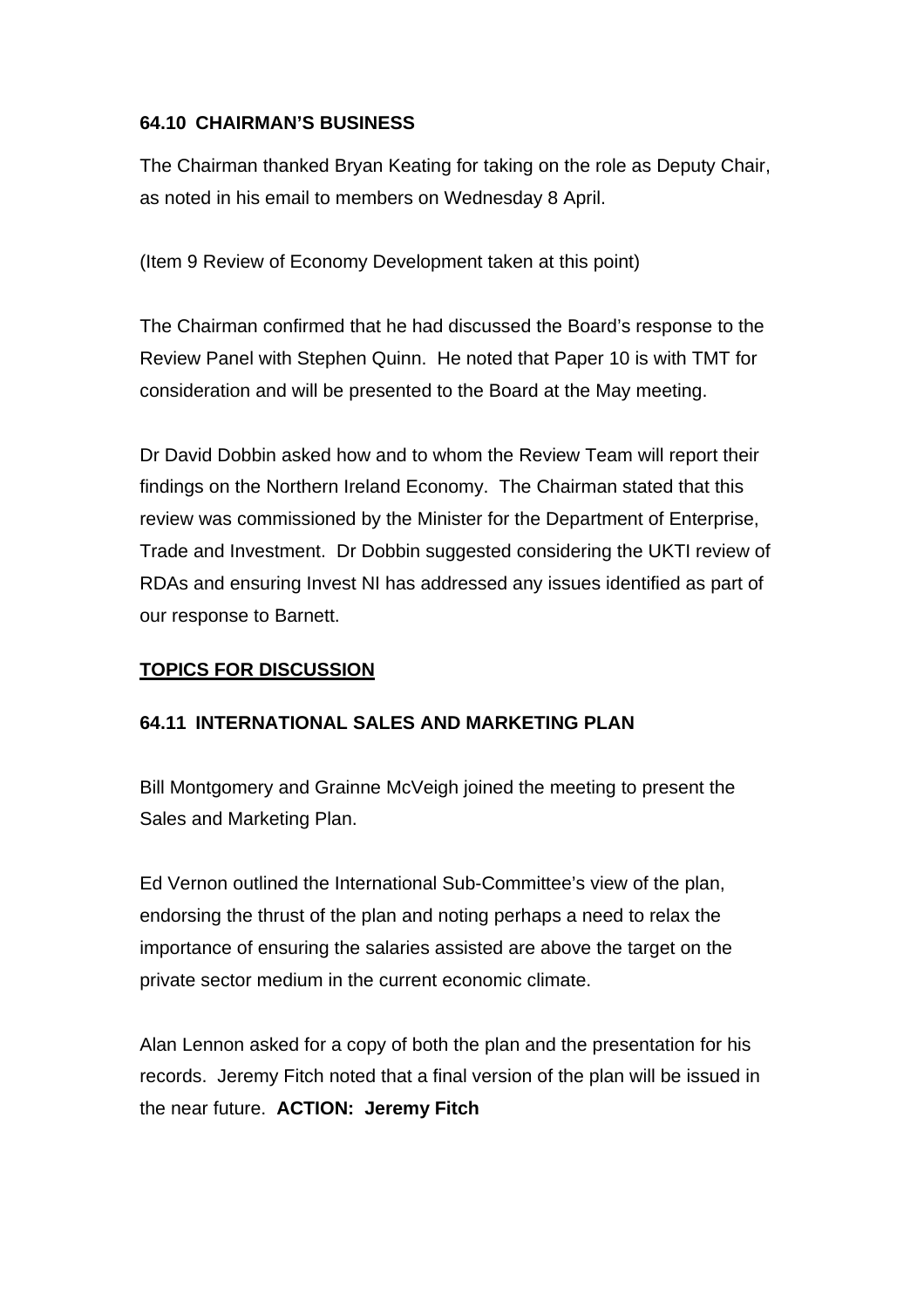**64.10  CHAIRMAN'S BUSINESS**

The Chairman thanked Bryan Keating for taking on the role as Deputy Chair, as noted in his email to members on Wednesday 8 April.

(Item 9 Review of Economy Development taken at this point)

The Chairman confirmed that he had discussed the Board's response to the Review Panel with Stephen Quinn.  He noted that Paper 10 is with TMT for consideration and will be presented to the Board at the May meeting.

Dr David Dobbin asked how and to whom the Review Team will report their findings on the Northern Ireland Economy.  The Chairman stated that this review was commissioned by the Minister for the Department of Enterprise, Trade and Investment.  Dr Dobbin suggested considering the UKTI review of RDAs and ensuring Invest NI has addressed any issues identified as part of our response to Barnett.

**TOPICS FOR DISCUSSION**

**64.11  INTERNATIONAL SALES AND MARKETING PLAN**

Bill Montgomery and Grainne McVeigh joined the meeting to present the Sales and Marketing Plan.

Ed Vernon outlined the International Sub-Committee's view of the plan, endorsing the thrust of the plan and noting perhaps a need to relax the importance of ensuring the salaries assisted are above the target on the private sector medium in the current economic climate.

Alan Lennon asked for a copy of both the plan and the presentation for his records.  Jeremy Fitch noted that a final version of the plan will be issued in the near future.  **ACTION:  Jeremy Fitch**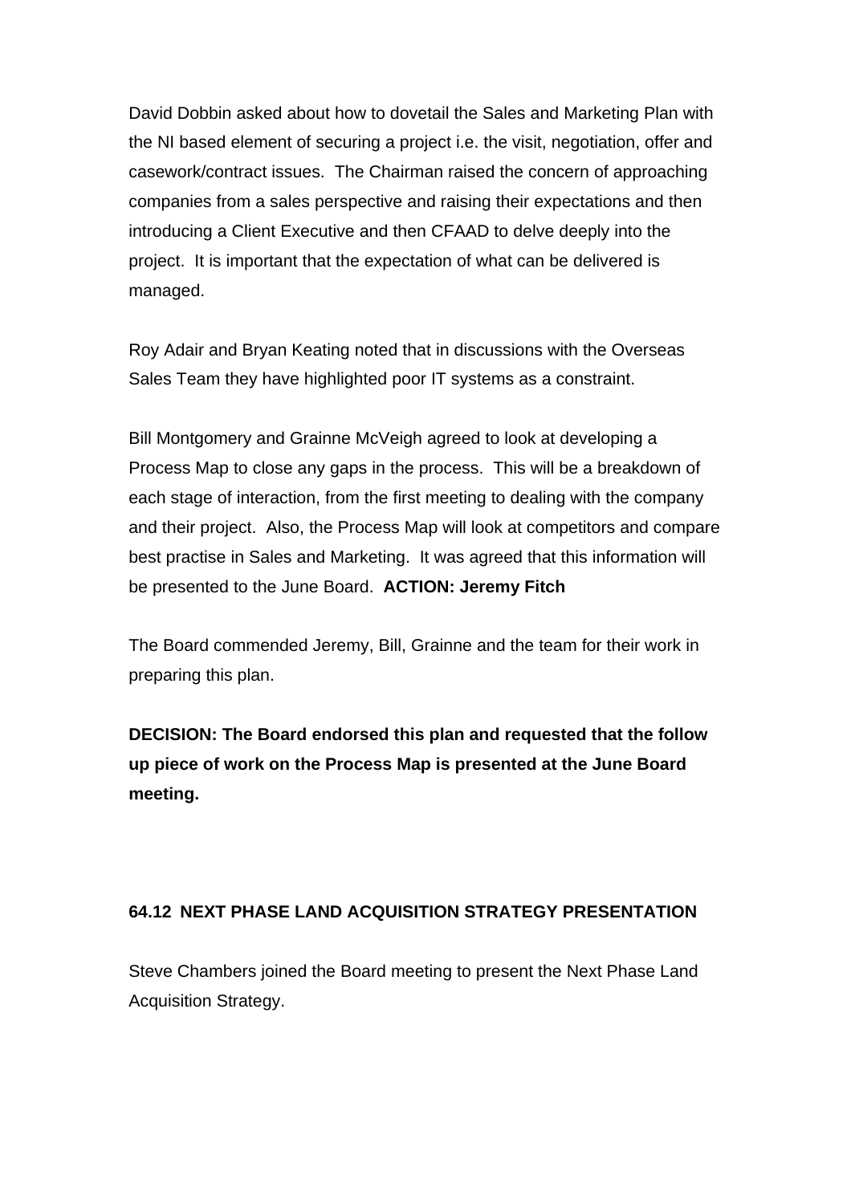David Dobbin asked about how to dovetail the Sales and Marketing Plan with the NI based element of securing a project i.e. the visit, negotiation, offer and casework/contract issues. The Chairman raised the concern of approaching companies from a sales perspective and raising their expectations and then introducing a Client Executive and then CFAAD to delve deeply into the project. It is important that the expectation of what can be delivered is managed.

Roy Adair and Bryan Keating noted that in discussions with the Overseas Sales Team they have highlighted poor IT systems as a constraint.

Bill Montgomery and Grainne McVeigh agreed to look at developing a Process Map to close any gaps in the process. This will be a breakdown of each stage of interaction, from the first meeting to dealing with the company and their project. Also, the Process Map will look at competitors and compare best practise in Sales and Marketing. It was agreed that this information will be presented to the June Board. **ACTION: Jeremy Fitch**

The Board commended Jeremy, Bill, Grainne and the team for their work in preparing this plan.

**DECISION: The Board endorsed this plan and requested that the follow up piece of work on the Process Map is presented at the June Board meeting.**

### 64.12 NEXT PHASE LAND ACQUISITION STRATEGY PRESENTATION

Steve Chambers joined the Board meeting to present the Next Phase Land Acquisition Strategy.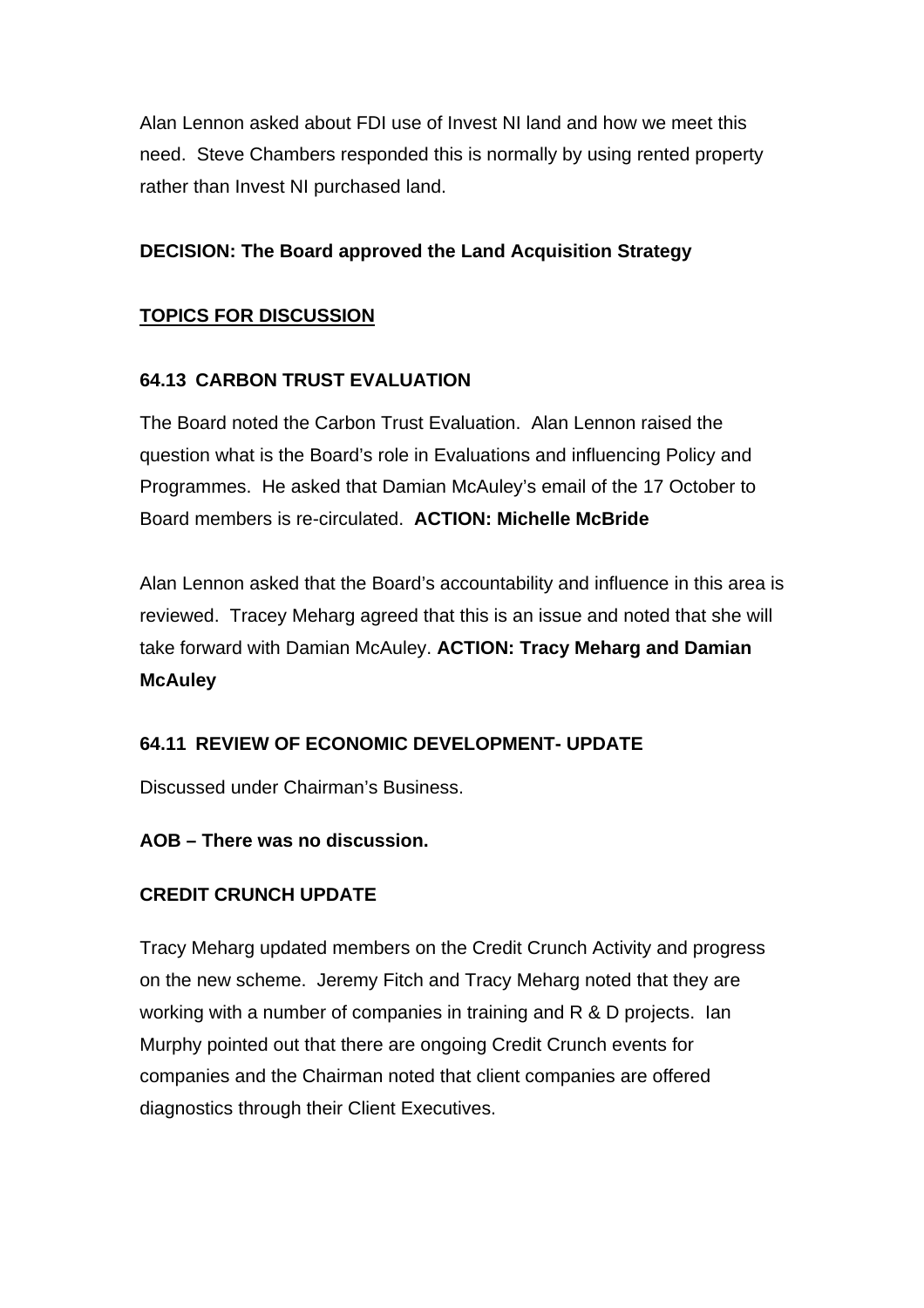Alan Lennon asked about FDI use of Invest NI land and how we meet this need. Steve Chambers responded this is normally by using rented property rather than Invest NI purchased land.

**DECISION: The Board approved the Land Acquisition Strategy**

<u>**TOPICS FOR DISCUSSION**</u>

**64.13 CARBON TRUST EVALUATION**

The Board noted the Carbon Trust Evaluation. Alan Lennon raised the question what is the Board's role in Evaluations and influencing Policy and Programmes. He asked that Damian McAuley's email of the 17 October to Board members is re-circulated. **ACTION: Michelle McBride**

Alan Lennon asked that the Board's accountability and influence in this area is reviewed. Tracey Meharg agreed that this is an issue and noted that she will take forward with Damian McAuley. **ACTION: Tracy Meharg and Damian McAuley**

**64.11 REVIEW OF ECONOMIC DEVELOPMENT- UPDATE**

Discussed under Chairman's Business.

**AOB – There was no discussion.**

**CREDIT CRUNCH UPDATE**

Tracy Meharg updated members on the Credit Crunch Activity and progress on the new scheme. Jeremy Fitch and Tracy Meharg noted that they are working with a number of companies in training and R & D projects. Ian Murphy pointed out that there are ongoing Credit Crunch events for companies and the Chairman noted that client companies are offered diagnostics through their Client Executives.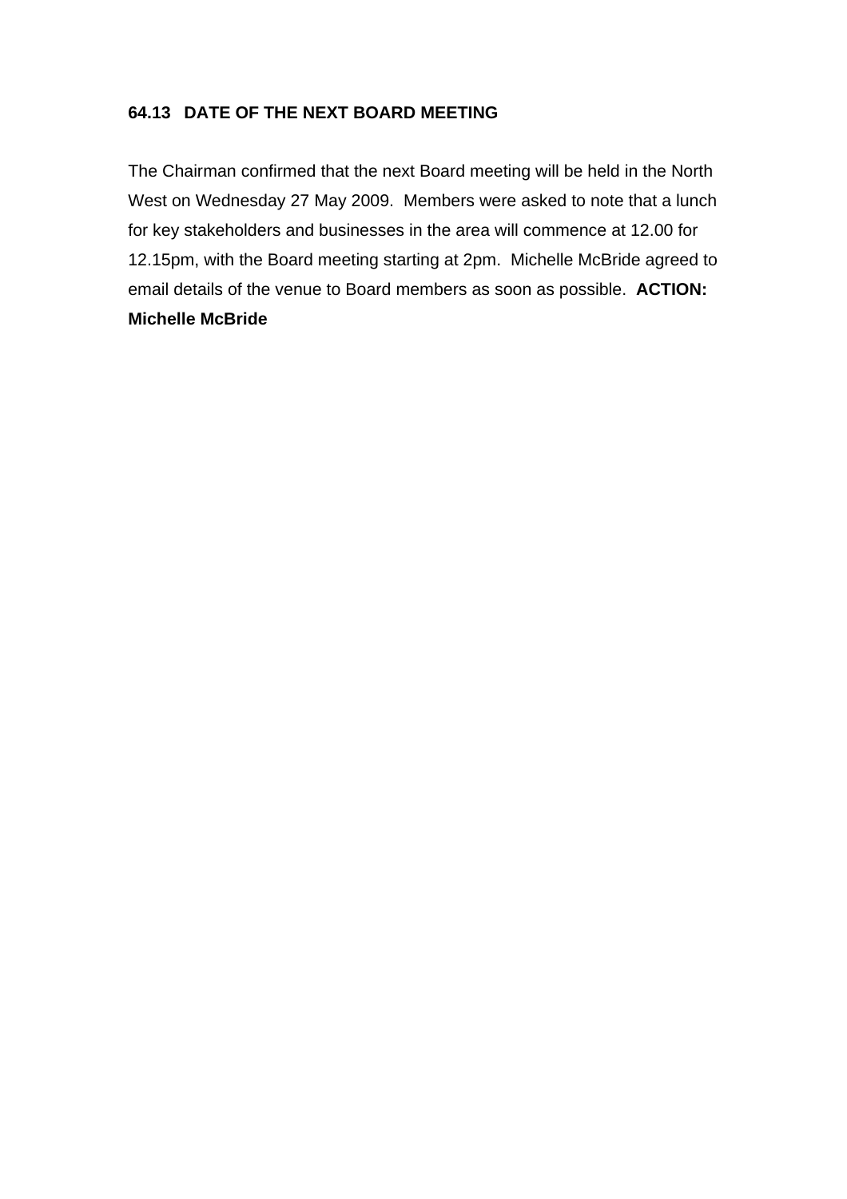### 64.13 DATE OF THE NEXT BOARD MEETING

The Chairman confirmed that the next Board meeting will be held in the North West on Wednesday 27 May 2009. Members were asked to note that a lunch for key stakeholders and businesses in the area will commence at 12.00 for 12.15pm, with the Board meeting starting at 2pm. Michelle McBride agreed to email details of the venue to Board members as soon as possible. **ACTION: Michelle McBride**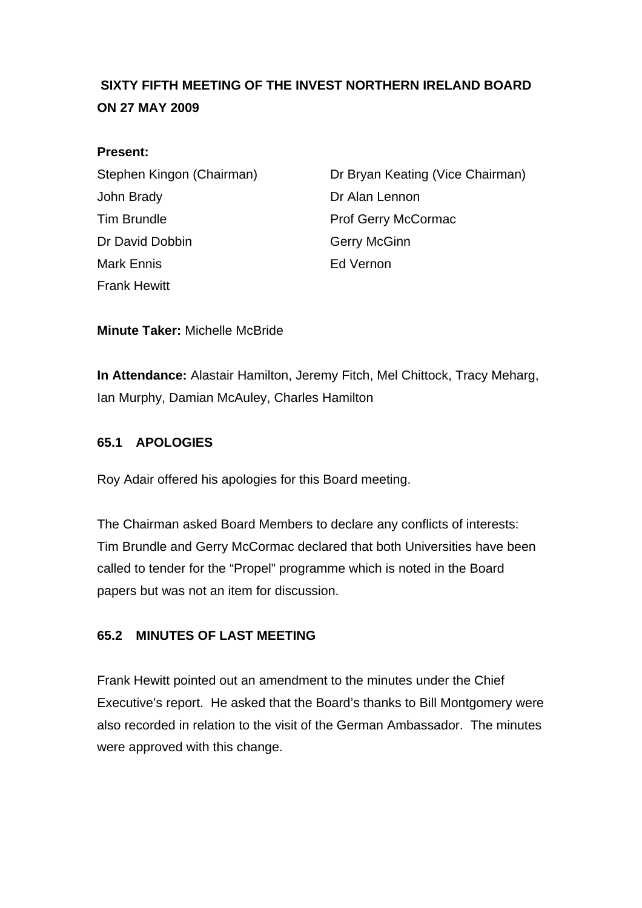# SIXTY FIFTH MEETING OF THE INVEST NORTHERN IRELAND BOARD ON 27 MAY 2009

**Present:**

Stephen Kingon (Chairman)
Dr Bryan Keating (Vice Chairman)
John Brady
Dr Alan Lennon
Tim Brundle
Prof Gerry McCormac
Dr David Dobbin
Gerry McGinn
Mark Ennis
Ed Vernon
Frank Hewitt

**Minute Taker:** Michelle McBride

**In Attendance:** Alastair Hamilton, Jeremy Fitch, Mel Chittock, Tracy Meharg, Ian Murphy, Damian McAuley, Charles Hamilton

## 65.1 APOLOGIES

Roy Adair offered his apologies for this Board meeting.

The Chairman asked Board Members to declare any conflicts of interests: Tim Brundle and Gerry McCormac declared that both Universities have been called to tender for the "Propel" programme which is noted in the Board papers but was not an item for discussion.

## 65.2 MINUTES OF LAST MEETING

Frank Hewitt pointed out an amendment to the minutes under the Chief Executive's report. He asked that the Board's thanks to Bill Montgomery were also recorded in relation to the visit of the German Ambassador. The minutes were approved with this change.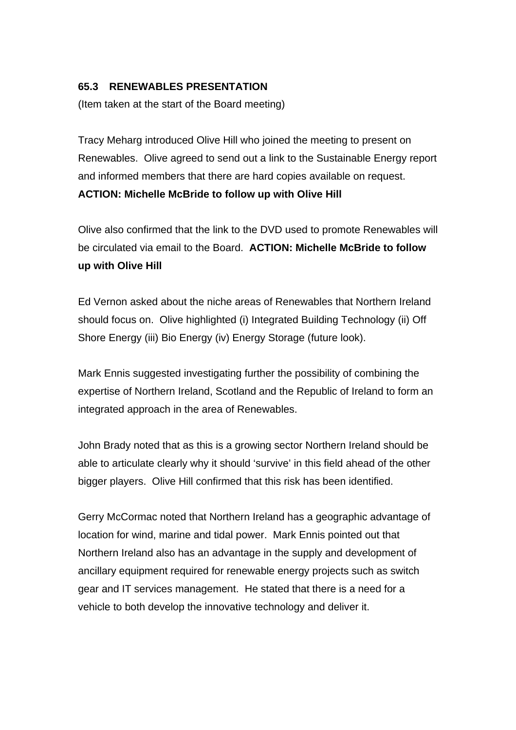**65.3 RENEWABLES PRESENTATION**

(Item taken at the start of the Board meeting)

Tracy Meharg introduced Olive Hill who joined the meeting to present on Renewables. Olive agreed to send out a link to the Sustainable Energy report and informed members that there are hard copies available on request.
**ACTION: Michelle McBride to follow up with Olive Hill**

Olive also confirmed that the link to the DVD used to promote Renewables will be circulated via email to the Board. **ACTION: Michelle McBride to follow up with Olive Hill**

Ed Vernon asked about the niche areas of Renewables that Northern Ireland should focus on. Olive highlighted (i) Integrated Building Technology (ii) Off Shore Energy (iii) Bio Energy (iv) Energy Storage (future look).

Mark Ennis suggested investigating further the possibility of combining the expertise of Northern Ireland, Scotland and the Republic of Ireland to form an integrated approach in the area of Renewables.

John Brady noted that as this is a growing sector Northern Ireland should be able to articulate clearly why it should 'survive' in this field ahead of the other bigger players. Olive Hill confirmed that this risk has been identified.

Gerry McCormac noted that Northern Ireland has a geographic advantage of location for wind, marine and tidal power. Mark Ennis pointed out that Northern Ireland also has an advantage in the supply and development of ancillary equipment required for renewable energy projects such as switch gear and IT services management. He stated that there is a need for a vehicle to both develop the innovative technology and deliver it.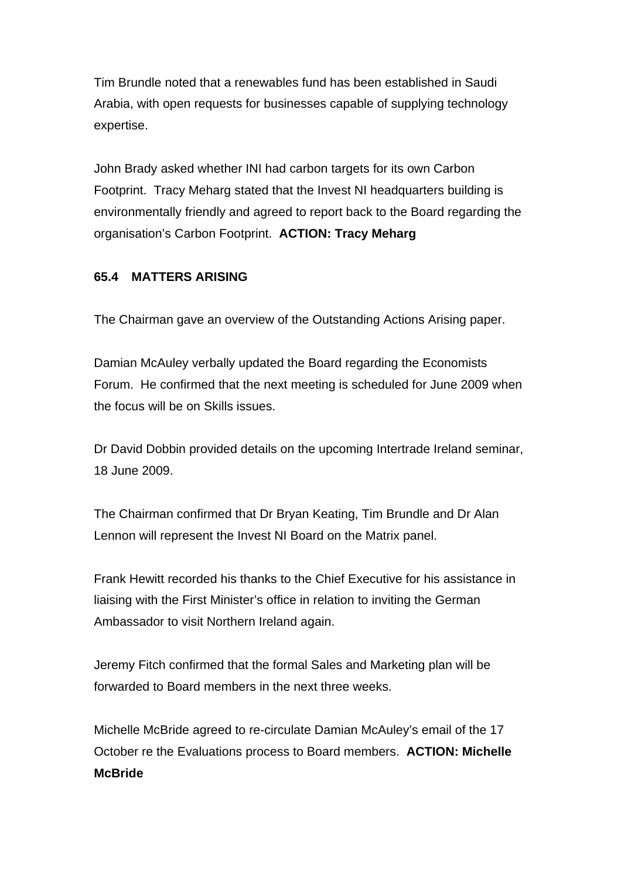Tim Brundle noted that a renewables fund has been established in Saudi Arabia, with open requests for businesses capable of supplying technology expertise.

John Brady asked whether INI had carbon targets for its own Carbon Footprint. Tracy Meharg stated that the Invest NI headquarters building is environmentally friendly and agreed to report back to the Board regarding the organisation's Carbon Footprint. **ACTION: Tracy Meharg**

**65.4 MATTERS ARISING**

The Chairman gave an overview of the Outstanding Actions Arising paper.

Damian McAuley verbally updated the Board regarding the Economists Forum. He confirmed that the next meeting is scheduled for June 2009 when the focus will be on Skills issues.

Dr David Dobbin provided details on the upcoming Intertrade Ireland seminar, 18 June 2009.

The Chairman confirmed that Dr Bryan Keating, Tim Brundle and Dr Alan Lennon will represent the Invest NI Board on the Matrix panel.

Frank Hewitt recorded his thanks to the Chief Executive for his assistance in liaising with the First Minister's office in relation to inviting the German Ambassador to visit Northern Ireland again.

Jeremy Fitch confirmed that the formal Sales and Marketing plan will be forwarded to Board members in the next three weeks.

Michelle McBride agreed to re-circulate Damian McAuley's email of the 17 October re the Evaluations process to Board members. **ACTION: Michelle McBride**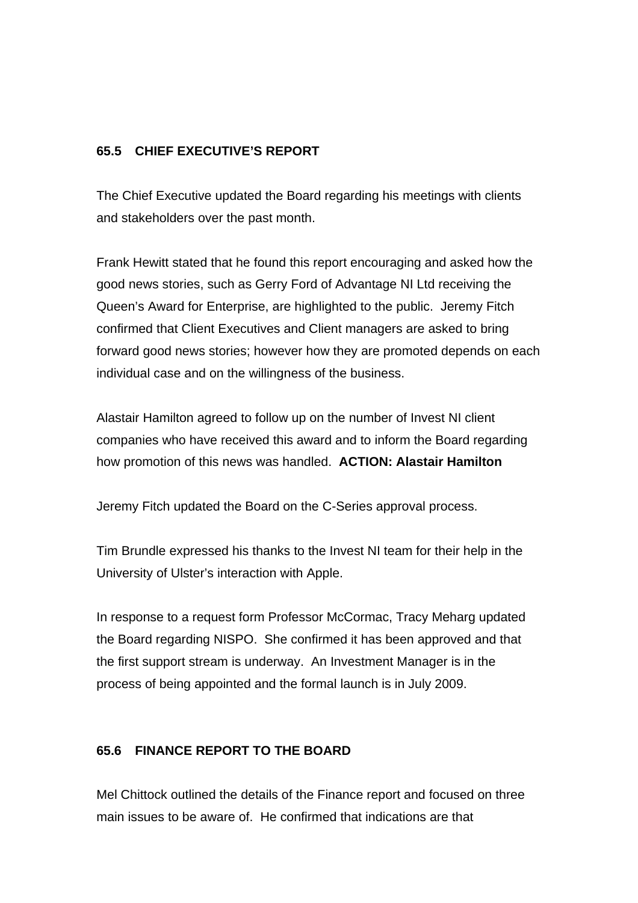## 65.5 CHIEF EXECUTIVE'S REPORT

The Chief Executive updated the Board regarding his meetings with clients and stakeholders over the past month.

Frank Hewitt stated that he found this report encouraging and asked how the good news stories, such as Gerry Ford of Advantage NI Ltd receiving the Queen's Award for Enterprise, are highlighted to the public. Jeremy Fitch confirmed that Client Executives and Client managers are asked to bring forward good news stories; however how they are promoted depends on each individual case and on the willingness of the business.

Alastair Hamilton agreed to follow up on the number of Invest NI client companies who have received this award and to inform the Board regarding how promotion of this news was handled. **ACTION: Alastair Hamilton**

Jeremy Fitch updated the Board on the C-Series approval process.

Tim Brundle expressed his thanks to the Invest NI team for their help in the University of Ulster's interaction with Apple.

In response to a request form Professor McCormac, Tracy Meharg updated the Board regarding NISPO. She confirmed it has been approved and that the first support stream is underway. An Investment Manager is in the process of being appointed and the formal launch is in July 2009.

## 65.6 FINANCE REPORT TO THE BOARD

Mel Chittock outlined the details of the Finance report and focused on three main issues to be aware of. He confirmed that indications are that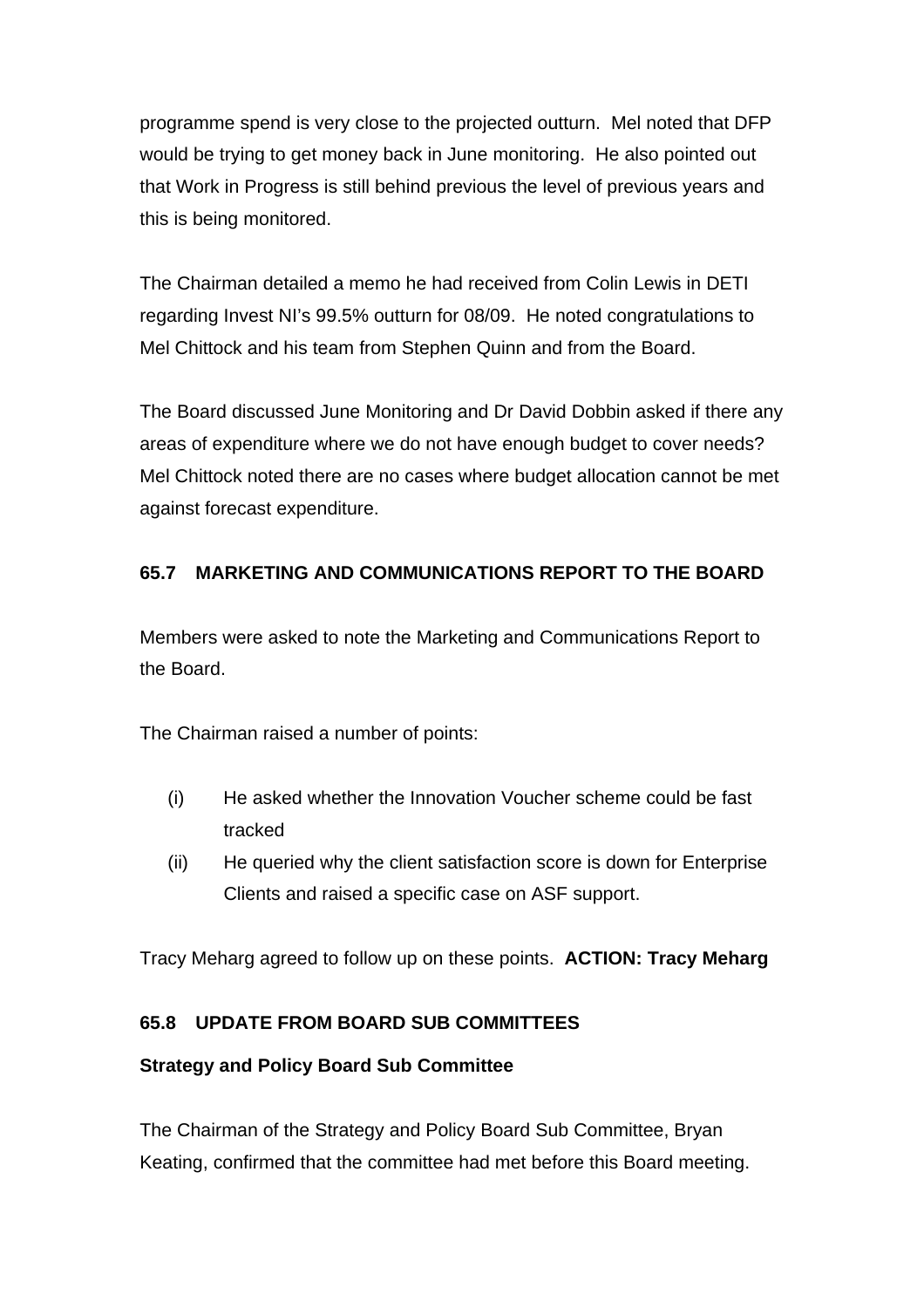programme spend is very close to the projected outturn.  Mel noted that DFP would be trying to get money back in June monitoring.  He also pointed out that Work in Progress is still behind previous the level of previous years and this is being monitored.

The Chairman detailed a memo he had received from Colin Lewis in DETI regarding Invest NI's 99.5% outturn for 08/09.  He noted congratulations to Mel Chittock and his team from Stephen Quinn and from the Board.

The Board discussed June Monitoring and Dr David Dobbin asked if there any areas of expenditure where we do not have enough budget to cover needs? Mel Chittock noted there are no cases where budget allocation cannot be met against forecast expenditure.

### 65.7 MARKETING AND COMMUNICATIONS REPORT TO THE BOARD

Members were asked to note the Marketing and Communications Report to the Board.

The Chairman raised a number of points:

(i) He asked whether the Innovation Voucher scheme could be fast tracked
(ii) He queried why the client satisfaction score is down for Enterprise Clients and raised a specific case on ASF support.

Tracy Meharg agreed to follow up on these points.  **ACTION: Tracy Meharg**

### 65.8 UPDATE FROM BOARD SUB COMMITTEES

**Strategy and Policy Board Sub Committee**

The Chairman of the Strategy and Policy Board Sub Committee, Bryan Keating, confirmed that the committee had met before this Board meeting.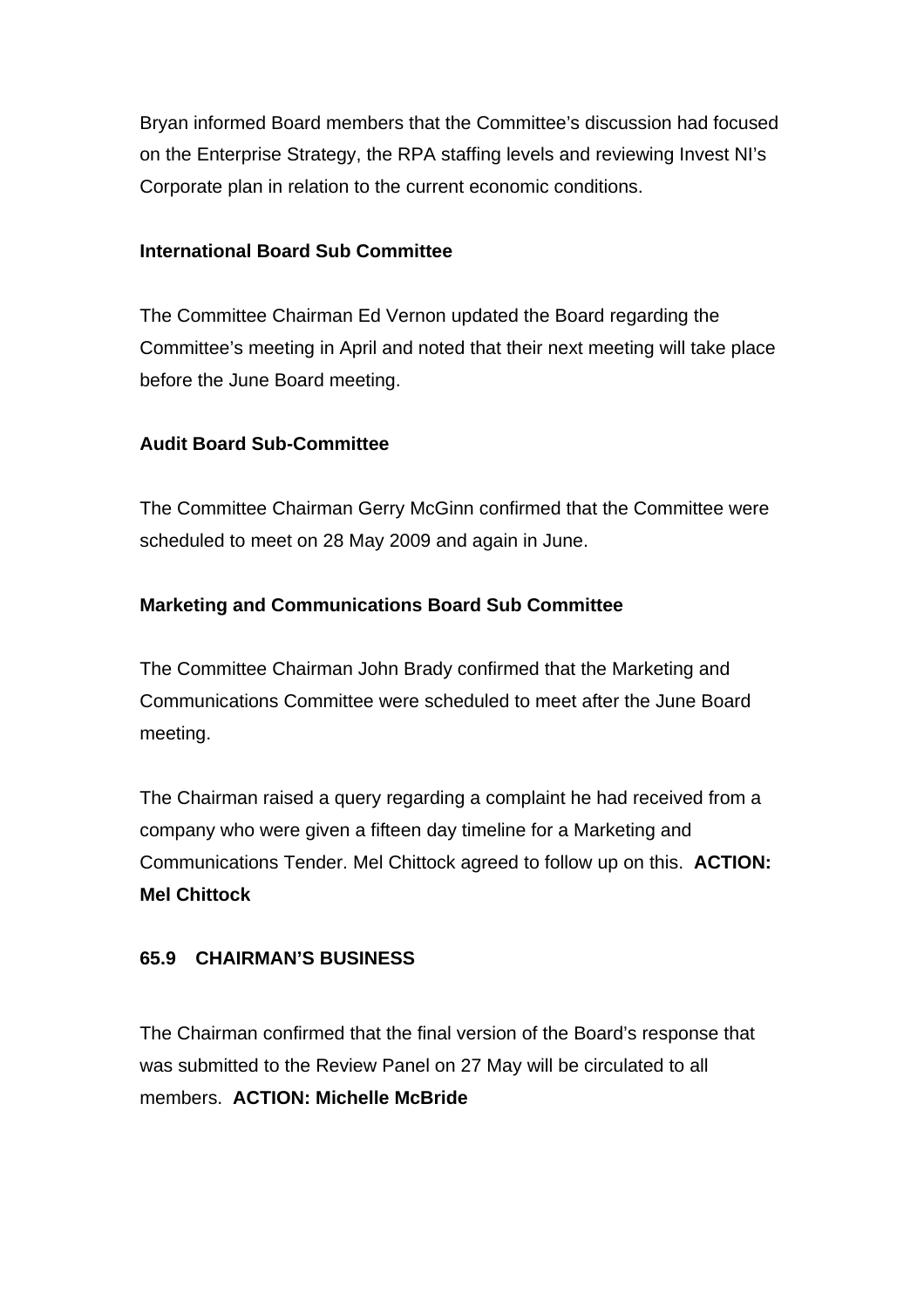Bryan informed Board members that the Committee's discussion had focused on the Enterprise Strategy, the RPA staffing levels and reviewing Invest NI's Corporate plan in relation to the current economic conditions.

**International Board Sub Committee**

The Committee Chairman Ed Vernon updated the Board regarding the Committee's meeting in April and noted that their next meeting will take place before the June Board meeting.

**Audit Board Sub-Committee**

The Committee Chairman Gerry McGinn confirmed that the Committee were scheduled to meet on 28 May 2009 and again in June.

**Marketing and Communications Board Sub Committee**

The Committee Chairman John Brady confirmed that the Marketing and Communications Committee were scheduled to meet after the June Board meeting.

The Chairman raised a query regarding a complaint he had received from a company who were given a fifteen day timeline for a Marketing and Communications Tender. Mel Chittock agreed to follow up on this. **ACTION: Mel Chittock**

**65.9 CHAIRMAN'S BUSINESS**

The Chairman confirmed that the final version of the Board's response that was submitted to the Review Panel on 27 May will be circulated to all members. **ACTION: Michelle McBride**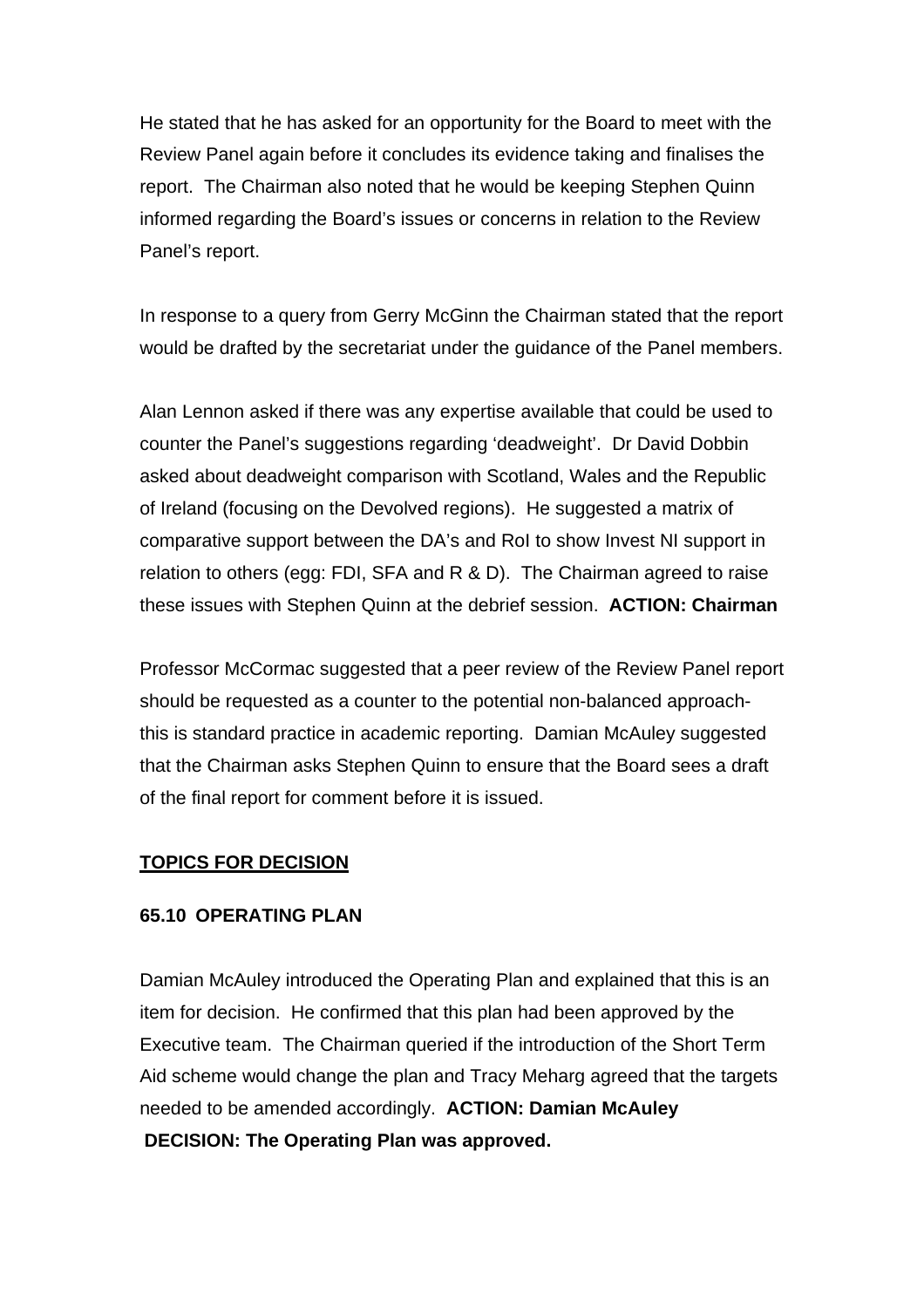He stated that he has asked for an opportunity for the Board to meet with the Review Panel again before it concludes its evidence taking and finalises the report. The Chairman also noted that he would be keeping Stephen Quinn informed regarding the Board's issues or concerns in relation to the Review Panel's report.

In response to a query from Gerry McGinn the Chairman stated that the report would be drafted by the secretariat under the guidance of the Panel members.

Alan Lennon asked if there was any expertise available that could be used to counter the Panel's suggestions regarding 'deadweight'. Dr David Dobbin asked about deadweight comparison with Scotland, Wales and the Republic of Ireland (focusing on the Devolved regions). He suggested a matrix of comparative support between the DA's and RoI to show Invest NI support in relation to others (egg: FDI, SFA and R & D). The Chairman agreed to raise these issues with Stephen Quinn at the debrief session. **ACTION: Chairman**

Professor McCormac suggested that a peer review of the Review Panel report should be requested as a counter to the potential non-balanced approach- this is standard practice in academic reporting. Damian McAuley suggested that the Chairman asks Stephen Quinn to ensure that the Board sees a draft of the final report for comment before it is issued.

**<u>TOPICS FOR DECISION</u>**

**65.10 OPERATING PLAN**

Damian McAuley introduced the Operating Plan and explained that this is an item for decision. He confirmed that this plan had been approved by the Executive team. The Chairman queried if the introduction of the Short Term Aid scheme would change the plan and Tracy Meharg agreed that the targets needed to be amended accordingly. **ACTION: Damian McAuley**

**DECISION: The Operating Plan was approved.**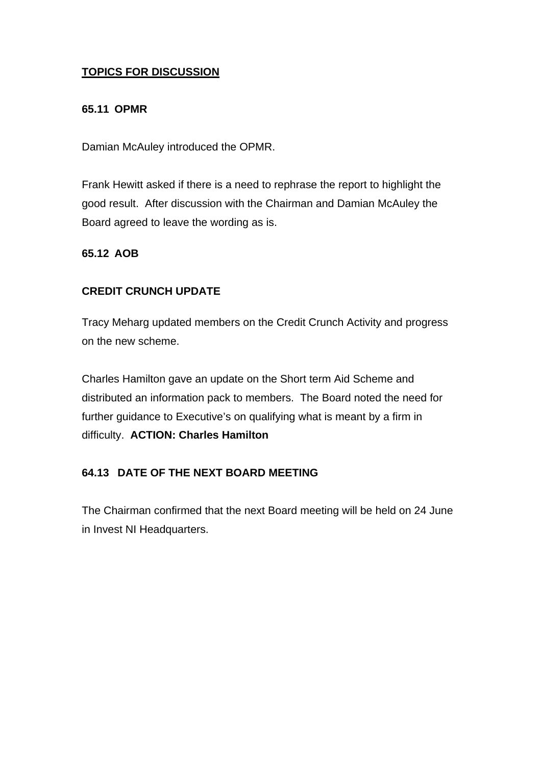**TOPICS FOR DISCUSSION**

**65.11 OPMR**

Damian McAuley introduced the OPMR.

Frank Hewitt asked if there is a need to rephrase the report to highlight the good result. After discussion with the Chairman and Damian McAuley the Board agreed to leave the wording as is.

**65.12 AOB**

**CREDIT CRUNCH UPDATE**

Tracy Meharg updated members on the Credit Crunch Activity and progress on the new scheme.

Charles Hamilton gave an update on the Short term Aid Scheme and distributed an information pack to members. The Board noted the need for further guidance to Executive's on qualifying what is meant by a firm in difficulty. **ACTION: Charles Hamilton**

**64.13 DATE OF THE NEXT BOARD MEETING**

The Chairman confirmed that the next Board meeting will be held on 24 June in Invest NI Headquarters.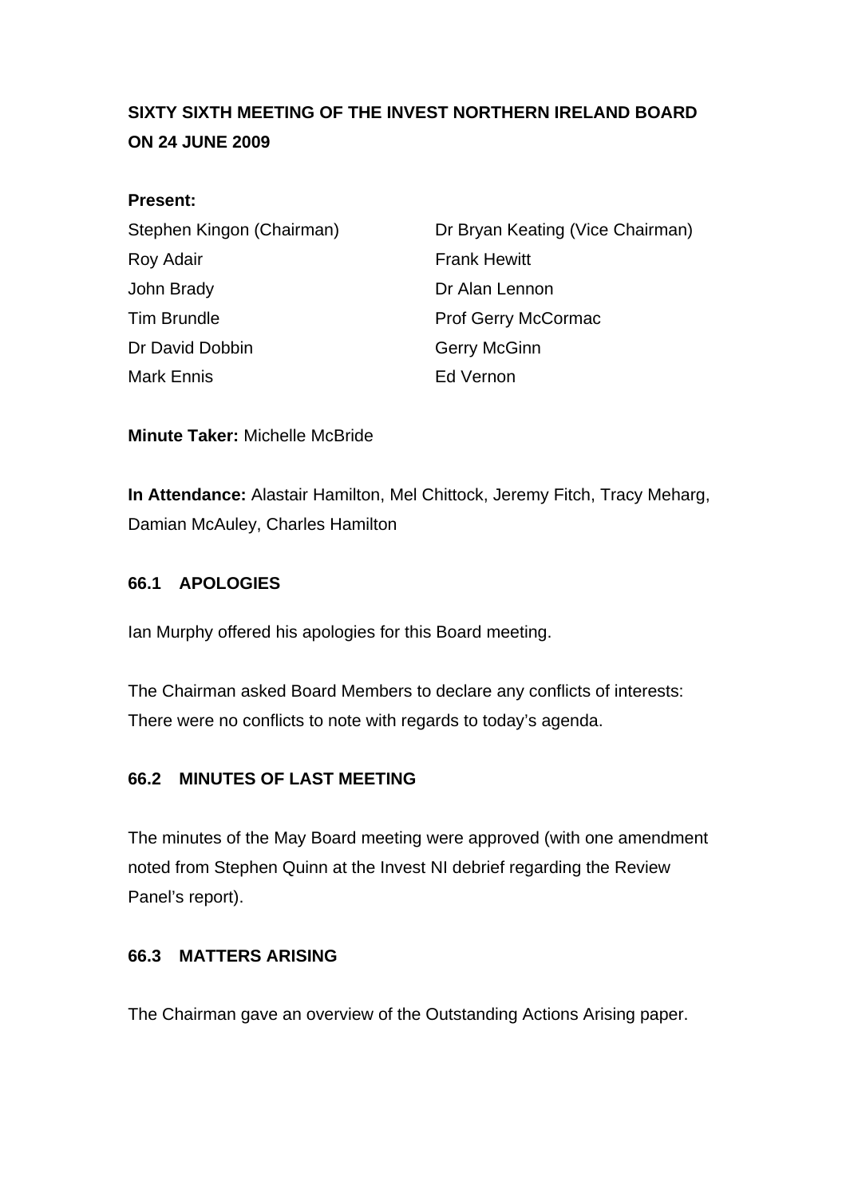**SIXTY SIXTH MEETING OF THE INVEST NORTHERN IRELAND BOARD ON 24 JUNE 2009**

**Present:**

Stephen Kingon (Chairman)
Dr Bryan Keating (Vice Chairman)
Roy Adair
Frank Hewitt
John Brady
Dr Alan Lennon
Tim Brundle
Prof Gerry McCormac
Dr David Dobbin
Gerry McGinn
Mark Ennis
Ed Vernon

**Minute Taker:** Michelle McBride

**In Attendance:** Alastair Hamilton, Mel Chittock, Jeremy Fitch, Tracy Meharg, Damian McAuley, Charles Hamilton

## 66.1 APOLOGIES

Ian Murphy offered his apologies for this Board meeting.

The Chairman asked Board Members to declare any conflicts of interests: There were no conflicts to note with regards to today's agenda.

## 66.2 MINUTES OF LAST MEETING

The minutes of the May Board meeting were approved (with one amendment noted from Stephen Quinn at the Invest NI debrief regarding the Review Panel's report).

## 66.3 MATTERS ARISING

The Chairman gave an overview of the Outstanding Actions Arising paper.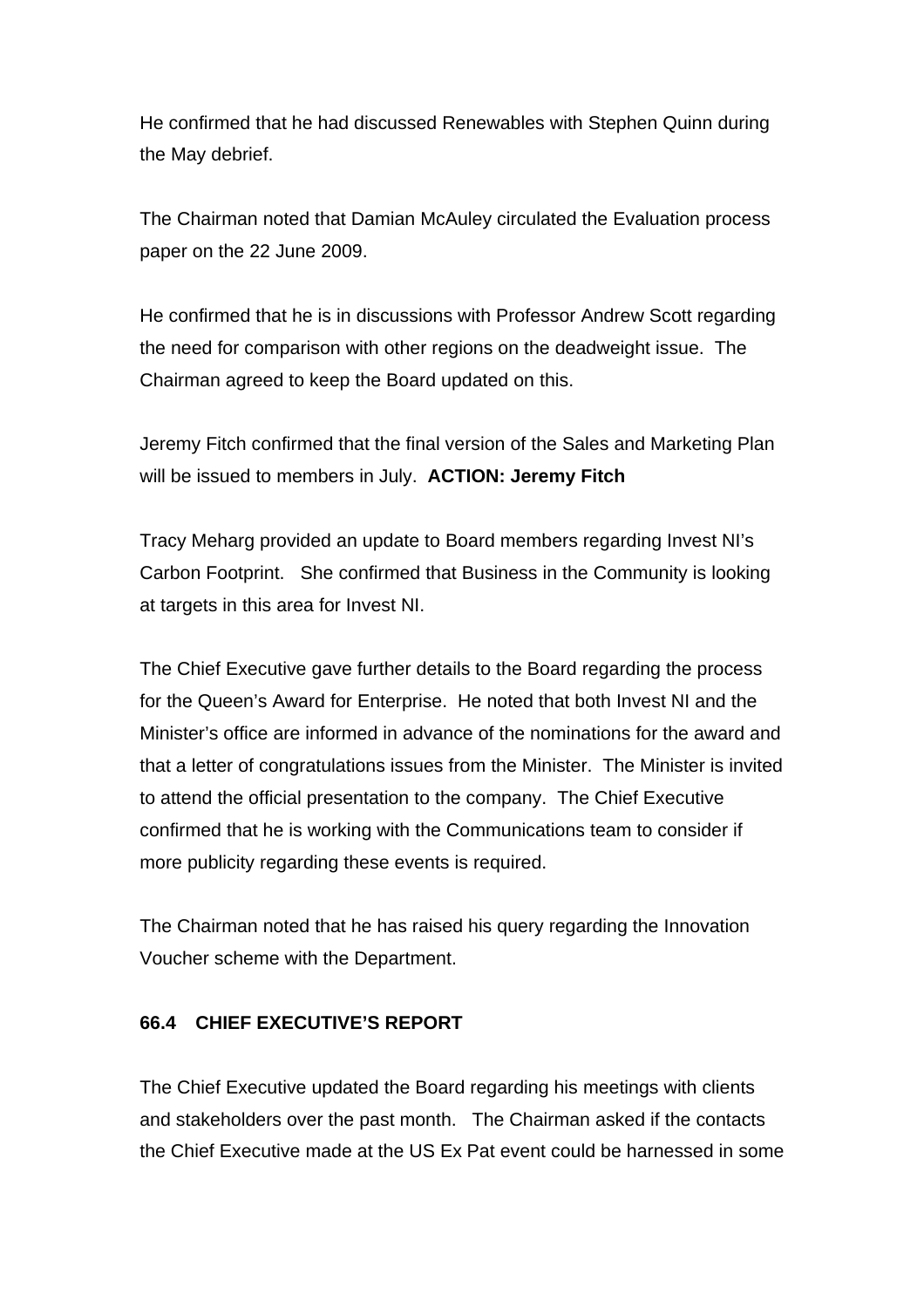He confirmed that he had discussed Renewables with Stephen Quinn during the May debrief.

The Chairman noted that Damian McAuley circulated the Evaluation process paper on the 22 June 2009.

He confirmed that he is in discussions with Professor Andrew Scott regarding the need for comparison with other regions on the deadweight issue. The Chairman agreed to keep the Board updated on this.

Jeremy Fitch confirmed that the final version of the Sales and Marketing Plan will be issued to members in July. **ACTION: Jeremy Fitch**

Tracy Meharg provided an update to Board members regarding Invest NI's Carbon Footprint. She confirmed that Business in the Community is looking at targets in this area for Invest NI.

The Chief Executive gave further details to the Board regarding the process for the Queen's Award for Enterprise. He noted that both Invest NI and the Minister's office are informed in advance of the nominations for the award and that a letter of congratulations issues from the Minister. The Minister is invited to attend the official presentation to the company. The Chief Executive confirmed that he is working with the Communications team to consider if more publicity regarding these events is required.

The Chairman noted that he has raised his query regarding the Innovation Voucher scheme with the Department.

**66.4 CHIEF EXECUTIVE'S REPORT**

The Chief Executive updated the Board regarding his meetings with clients and stakeholders over the past month. The Chairman asked if the contacts the Chief Executive made at the US Ex Pat event could be harnessed in some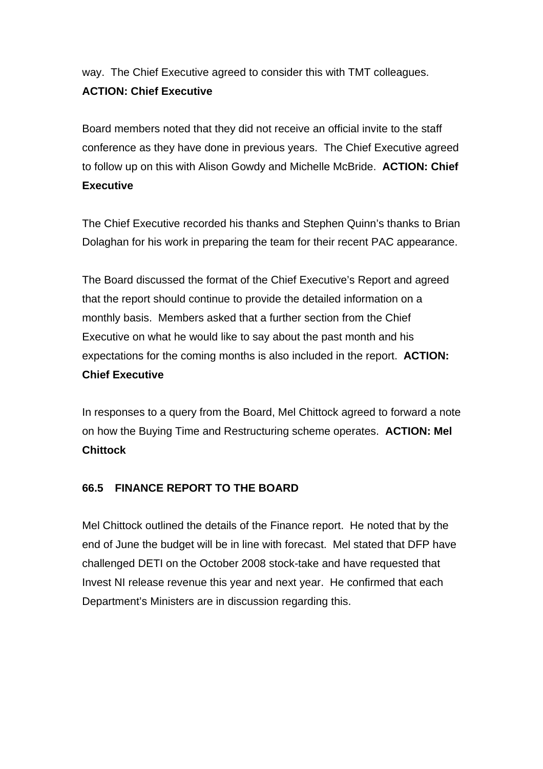way. The Chief Executive agreed to consider this with TMT colleagues. **ACTION: Chief Executive**

Board members noted that they did not receive an official invite to the staff conference as they have done in previous years. The Chief Executive agreed to follow up on this with Alison Gowdy and Michelle McBride. **ACTION: Chief Executive**

The Chief Executive recorded his thanks and Stephen Quinn's thanks to Brian Dolaghan for his work in preparing the team for their recent PAC appearance.

The Board discussed the format of the Chief Executive's Report and agreed that the report should continue to provide the detailed information on a monthly basis. Members asked that a further section from the Chief Executive on what he would like to say about the past month and his expectations for the coming months is also included in the report. **ACTION: Chief Executive**

In responses to a query from the Board, Mel Chittock agreed to forward a note on how the Buying Time and Restructuring scheme operates. **ACTION: Mel Chittock**

**66.5 FINANCE REPORT TO THE BOARD**

Mel Chittock outlined the details of the Finance report. He noted that by the end of June the budget will be in line with forecast. Mel stated that DFP have challenged DETI on the October 2008 stock-take and have requested that Invest NI release revenue this year and next year. He confirmed that each Department's Ministers are in discussion regarding this.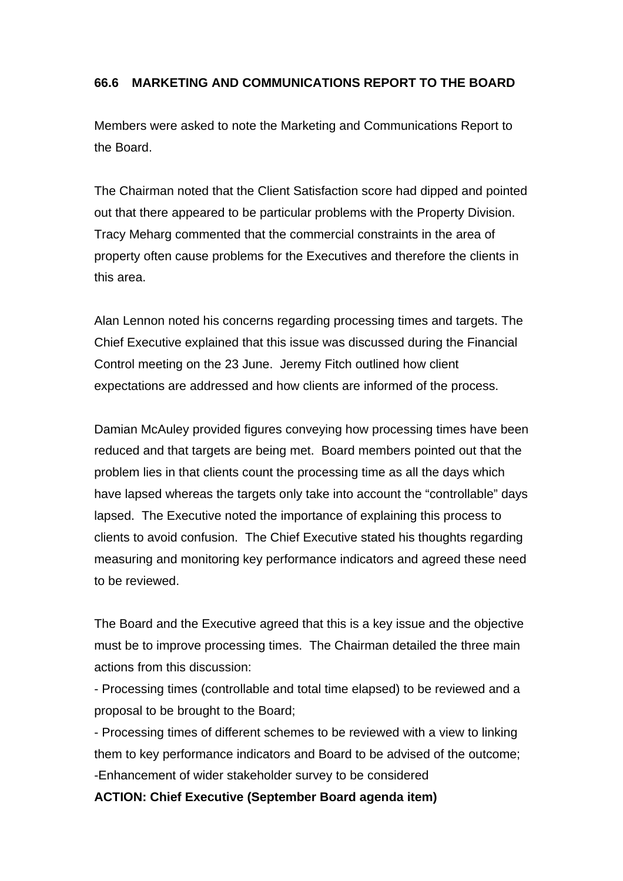**66.6 MARKETING AND COMMUNICATIONS REPORT TO THE BOARD**

Members were asked to note the Marketing and Communications Report to the Board.

The Chairman noted that the Client Satisfaction score had dipped and pointed out that there appeared to be particular problems with the Property Division. Tracy Meharg commented that the commercial constraints in the area of property often cause problems for the Executives and therefore the clients in this area.

Alan Lennon noted his concerns regarding processing times and targets. The Chief Executive explained that this issue was discussed during the Financial Control meeting on the 23 June. Jeremy Fitch outlined how client expectations are addressed and how clients are informed of the process.

Damian McAuley provided figures conveying how processing times have been reduced and that targets are being met. Board members pointed out that the problem lies in that clients count the processing time as all the days which have lapsed whereas the targets only take into account the "controllable" days lapsed. The Executive noted the importance of explaining this process to clients to avoid confusion. The Chief Executive stated his thoughts regarding measuring and monitoring key performance indicators and agreed these need to be reviewed.

The Board and the Executive agreed that this is a key issue and the objective must be to improve processing times. The Chairman detailed the three main actions from this discussion:

- Processing times (controllable and total time elapsed) to be reviewed and a proposal to be brought to the Board;
- Processing times of different schemes to be reviewed with a view to linking them to key performance indicators and Board to be advised of the outcome;
- Enhancement of wider stakeholder survey to be considered

**ACTION: Chief Executive (September Board agenda item)**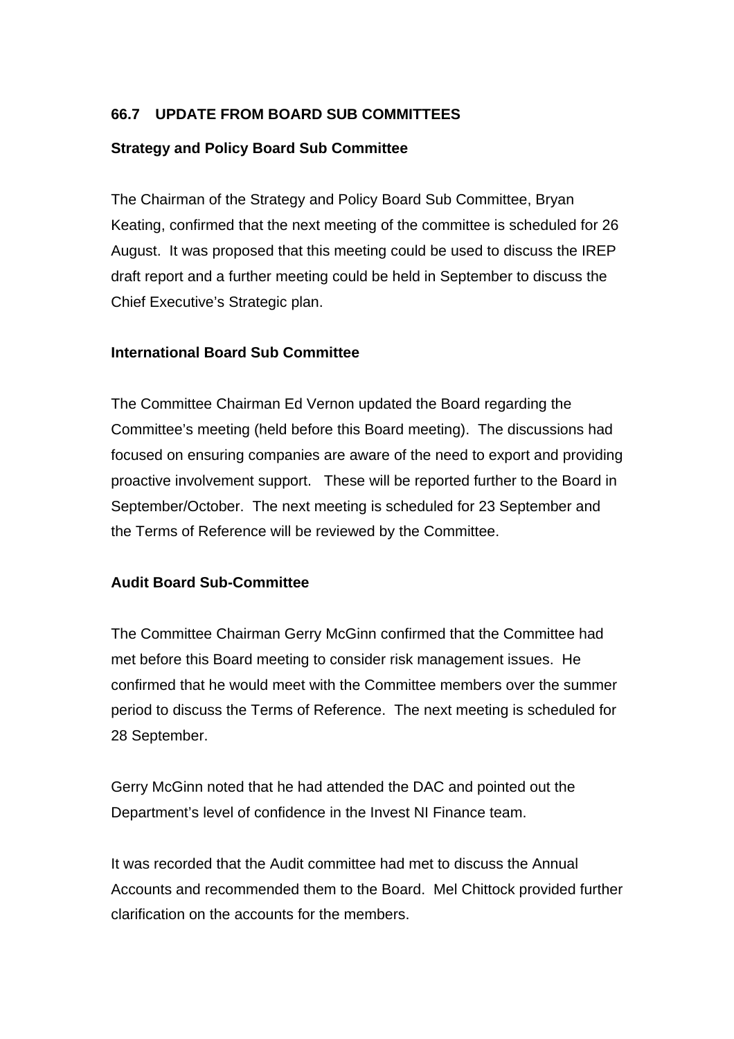## 66.7 UPDATE FROM BOARD SUB COMMITTEES

**Strategy and Policy Board Sub Committee**

The Chairman of the Strategy and Policy Board Sub Committee, Bryan Keating, confirmed that the next meeting of the committee is scheduled for 26 August. It was proposed that this meeting could be used to discuss the IREP draft report and a further meeting could be held in September to discuss the Chief Executive's Strategic plan.

**International Board Sub Committee**

The Committee Chairman Ed Vernon updated the Board regarding the Committee's meeting (held before this Board meeting). The discussions had focused on ensuring companies are aware of the need to export and providing proactive involvement support. These will be reported further to the Board in September/October. The next meeting is scheduled for 23 September and the Terms of Reference will be reviewed by the Committee.

**Audit Board Sub-Committee**

The Committee Chairman Gerry McGinn confirmed that the Committee had met before this Board meeting to consider risk management issues. He confirmed that he would meet with the Committee members over the summer period to discuss the Terms of Reference. The next meeting is scheduled for 28 September.

Gerry McGinn noted that he had attended the DAC and pointed out the Department's level of confidence in the Invest NI Finance team.

It was recorded that the Audit committee had met to discuss the Annual Accounts and recommended them to the Board. Mel Chittock provided further clarification on the accounts for the members.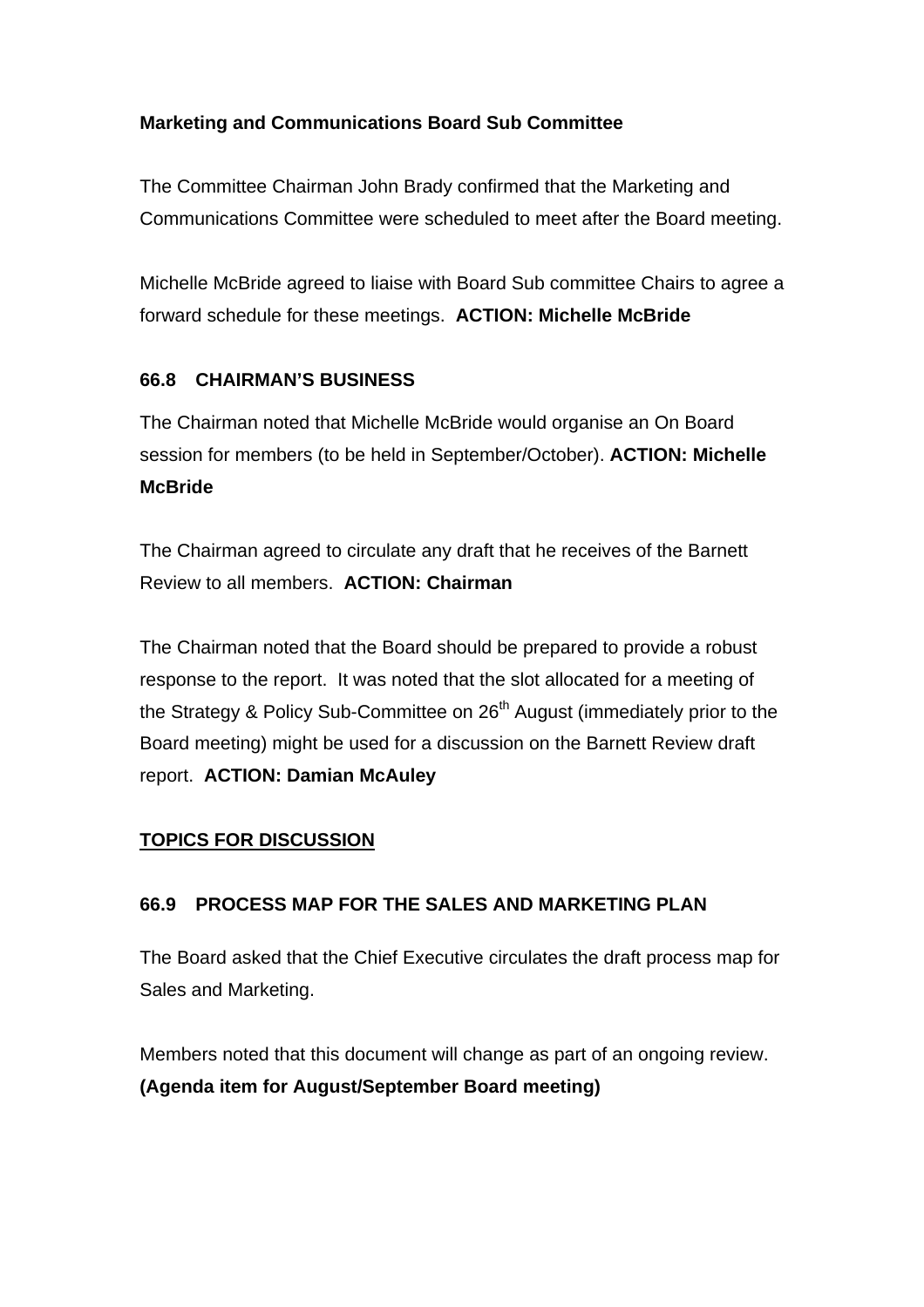**Marketing and Communications Board Sub Committee**

The Committee Chairman John Brady confirmed that the Marketing and Communications Committee were scheduled to meet after the Board meeting.

Michelle McBride agreed to liaise with Board Sub committee Chairs to agree a forward schedule for these meetings. **ACTION: Michelle McBride**

### 66.8 CHAIRMAN'S BUSINESS

The Chairman noted that Michelle McBride would organise an On Board session for members (to be held in September/October). **ACTION: Michelle McBride**

The Chairman agreed to circulate any draft that he receives of the Barnett Review to all members. **ACTION: Chairman**

The Chairman noted that the Board should be prepared to provide a robust response to the report. It was noted that the slot allocated for a meeting of the Strategy & Policy Sub-Committee on 26th August (immediately prior to the Board meeting) might be used for a discussion on the Barnett Review draft report. **ACTION: Damian McAuley**

## TOPICS FOR DISCUSSION

### 66.9 PROCESS MAP FOR THE SALES AND MARKETING PLAN

The Board asked that the Chief Executive circulates the draft process map for Sales and Marketing.

Members noted that this document will change as part of an ongoing review. **(Agenda item for August/September Board meeting)**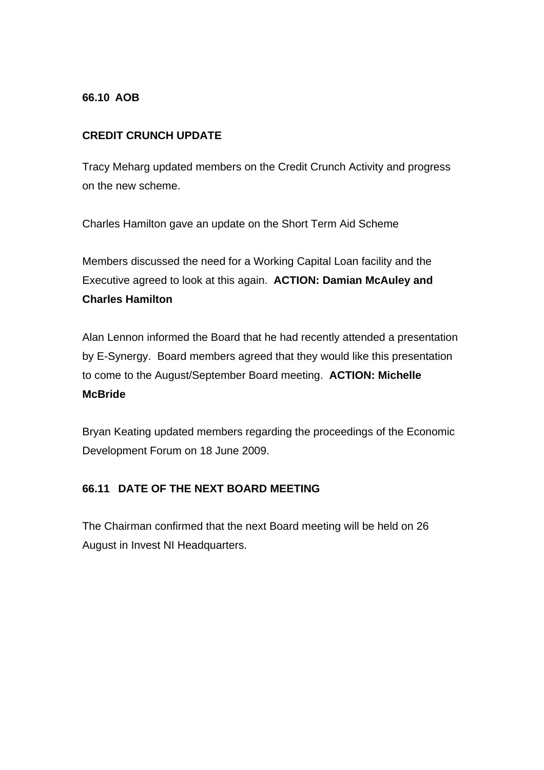**66.10 AOB**

**CREDIT CRUNCH UPDATE**

Tracy Meharg updated members on the Credit Crunch Activity and progress on the new scheme.

Charles Hamilton gave an update on the Short Term Aid Scheme

Members discussed the need for a Working Capital Loan facility and the Executive agreed to look at this again. **ACTION: Damian McAuley and Charles Hamilton**

Alan Lennon informed the Board that he had recently attended a presentation by E-Synergy. Board members agreed that they would like this presentation to come to the August/September Board meeting. **ACTION: Michelle McBride**

Bryan Keating updated members regarding the proceedings of the Economic Development Forum on 18 June 2009.

**66.11 DATE OF THE NEXT BOARD MEETING**

The Chairman confirmed that the next Board meeting will be held on 26 August in Invest NI Headquarters.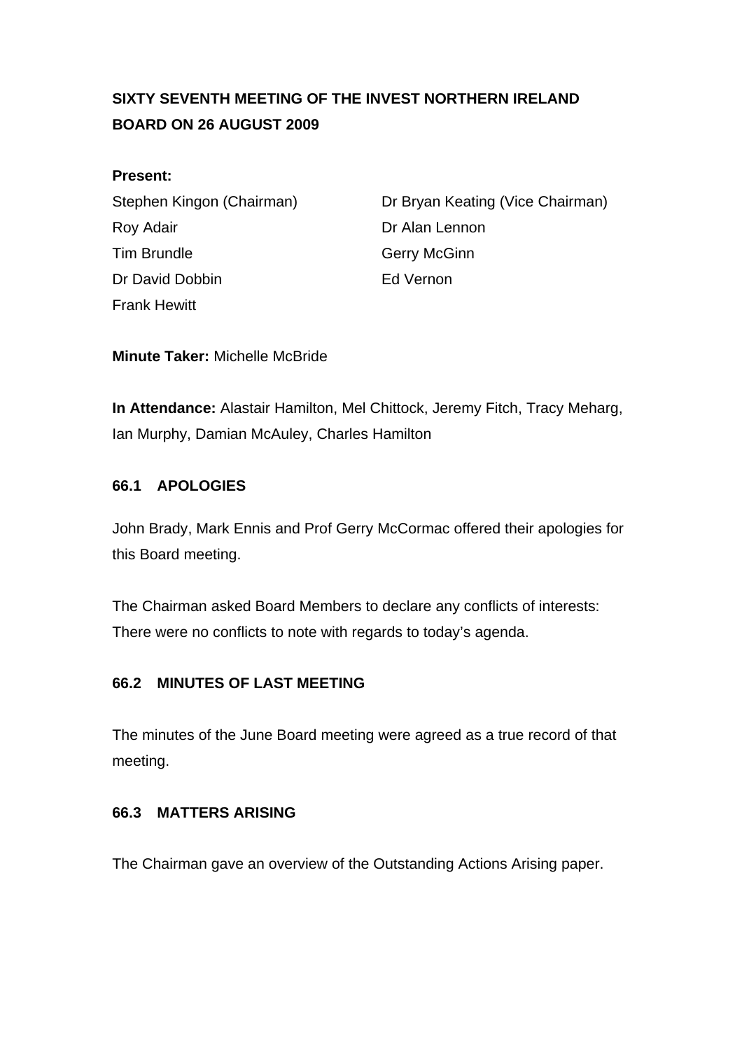**SIXTY SEVENTH MEETING OF THE INVEST NORTHERN IRELAND BOARD ON 26 AUGUST 2009**

**Present:**

Stephen Kingon (Chairman)
Dr Bryan Keating (Vice Chairman)
Roy Adair
Dr Alan Lennon
Tim Brundle
Gerry McGinn
Dr David Dobbin
Ed Vernon
Frank Hewitt

**Minute Taker:** Michelle McBride

**In Attendance:** Alastair Hamilton, Mel Chittock, Jeremy Fitch, Tracy Meharg, Ian Murphy, Damian McAuley, Charles Hamilton

**66.1 APOLOGIES**

John Brady, Mark Ennis and Prof Gerry McCormac offered their apologies for this Board meeting.

The Chairman asked Board Members to declare any conflicts of interests: There were no conflicts to note with regards to today's agenda.

**66.2 MINUTES OF LAST MEETING**

The minutes of the June Board meeting were agreed as a true record of that meeting.

**66.3 MATTERS ARISING**

The Chairman gave an overview of the Outstanding Actions Arising paper.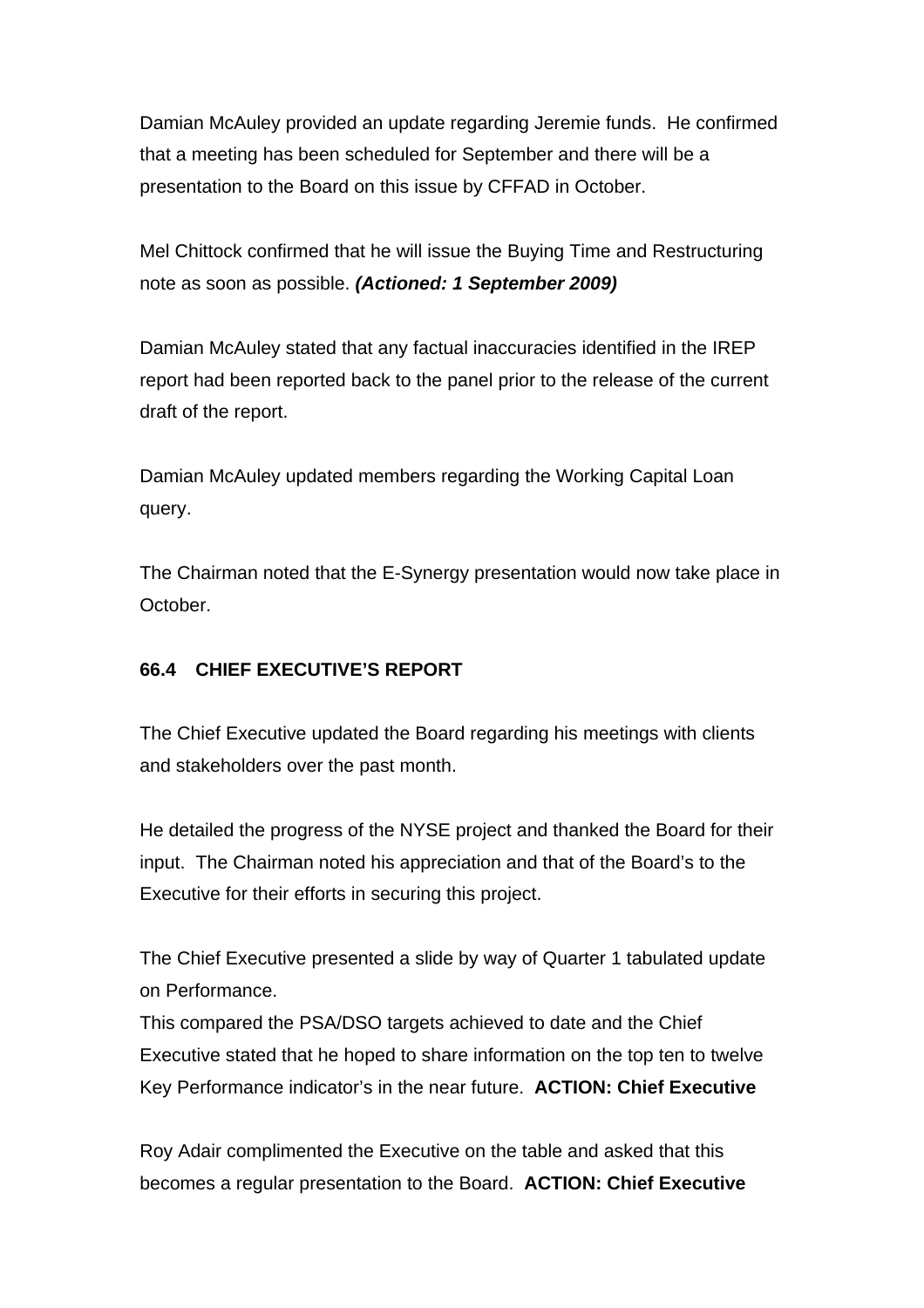Damian McAuley provided an update regarding Jeremie funds. He confirmed that a meeting has been scheduled for September and there will be a presentation to the Board on this issue by CFFAD in October.

Mel Chittock confirmed that he will issue the Buying Time and Restructuring note as soon as possible. ***(Actioned: 1 September 2009)***

Damian McAuley stated that any factual inaccuracies identified in the IREP report had been reported back to the panel prior to the release of the current draft of the report.

Damian McAuley updated members regarding the Working Capital Loan query.

The Chairman noted that the E-Synergy presentation would now take place in October.

### 66.4 CHIEF EXECUTIVE'S REPORT

The Chief Executive updated the Board regarding his meetings with clients and stakeholders over the past month.

He detailed the progress of the NYSE project and thanked the Board for their input. The Chairman noted his appreciation and that of the Board's to the Executive for their efforts in securing this project.

The Chief Executive presented a slide by way of Quarter 1 tabulated update on Performance.
This compared the PSA/DSO targets achieved to date and the Chief Executive stated that he hoped to share information on the top ten to twelve Key Performance indicator's in the near future. **ACTION: Chief Executive**

Roy Adair complimented the Executive on the table and asked that this becomes a regular presentation to the Board. **ACTION: Chief Executive**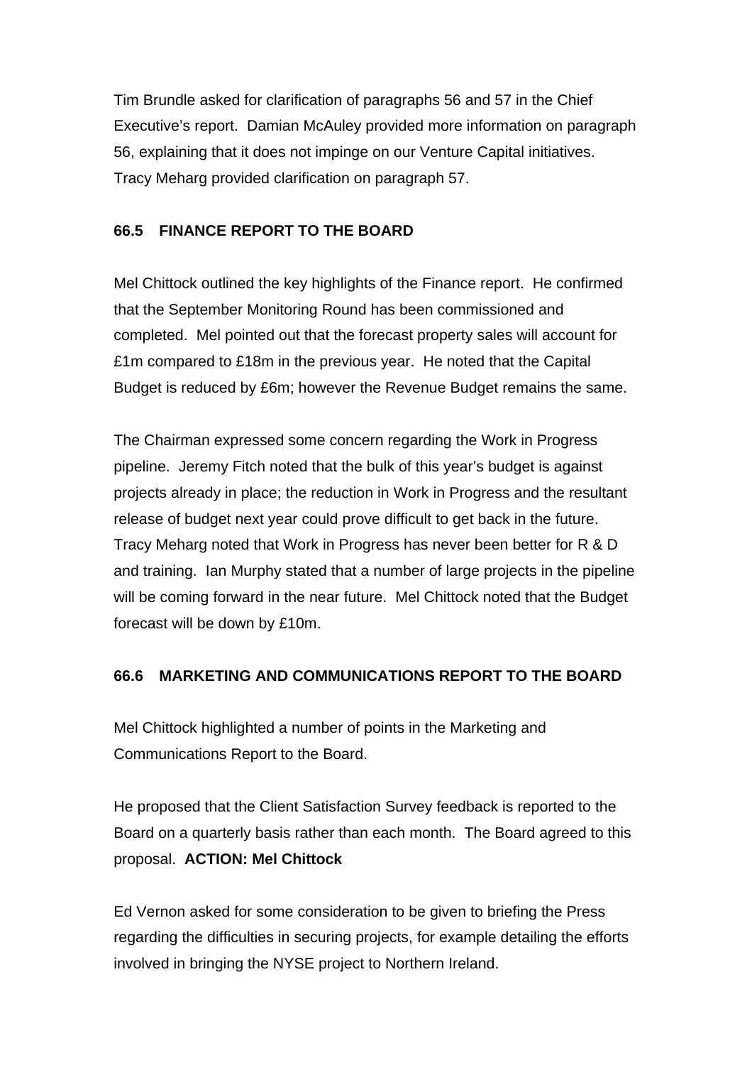Tim Brundle asked for clarification of paragraphs 56 and 57 in the Chief Executive's report. Damian McAuley provided more information on paragraph 56, explaining that it does not impinge on our Venture Capital initiatives. Tracy Meharg provided clarification on paragraph 57.

**66.5 FINANCE REPORT TO THE BOARD**

Mel Chittock outlined the key highlights of the Finance report. He confirmed that the September Monitoring Round has been commissioned and completed. Mel pointed out that the forecast property sales will account for £1m compared to £18m in the previous year. He noted that the Capital Budget is reduced by £6m; however the Revenue Budget remains the same.

The Chairman expressed some concern regarding the Work in Progress pipeline. Jeremy Fitch noted that the bulk of this year's budget is against projects already in place; the reduction in Work in Progress and the resultant release of budget next year could prove difficult to get back in the future. Tracy Meharg noted that Work in Progress has never been better for R & D and training. Ian Murphy stated that a number of large projects in the pipeline will be coming forward in the near future. Mel Chittock noted that the Budget forecast will be down by £10m.

**66.6 MARKETING AND COMMUNICATIONS REPORT TO THE BOARD**

Mel Chittock highlighted a number of points in the Marketing and Communications Report to the Board.

He proposed that the Client Satisfaction Survey feedback is reported to the Board on a quarterly basis rather than each month. The Board agreed to this proposal. **ACTION: Mel Chittock**

Ed Vernon asked for some consideration to be given to briefing the Press regarding the difficulties in securing projects, for example detailing the efforts involved in bringing the NYSE project to Northern Ireland.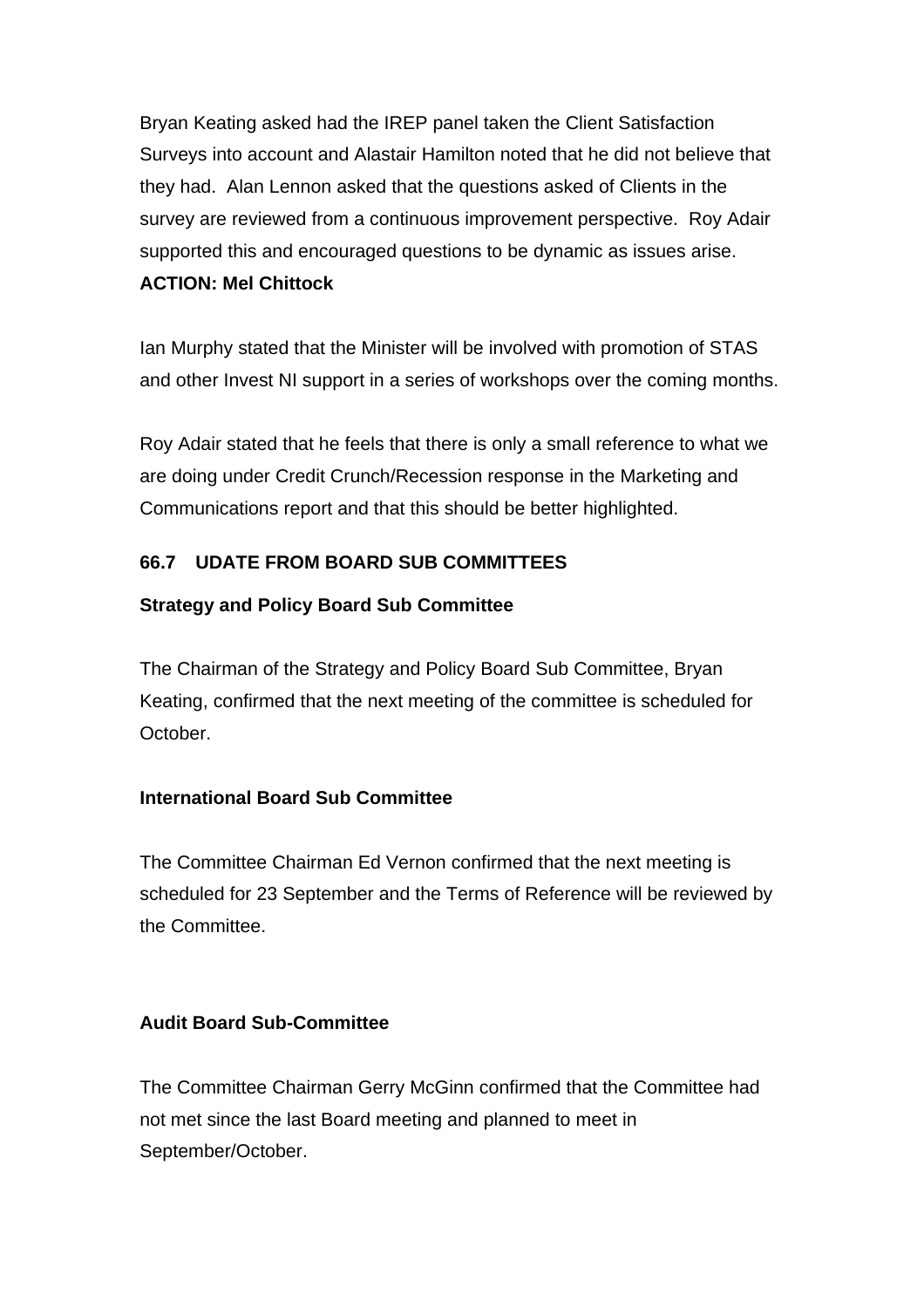Bryan Keating asked had the IREP panel taken the Client Satisfaction Surveys into account and Alastair Hamilton noted that he did not believe that they had. Alan Lennon asked that the questions asked of Clients in the survey are reviewed from a continuous improvement perspective. Roy Adair supported this and encouraged questions to be dynamic as issues arise.
**ACTION: Mel Chittock**

Ian Murphy stated that the Minister will be involved with promotion of STAS and other Invest NI support in a series of workshops over the coming months.

Roy Adair stated that he feels that there is only a small reference to what we are doing under Credit Crunch/Recession response in the Marketing and Communications report and that this should be better highlighted.

## 66.7 UDATE FROM BOARD SUB COMMITTEES

### Strategy and Policy Board Sub Committee

The Chairman of the Strategy and Policy Board Sub Committee, Bryan Keating, confirmed that the next meeting of the committee is scheduled for October.

### International Board Sub Committee

The Committee Chairman Ed Vernon confirmed that the next meeting is scheduled for 23 September and the Terms of Reference will be reviewed by the Committee.

### Audit Board Sub-Committee

The Committee Chairman Gerry McGinn confirmed that the Committee had not met since the last Board meeting and planned to meet in September/October.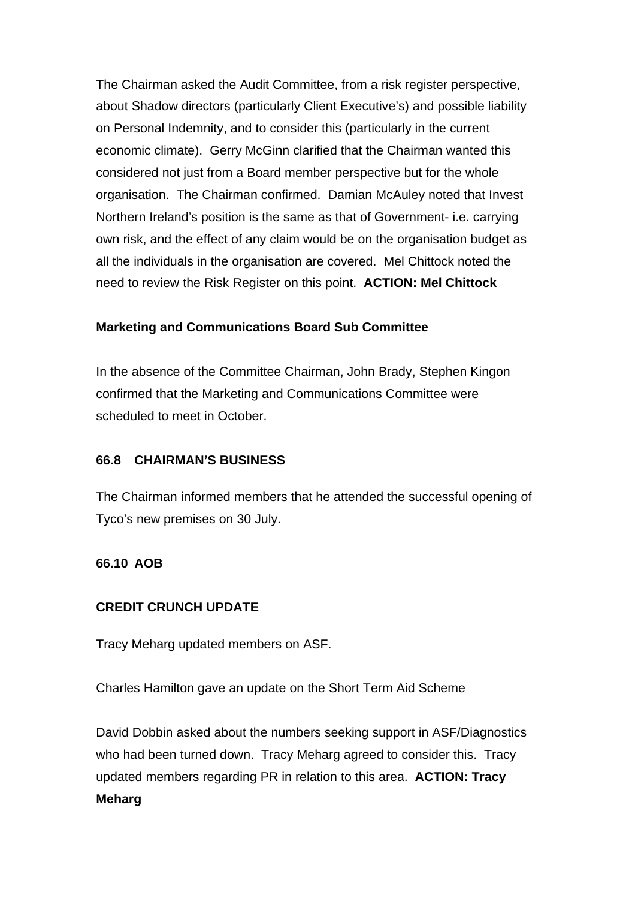The Chairman asked the Audit Committee, from a risk register perspective, about Shadow directors (particularly Client Executive's) and possible liability on Personal Indemnity, and to consider this (particularly in the current economic climate). Gerry McGinn clarified that the Chairman wanted this considered not just from a Board member perspective but for the whole organisation. The Chairman confirmed. Damian McAuley noted that Invest Northern Ireland's position is the same as that of Government- i.e. carrying own risk, and the effect of any claim would be on the organisation budget as all the individuals in the organisation are covered. Mel Chittock noted the need to review the Risk Register on this point. **ACTION: Mel Chittock**

**Marketing and Communications Board Sub Committee**

In the absence of the Committee Chairman, John Brady, Stephen Kingon confirmed that the Marketing and Communications Committee were scheduled to meet in October.

**66.8 CHAIRMAN'S BUSINESS**

The Chairman informed members that he attended the successful opening of Tyco's new premises on 30 July.

**66.10 AOB**

**CREDIT CRUNCH UPDATE**

Tracy Meharg updated members on ASF.

Charles Hamilton gave an update on the Short Term Aid Scheme

David Dobbin asked about the numbers seeking support in ASF/Diagnostics who had been turned down. Tracy Meharg agreed to consider this. Tracy updated members regarding PR in relation to this area. **ACTION: Tracy Meharg**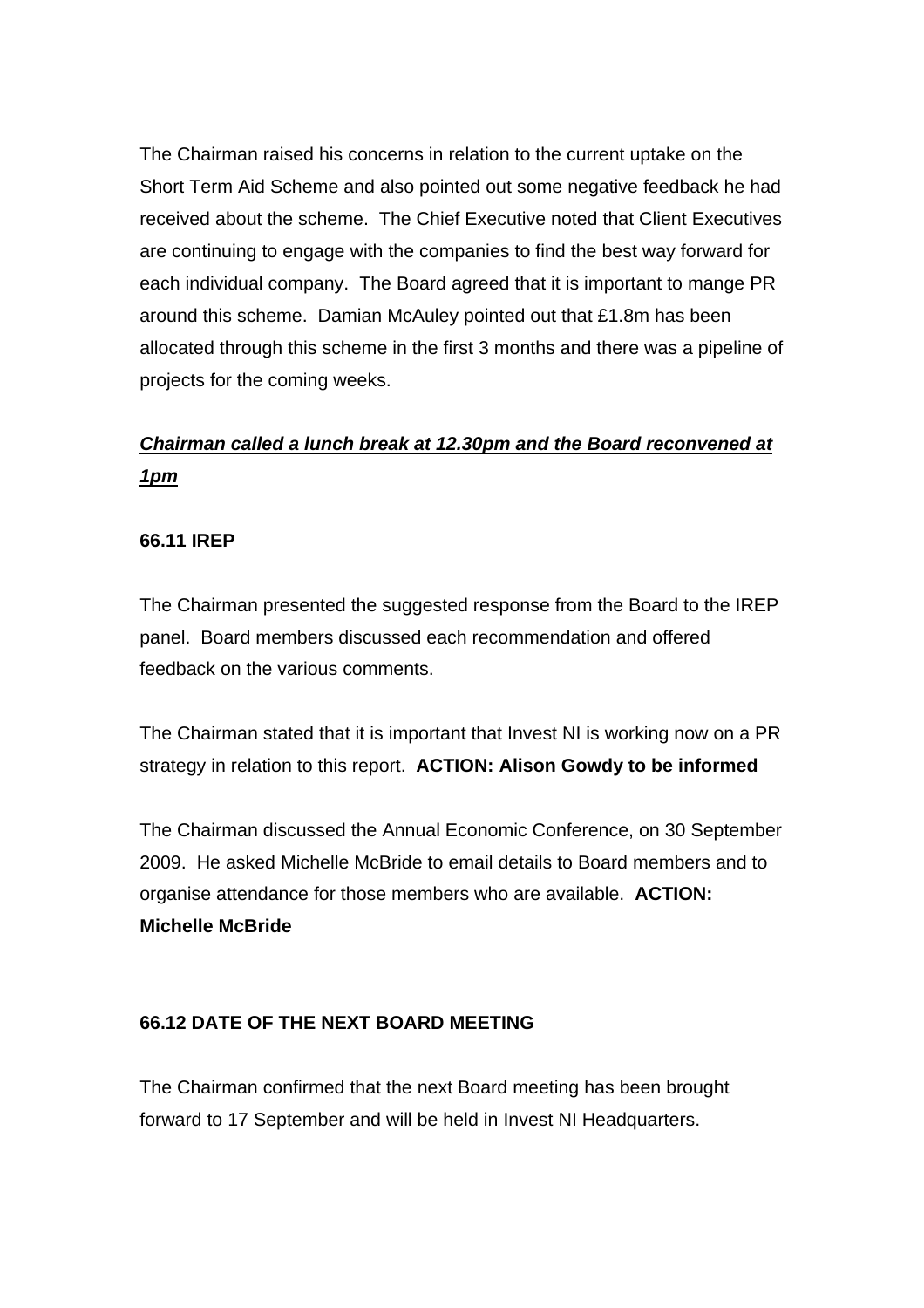The Chairman raised his concerns in relation to the current uptake on the Short Term Aid Scheme and also pointed out some negative feedback he had received about the scheme. The Chief Executive noted that Client Executives are continuing to engage with the companies to find the best way forward for each individual company. The Board agreed that it is important to mange PR around this scheme. Damian McAuley pointed out that £1.8m has been allocated through this scheme in the first 3 months and there was a pipeline of projects for the coming weeks.

***Chairman called a lunch break at 12.30pm and the Board reconvened at 1pm***

**66.11 IREP**

The Chairman presented the suggested response from the Board to the IREP panel. Board members discussed each recommendation and offered feedback on the various comments.

The Chairman stated that it is important that Invest NI is working now on a PR strategy in relation to this report. **ACTION: Alison Gowdy to be informed**

The Chairman discussed the Annual Economic Conference, on 30 September 2009. He asked Michelle McBride to email details to Board members and to organise attendance for those members who are available. **ACTION: Michelle McBride**

**66.12 DATE OF THE NEXT BOARD MEETING**

The Chairman confirmed that the next Board meeting has been brought forward to 17 September and will be held in Invest NI Headquarters.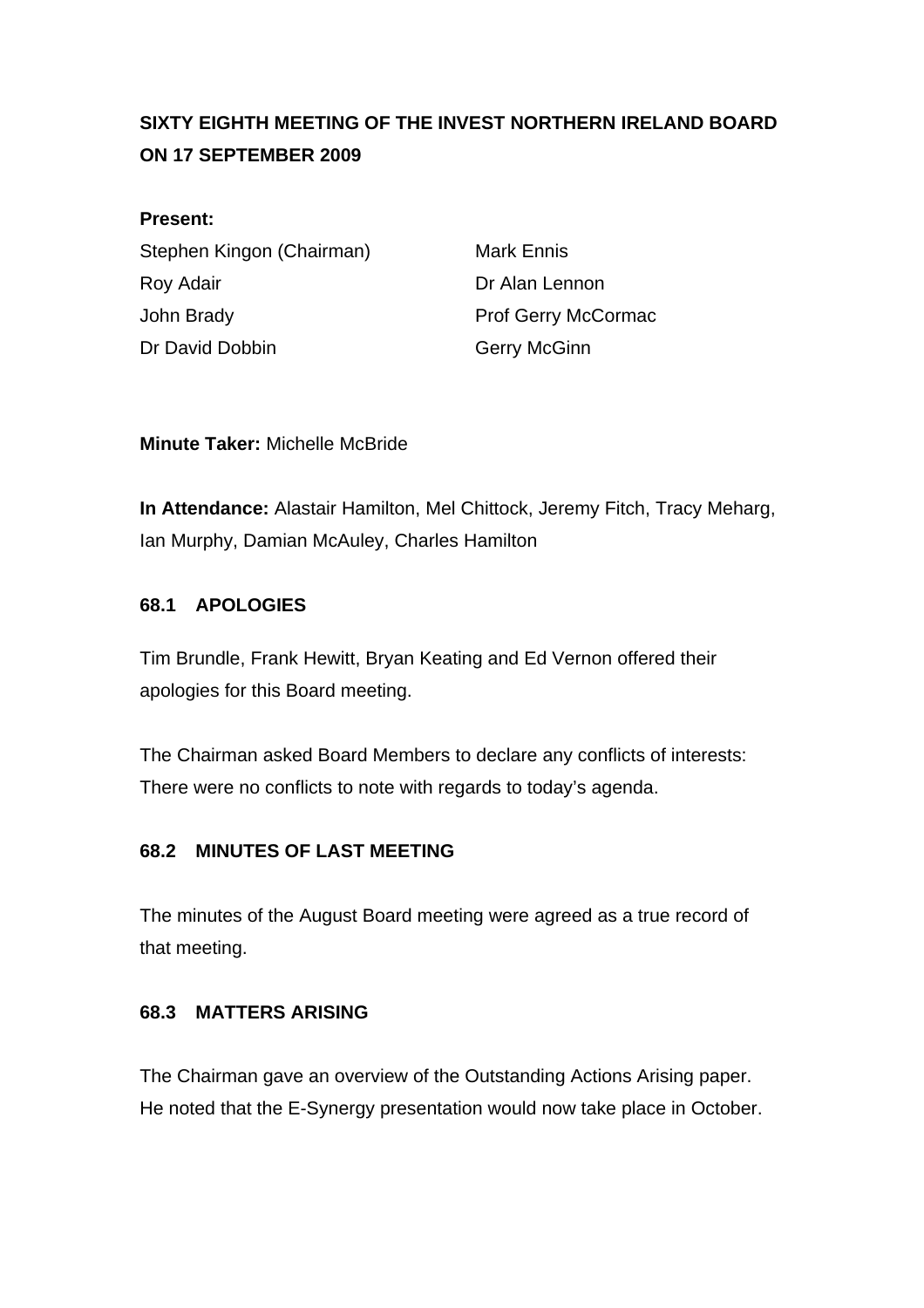**SIXTY EIGHTH MEETING OF THE INVEST NORTHERN IRELAND BOARD ON 17 SEPTEMBER 2009**

**Present:**

Stephen Kingon (Chairman)
Roy Adair
John Brady
Dr David Dobbin
Mark Ennis
Dr Alan Lennon
Prof Gerry McCormac
Gerry McGinn

**Minute Taker:** Michelle McBride

**In Attendance:** Alastair Hamilton, Mel Chittock, Jeremy Fitch, Tracy Meharg, Ian Murphy, Damian McAuley, Charles Hamilton

### 68.1 APOLOGIES

Tim Brundle, Frank Hewitt, Bryan Keating and Ed Vernon offered their apologies for this Board meeting.

The Chairman asked Board Members to declare any conflicts of interests: There were no conflicts to note with regards to today's agenda.

### 68.2 MINUTES OF LAST MEETING

The minutes of the August Board meeting were agreed as a true record of that meeting.

### 68.3 MATTERS ARISING

The Chairman gave an overview of the Outstanding Actions Arising paper. He noted that the E-Synergy presentation would now take place in October.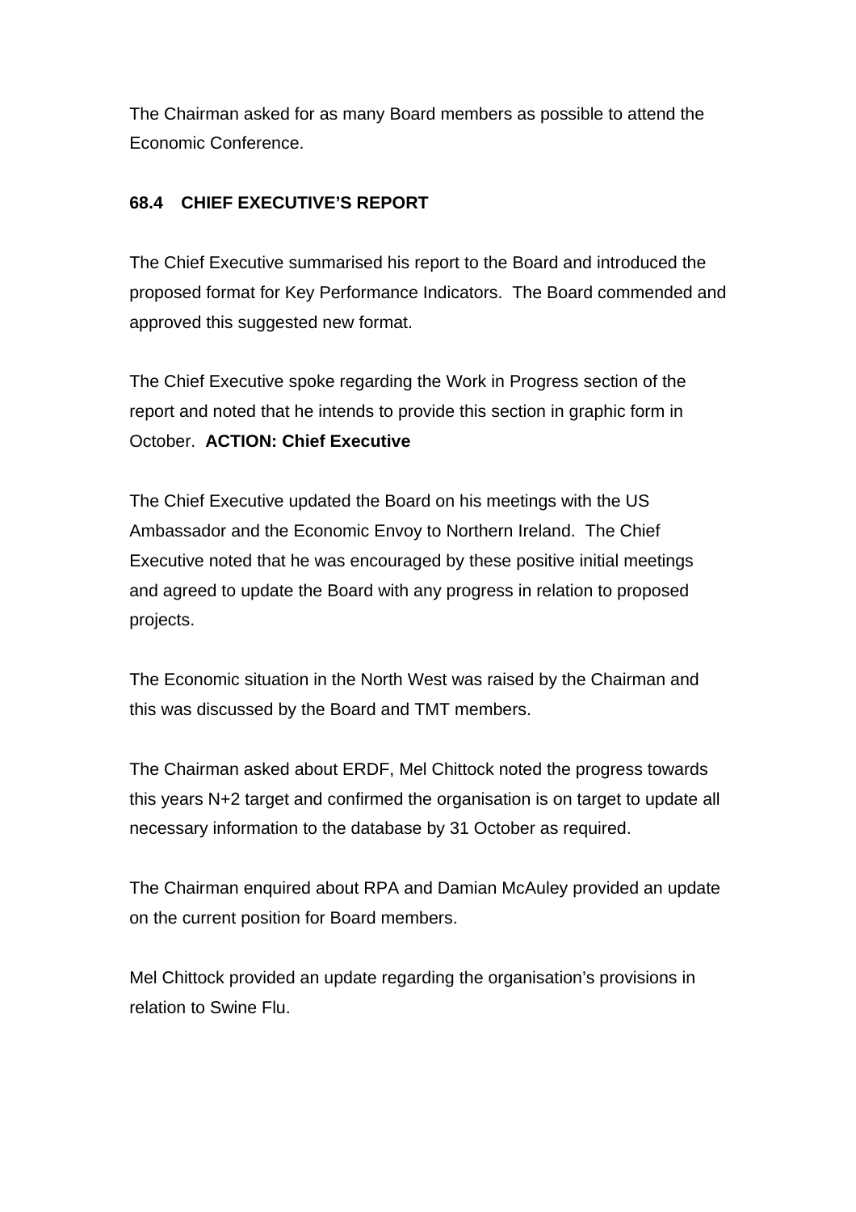The Chairman asked for as many Board members as possible to attend the Economic Conference.

**68.4 CHIEF EXECUTIVE'S REPORT**

The Chief Executive summarised his report to the Board and introduced the proposed format for Key Performance Indicators. The Board commended and approved this suggested new format.

The Chief Executive spoke regarding the Work in Progress section of the report and noted that he intends to provide this section in graphic form in October. **ACTION: Chief Executive**

The Chief Executive updated the Board on his meetings with the US Ambassador and the Economic Envoy to Northern Ireland. The Chief Executive noted that he was encouraged by these positive initial meetings and agreed to update the Board with any progress in relation to proposed projects.

The Economic situation in the North West was raised by the Chairman and this was discussed by the Board and TMT members.

The Chairman asked about ERDF, Mel Chittock noted the progress towards this years N+2 target and confirmed the organisation is on target to update all necessary information to the database by 31 October as required.

The Chairman enquired about RPA and Damian McAuley provided an update on the current position for Board members.

Mel Chittock provided an update regarding the organisation's provisions in relation to Swine Flu.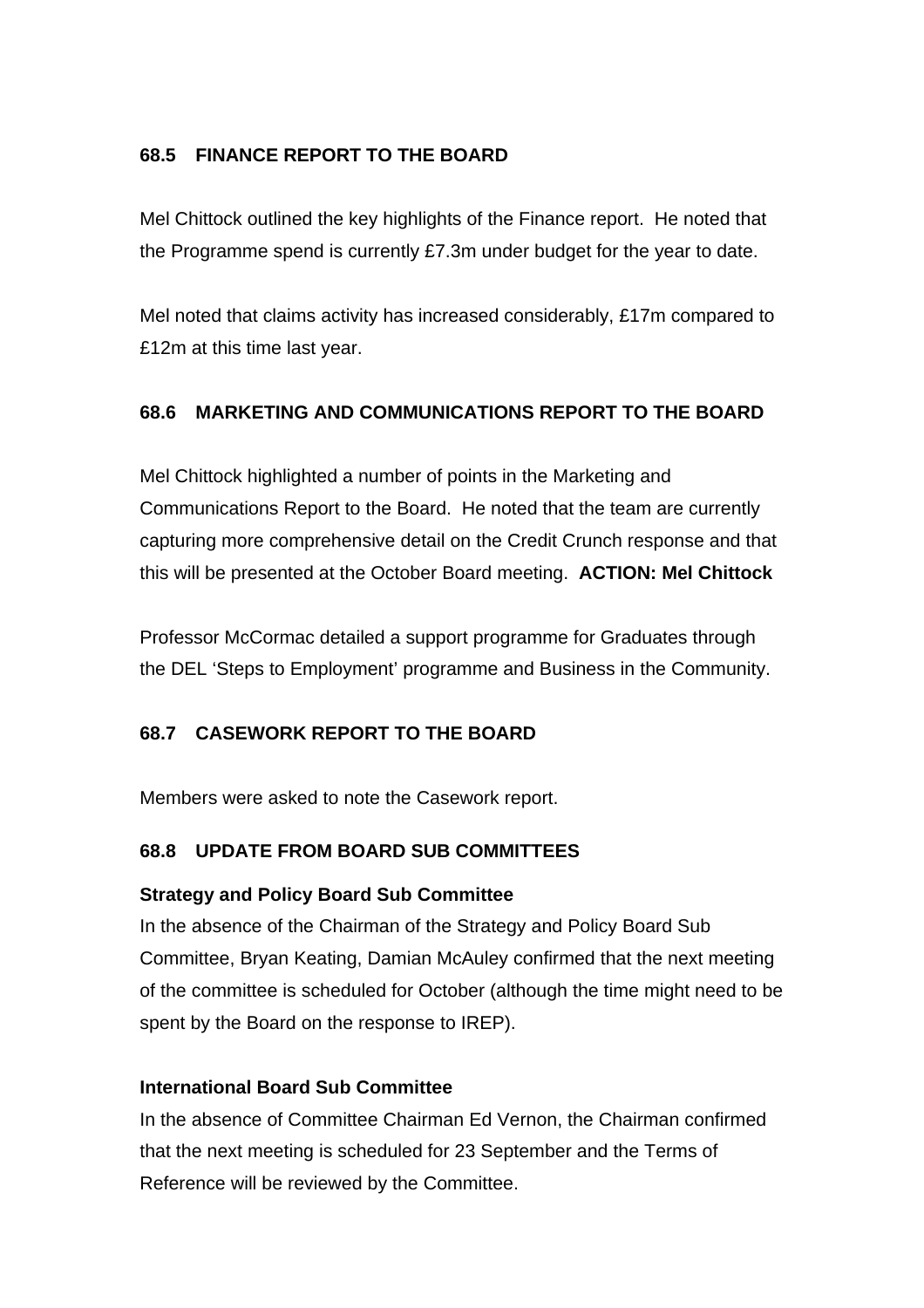### 68.5 FINANCE REPORT TO THE BOARD

Mel Chittock outlined the key highlights of the Finance report. He noted that the Programme spend is currently £7.3m under budget for the year to date.

Mel noted that claims activity has increased considerably, £17m compared to £12m at this time last year.

### 68.6 MARKETING AND COMMUNICATIONS REPORT TO THE BOARD

Mel Chittock highlighted a number of points in the Marketing and Communications Report to the Board. He noted that the team are currently capturing more comprehensive detail on the Credit Crunch response and that this will be presented at the October Board meeting. **ACTION: Mel Chittock**

Professor McCormac detailed a support programme for Graduates through the DEL 'Steps to Employment' programme and Business in the Community.

### 68.7 CASEWORK REPORT TO THE BOARD

Members were asked to note the Casework report.

### 68.8 UPDATE FROM BOARD SUB COMMITTEES

**Strategy and Policy Board Sub Committee**

In the absence of the Chairman of the Strategy and Policy Board Sub Committee, Bryan Keating, Damian McAuley confirmed that the next meeting of the committee is scheduled for October (although the time might need to be spent by the Board on the response to IREP).

**International Board Sub Committee**

In the absence of Committee Chairman Ed Vernon, the Chairman confirmed that the next meeting is scheduled for 23 September and the Terms of Reference will be reviewed by the Committee.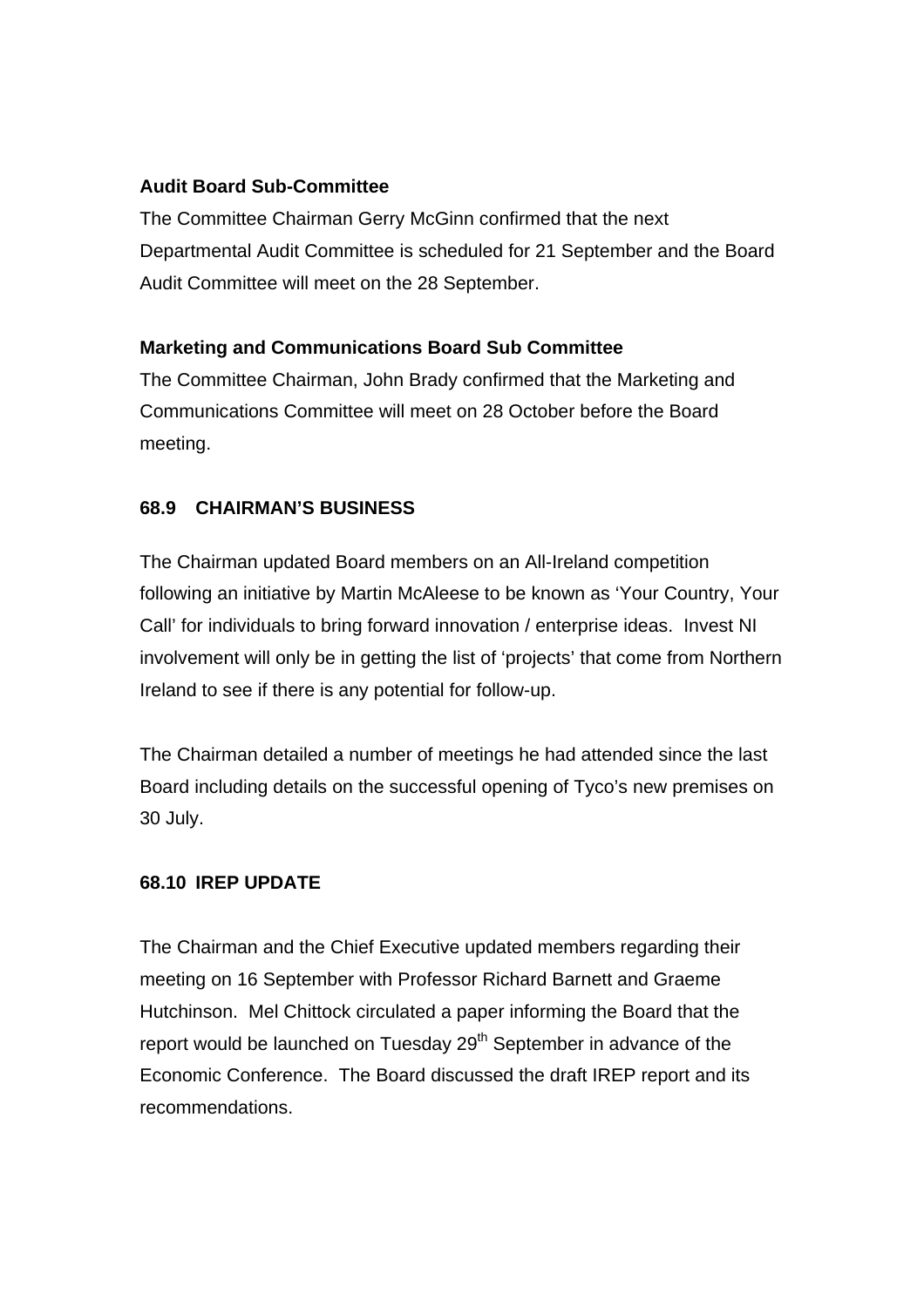**Audit Board Sub-Committee**

The Committee Chairman Gerry McGinn confirmed that the next Departmental Audit Committee is scheduled for 21 September and the Board Audit Committee will meet on the 28 September.

**Marketing and Communications Board Sub Committee**

The Committee Chairman, John Brady confirmed that the Marketing and Communications Committee will meet on 28 October before the Board meeting.

**68.9 CHAIRMAN'S BUSINESS**

The Chairman updated Board members on an All-Ireland competition following an initiative by Martin McAleese to be known as 'Your Country, Your Call' for individuals to bring forward innovation / enterprise ideas. Invest NI involvement will only be in getting the list of 'projects' that come from Northern Ireland to see if there is any potential for follow-up.

The Chairman detailed a number of meetings he had attended since the last Board including details on the successful opening of Tyco's new premises on 30 July.

**68.10 IREP UPDATE**

The Chairman and the Chief Executive updated members regarding their meeting on 16 September with Professor Richard Barnett and Graeme Hutchinson. Mel Chittock circulated a paper informing the Board that the report would be launched on Tuesday 29th September in advance of the Economic Conference. The Board discussed the draft IREP report and its recommendations.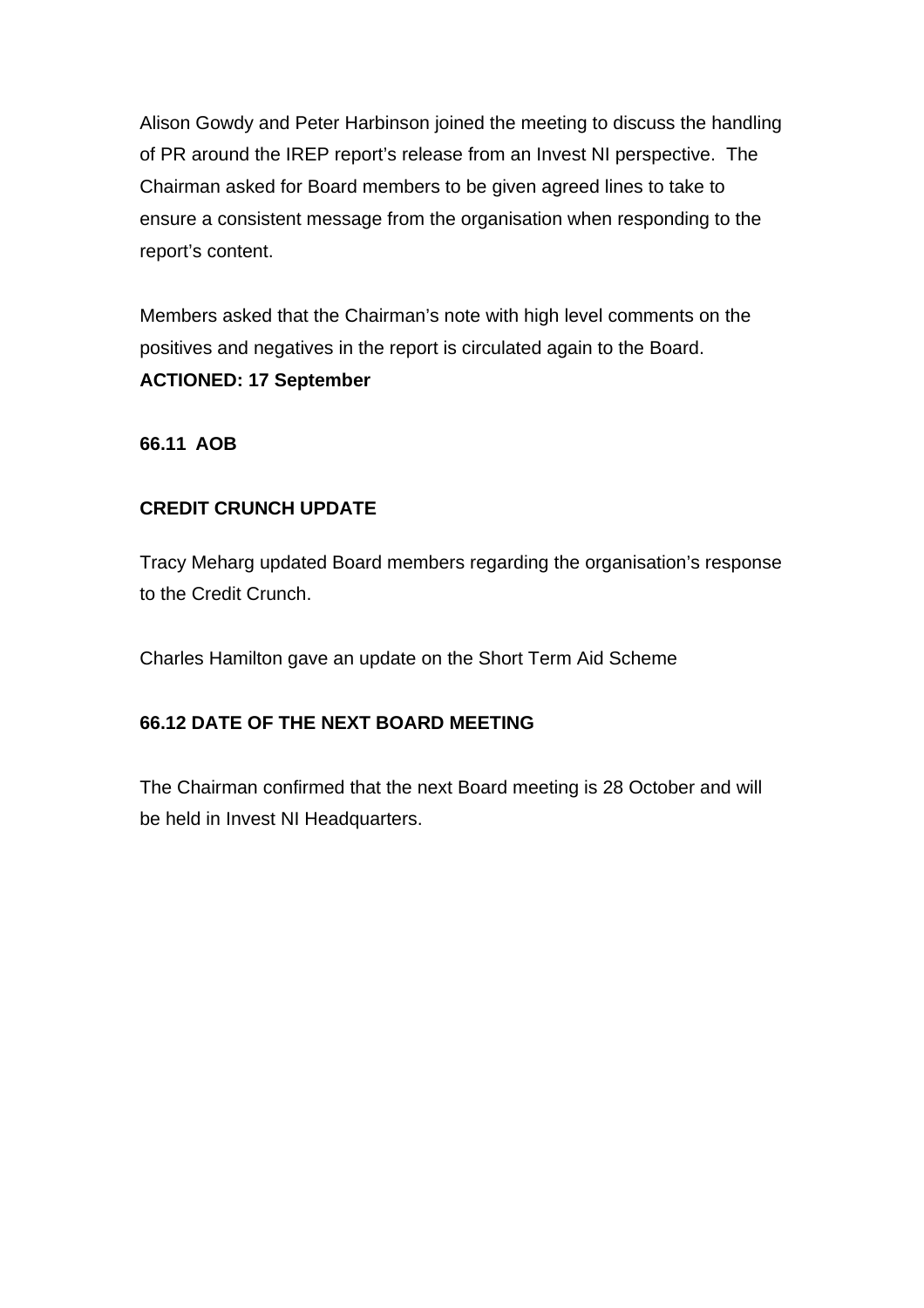Alison Gowdy and Peter Harbinson joined the meeting to discuss the handling of PR around the IREP report's release from an Invest NI perspective. The Chairman asked for Board members to be given agreed lines to take to ensure a consistent message from the organisation when responding to the report's content.

Members asked that the Chairman's note with high level comments on the positives and negatives in the report is circulated again to the Board.
**ACTIONED: 17 September**

**66.11 AOB**

**CREDIT CRUNCH UPDATE**

Tracy Meharg updated Board members regarding the organisation's response to the Credit Crunch.

Charles Hamilton gave an update on the Short Term Aid Scheme

**66.12 DATE OF THE NEXT BOARD MEETING**

The Chairman confirmed that the next Board meeting is 28 October and will be held in Invest NI Headquarters.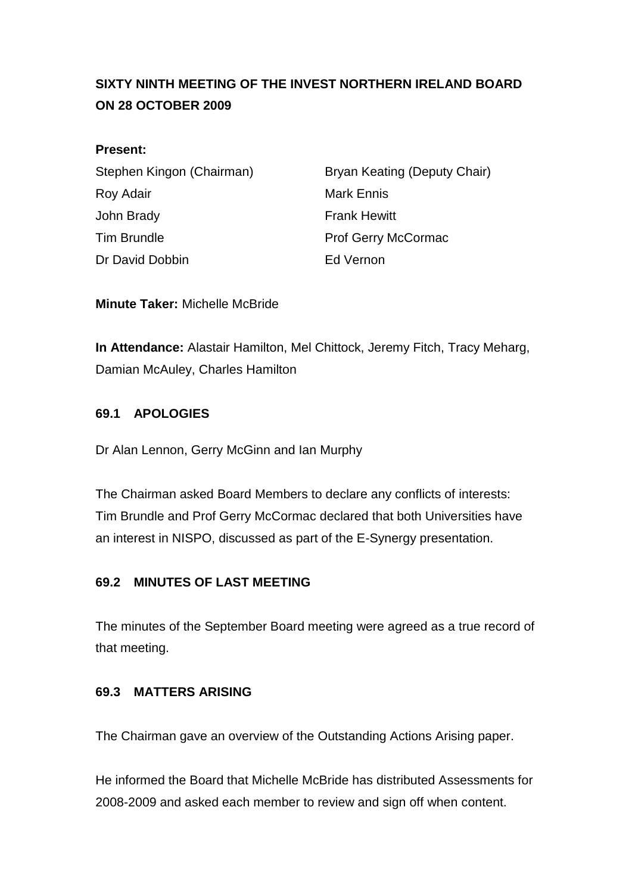**SIXTY NINTH MEETING OF THE INVEST NORTHERN IRELAND BOARD ON 28 OCTOBER 2009**

**Present:**

Stephen Kingon (Chairman)
Bryan Keating (Deputy Chair)
Roy Adair
Mark Ennis
John Brady
Frank Hewitt
Tim Brundle
Prof Gerry McCormac
Dr David Dobbin
Ed Vernon

**Minute Taker:** Michelle McBride

**In Attendance:** Alastair Hamilton, Mel Chittock, Jeremy Fitch, Tracy Meharg, Damian McAuley, Charles Hamilton

**69.1 APOLOGIES**

Dr Alan Lennon, Gerry McGinn and Ian Murphy

The Chairman asked Board Members to declare any conflicts of interests: Tim Brundle and Prof Gerry McCormac declared that both Universities have an interest in NISPO, discussed as part of the E-Synergy presentation.

**69.2 MINUTES OF LAST MEETING**

The minutes of the September Board meeting were agreed as a true record of that meeting.

**69.3 MATTERS ARISING**

The Chairman gave an overview of the Outstanding Actions Arising paper.

He informed the Board that Michelle McBride has distributed Assessments for 2008-2009 and asked each member to review and sign off when content.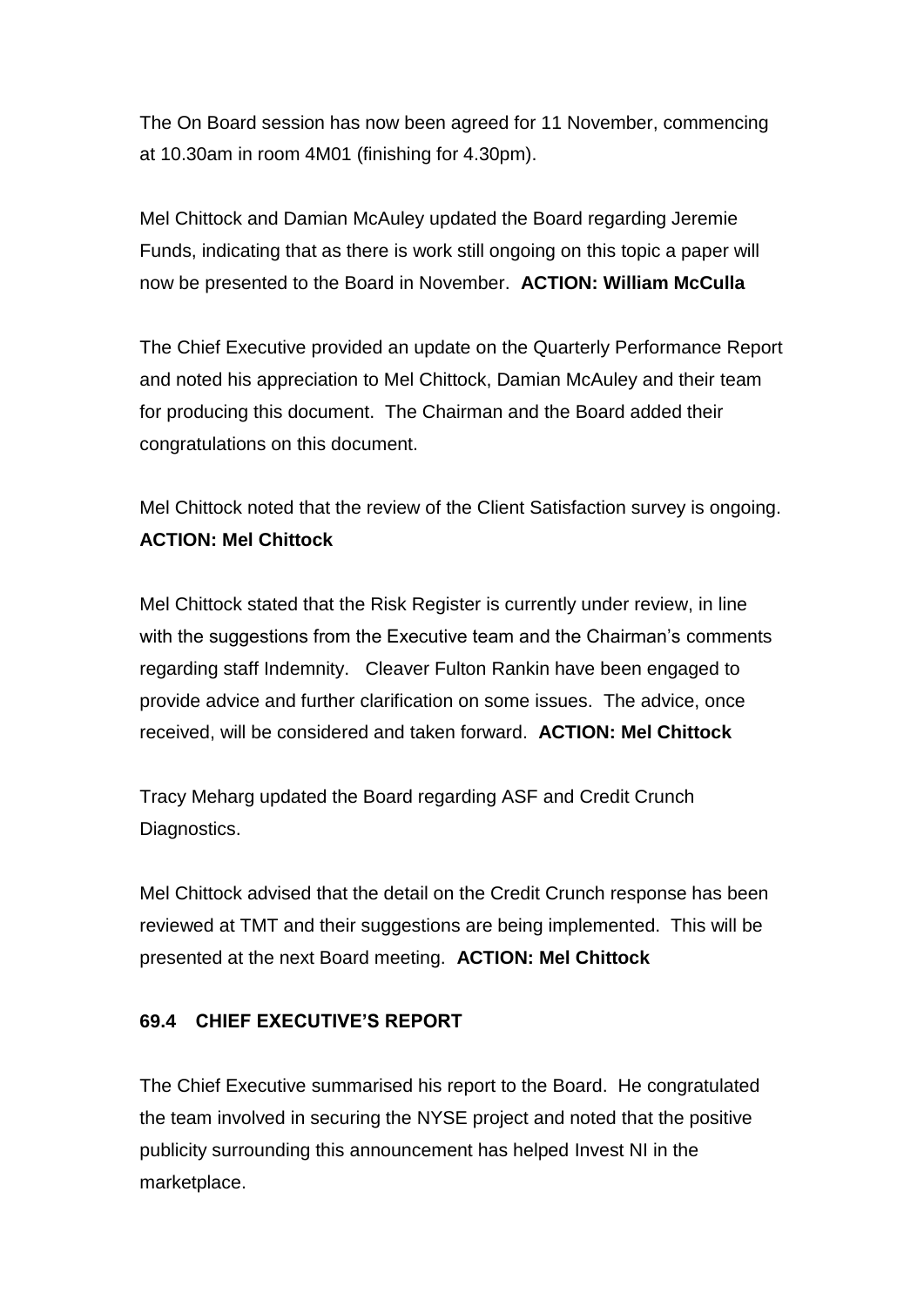The On Board session has now been agreed for 11 November, commencing at 10.30am in room 4M01 (finishing for 4.30pm).

Mel Chittock and Damian McAuley updated the Board regarding Jeremie Funds, indicating that as there is work still ongoing on this topic a paper will now be presented to the Board in November. **ACTION: William McCulla**

The Chief Executive provided an update on the Quarterly Performance Report and noted his appreciation to Mel Chittock, Damian McAuley and their team for producing this document. The Chairman and the Board added their congratulations on this document.

Mel Chittock noted that the review of the Client Satisfaction survey is ongoing. **ACTION: Mel Chittock**

Mel Chittock stated that the Risk Register is currently under review, in line with the suggestions from the Executive team and the Chairman's comments regarding staff Indemnity. Cleaver Fulton Rankin have been engaged to provide advice and further clarification on some issues. The advice, once received, will be considered and taken forward. **ACTION: Mel Chittock**

Tracy Meharg updated the Board regarding ASF and Credit Crunch Diagnostics.

Mel Chittock advised that the detail on the Credit Crunch response has been reviewed at TMT and their suggestions are being implemented. This will be presented at the next Board meeting. **ACTION: Mel Chittock**

**69.4 CHIEF EXECUTIVE'S REPORT**

The Chief Executive summarised his report to the Board. He congratulated the team involved in securing the NYSE project and noted that the positive publicity surrounding this announcement has helped Invest NI in the marketplace.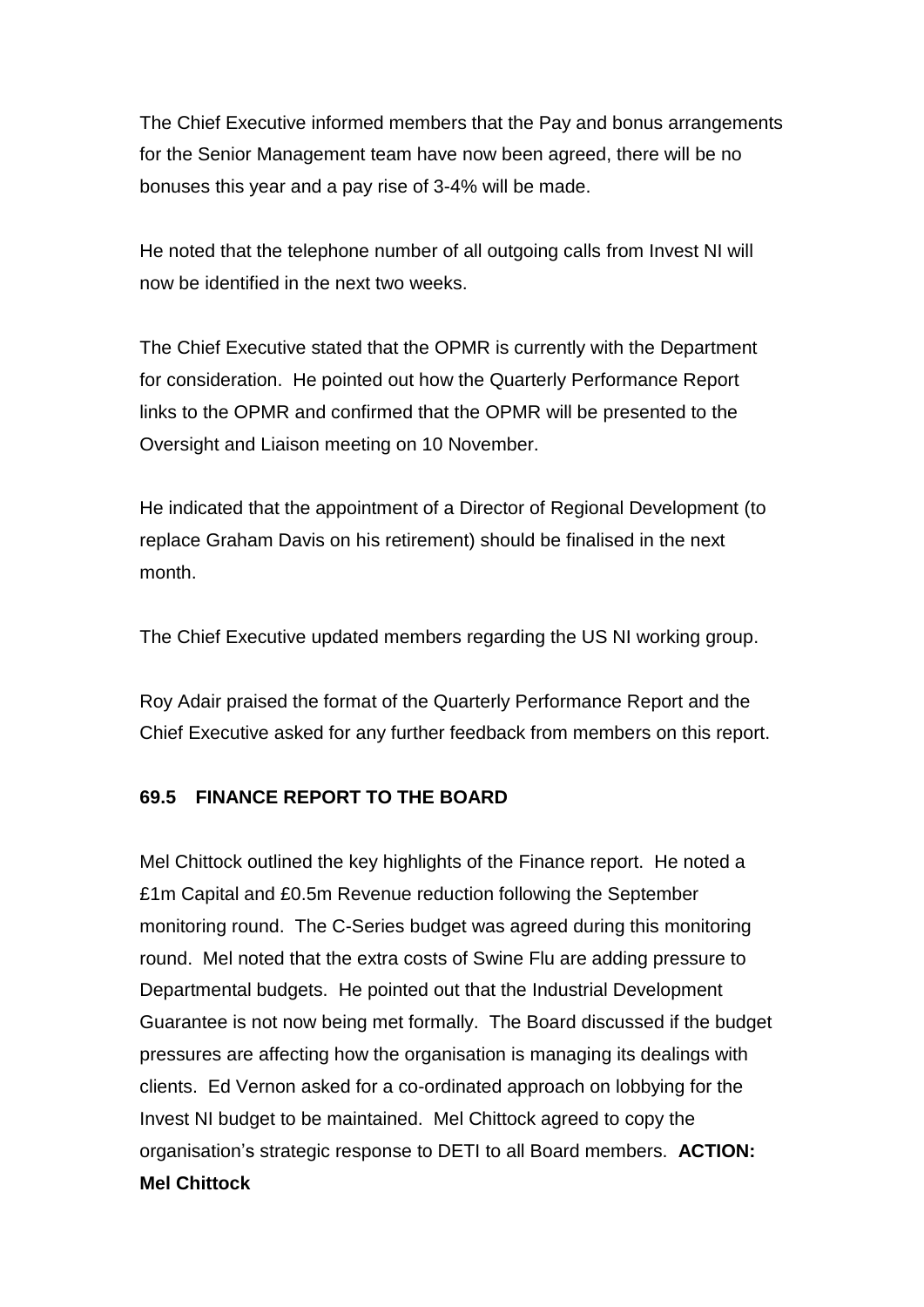The Chief Executive informed members that the Pay and bonus arrangements for the Senior Management team have now been agreed, there will be no bonuses this year and a pay rise of 3-4% will be made.

He noted that the telephone number of all outgoing calls from Invest NI will now be identified in the next two weeks.

The Chief Executive stated that the OPMR is currently with the Department for consideration. He pointed out how the Quarterly Performance Report links to the OPMR and confirmed that the OPMR will be presented to the Oversight and Liaison meeting on 10 November.

He indicated that the appointment of a Director of Regional Development (to replace Graham Davis on his retirement) should be finalised in the next month.

The Chief Executive updated members regarding the US NI working group.

Roy Adair praised the format of the Quarterly Performance Report and the Chief Executive asked for any further feedback from members on this report.

**69.5 FINANCE REPORT TO THE BOARD**

Mel Chittock outlined the key highlights of the Finance report. He noted a £1m Capital and £0.5m Revenue reduction following the September monitoring round. The C-Series budget was agreed during this monitoring round. Mel noted that the extra costs of Swine Flu are adding pressure to Departmental budgets. He pointed out that the Industrial Development Guarantee is not now being met formally. The Board discussed if the budget pressures are affecting how the organisation is managing its dealings with clients. Ed Vernon asked for a co-ordinated approach on lobbying for the Invest NI budget to be maintained. Mel Chittock agreed to copy the organisation's strategic response to DETI to all Board members. **ACTION: Mel Chittock**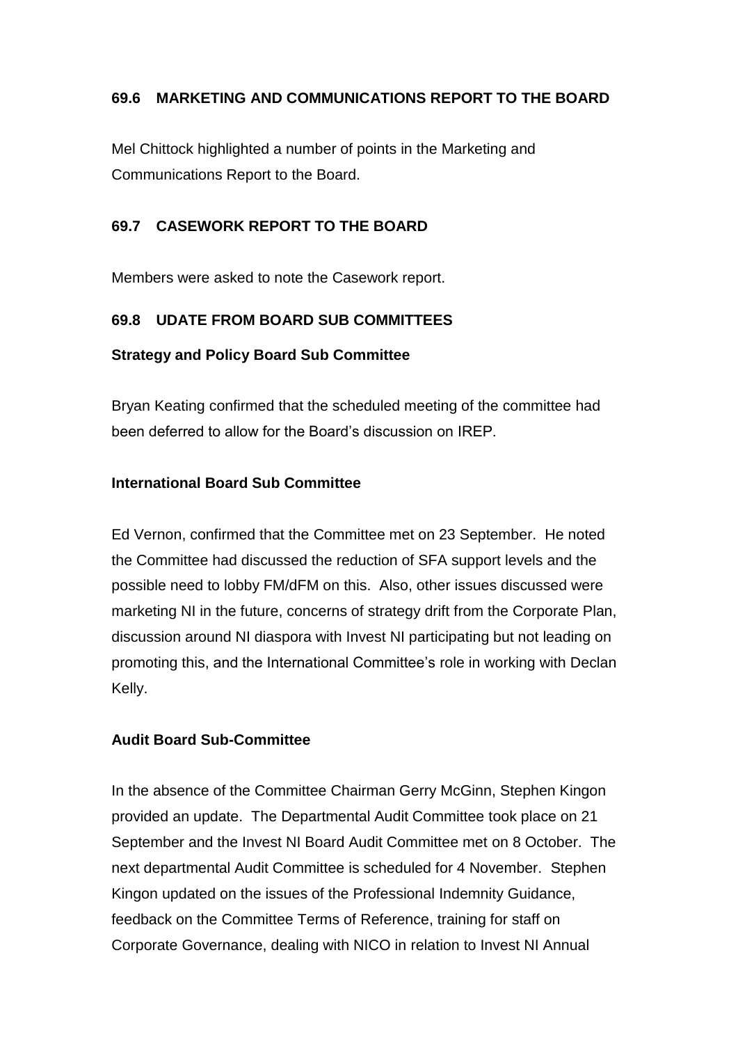### 69.6 MARKETING AND COMMUNICATIONS REPORT TO THE BOARD

Mel Chittock highlighted a number of points in the Marketing and Communications Report to the Board.

### 69.7 CASEWORK REPORT TO THE BOARD

Members were asked to note the Casework report.

### 69.8 UDATE FROM BOARD SUB COMMITTEES

**Strategy and Policy Board Sub Committee**

Bryan Keating confirmed that the scheduled meeting of the committee had been deferred to allow for the Board's discussion on IREP.

**International Board Sub Committee**

Ed Vernon, confirmed that the Committee met on 23 September. He noted the Committee had discussed the reduction of SFA support levels and the possible need to lobby FM/dFM on this. Also, other issues discussed were marketing NI in the future, concerns of strategy drift from the Corporate Plan, discussion around NI diaspora with Invest NI participating but not leading on promoting this, and the International Committee's role in working with Declan Kelly.

**Audit Board Sub-Committee**

In the absence of the Committee Chairman Gerry McGinn, Stephen Kingon provided an update. The Departmental Audit Committee took place on 21 September and the Invest NI Board Audit Committee met on 8 October. The next departmental Audit Committee is scheduled for 4 November. Stephen Kingon updated on the issues of the Professional Indemnity Guidance, feedback on the Committee Terms of Reference, training for staff on Corporate Governance, dealing with NICO in relation to Invest NI Annual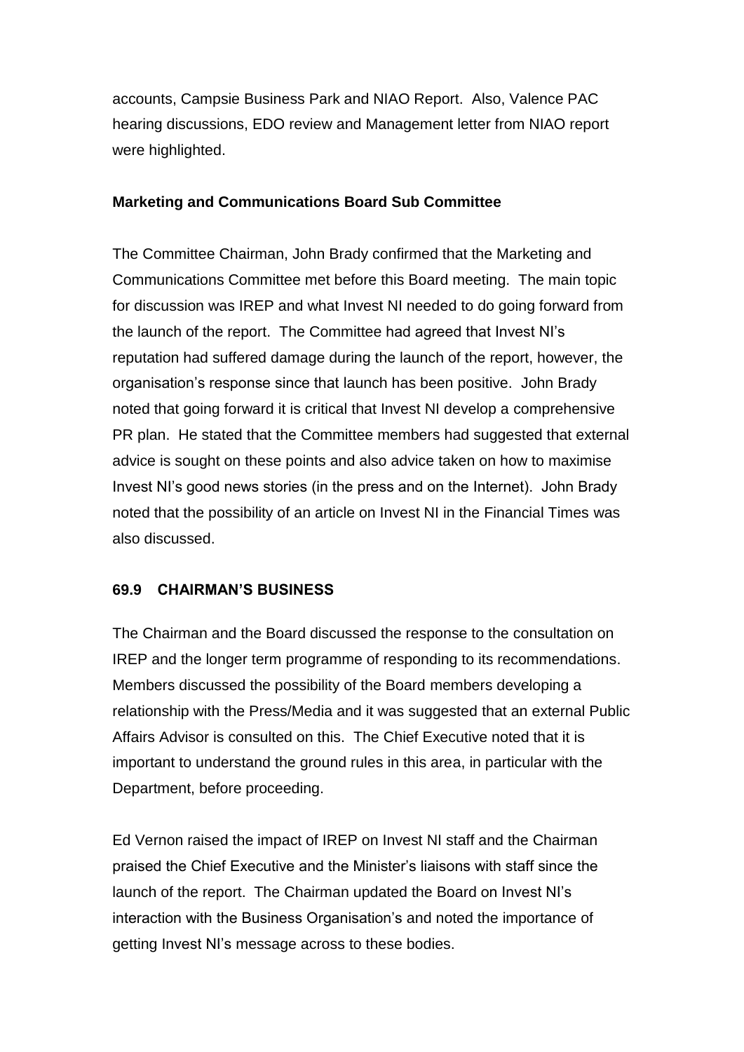accounts, Campsie Business Park and NIAO Report. Also, Valence PAC hearing discussions, EDO review and Management letter from NIAO report were highlighted.

**Marketing and Communications Board Sub Committee**

The Committee Chairman, John Brady confirmed that the Marketing and Communications Committee met before this Board meeting. The main topic for discussion was IREP and what Invest NI needed to do going forward from the launch of the report. The Committee had agreed that Invest NI's reputation had suffered damage during the launch of the report, however, the organisation's response since that launch has been positive. John Brady noted that going forward it is critical that Invest NI develop a comprehensive PR plan. He stated that the Committee members had suggested that external advice is sought on these points and also advice taken on how to maximise Invest NI's good news stories (in the press and on the Internet). John Brady noted that the possibility of an article on Invest NI in the Financial Times was also discussed.

### 69.9 CHAIRMAN'S BUSINESS

The Chairman and the Board discussed the response to the consultation on IREP and the longer term programme of responding to its recommendations. Members discussed the possibility of the Board members developing a relationship with the Press/Media and it was suggested that an external Public Affairs Advisor is consulted on this. The Chief Executive noted that it is important to understand the ground rules in this area, in particular with the Department, before proceeding.

Ed Vernon raised the impact of IREP on Invest NI staff and the Chairman praised the Chief Executive and the Minister's liaisons with staff since the launch of the report. The Chairman updated the Board on Invest NI's interaction with the Business Organisation's and noted the importance of getting Invest NI's message across to these bodies.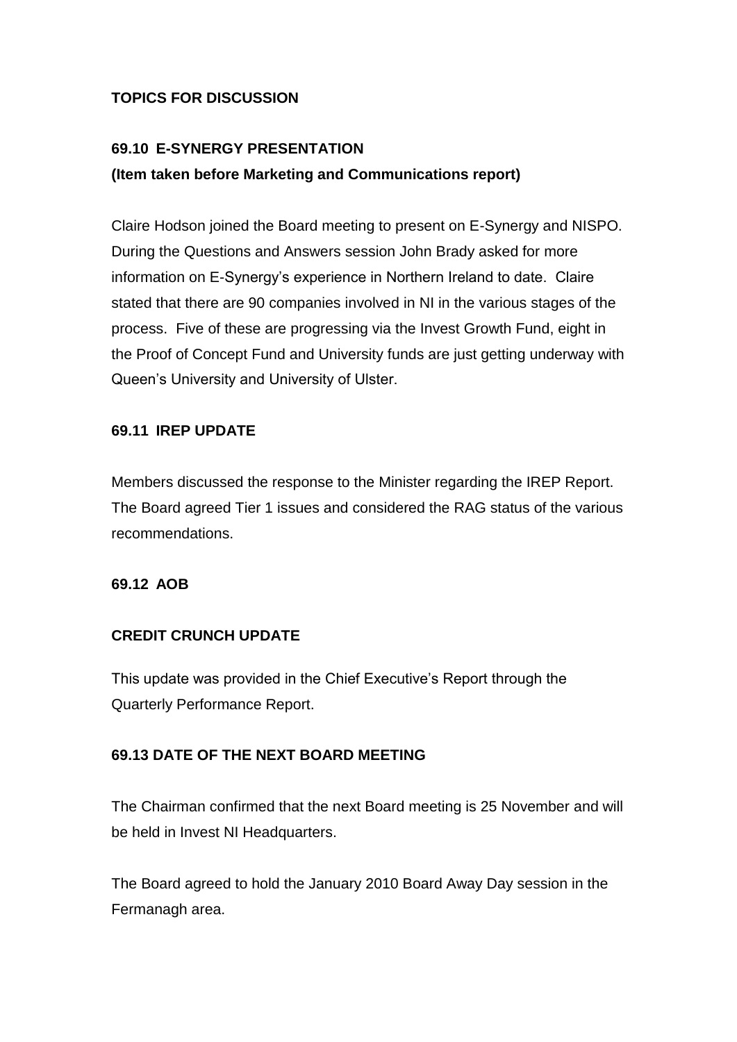**TOPICS FOR DISCUSSION**

**69.10 E-SYNERGY PRESENTATION**
**(Item taken before Marketing and Communications report)**

Claire Hodson joined the Board meeting to present on E-Synergy and NISPO. During the Questions and Answers session John Brady asked for more information on E-Synergy's experience in Northern Ireland to date. Claire stated that there are 90 companies involved in NI in the various stages of the process. Five of these are progressing via the Invest Growth Fund, eight in the Proof of Concept Fund and University funds are just getting underway with Queen's University and University of Ulster.

**69.11 IREP UPDATE**

Members discussed the response to the Minister regarding the IREP Report. The Board agreed Tier 1 issues and considered the RAG status of the various recommendations.

**69.12 AOB**

**CREDIT CRUNCH UPDATE**

This update was provided in the Chief Executive's Report through the Quarterly Performance Report.

**69.13 DATE OF THE NEXT BOARD MEETING**

The Chairman confirmed that the next Board meeting is 25 November and will be held in Invest NI Headquarters.

The Board agreed to hold the January 2010 Board Away Day session in the Fermanagh area.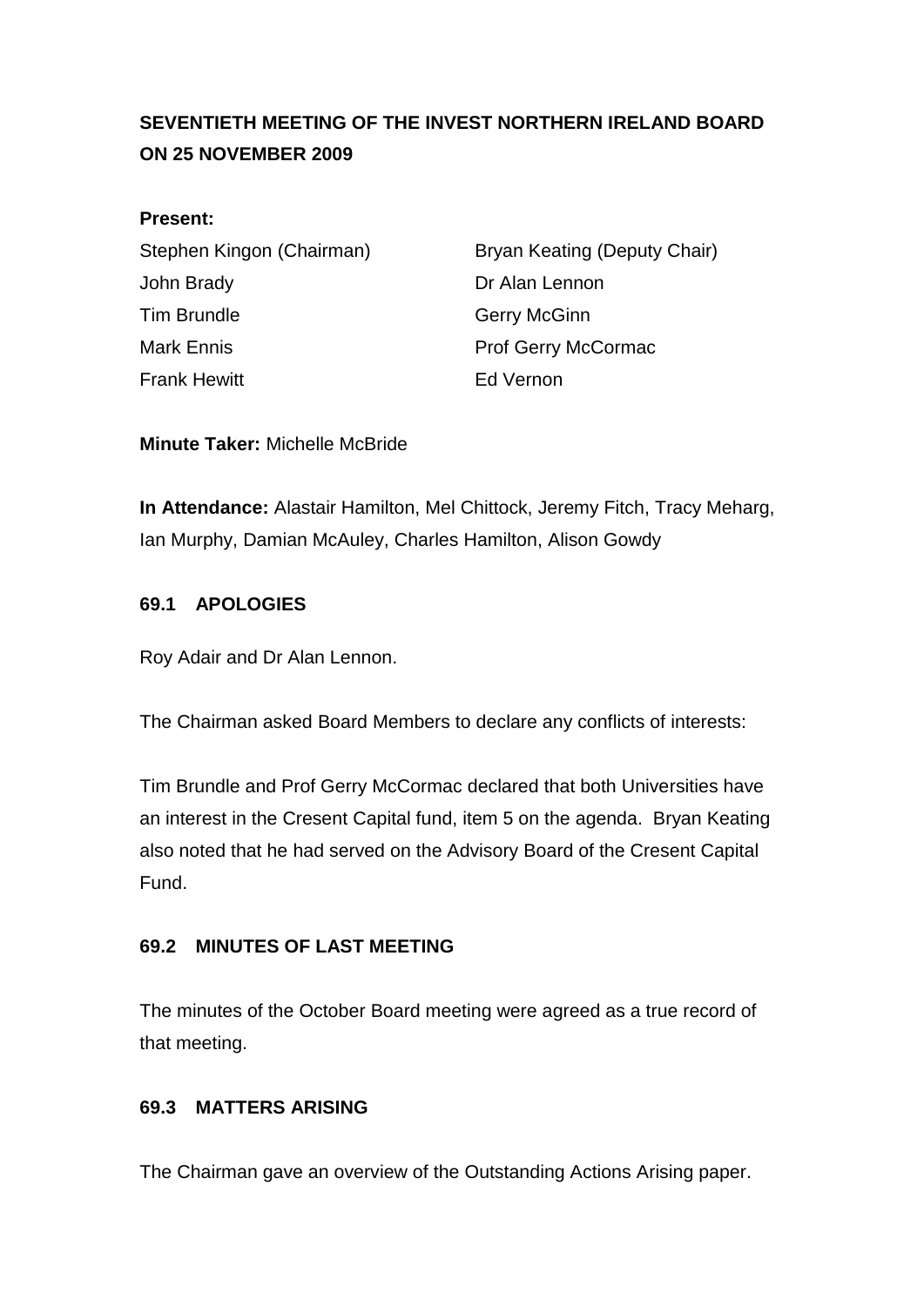# SEVENTIETH MEETING OF THE INVEST NORTHERN IRELAND BOARD ON 25 NOVEMBER 2009

**Present:**

| | |
|---|---|
| Stephen Kingon (Chairman) | Bryan Keating (Deputy Chair) |
| John Brady | Dr Alan Lennon |
| Tim Brundle | Gerry McGinn |
| Mark Ennis | Prof Gerry McCormac |
| Frank Hewitt | Ed Vernon |

**Minute Taker:** Michelle McBride

**In Attendance:** Alastair Hamilton, Mel Chittock, Jeremy Fitch, Tracy Meharg, Ian Murphy, Damian McAuley, Charles Hamilton, Alison Gowdy

## 69.1 APOLOGIES

Roy Adair and Dr Alan Lennon.

The Chairman asked Board Members to declare any conflicts of interests:

Tim Brundle and Prof Gerry McCormac declared that both Universities have an interest in the Cresent Capital fund, item 5 on the agenda. Bryan Keating also noted that he had served on the Advisory Board of the Cresent Capital Fund.

## 69.2 MINUTES OF LAST MEETING

The minutes of the October Board meeting were agreed as a true record of that meeting.

## 69.3 MATTERS ARISING

The Chairman gave an overview of the Outstanding Actions Arising paper.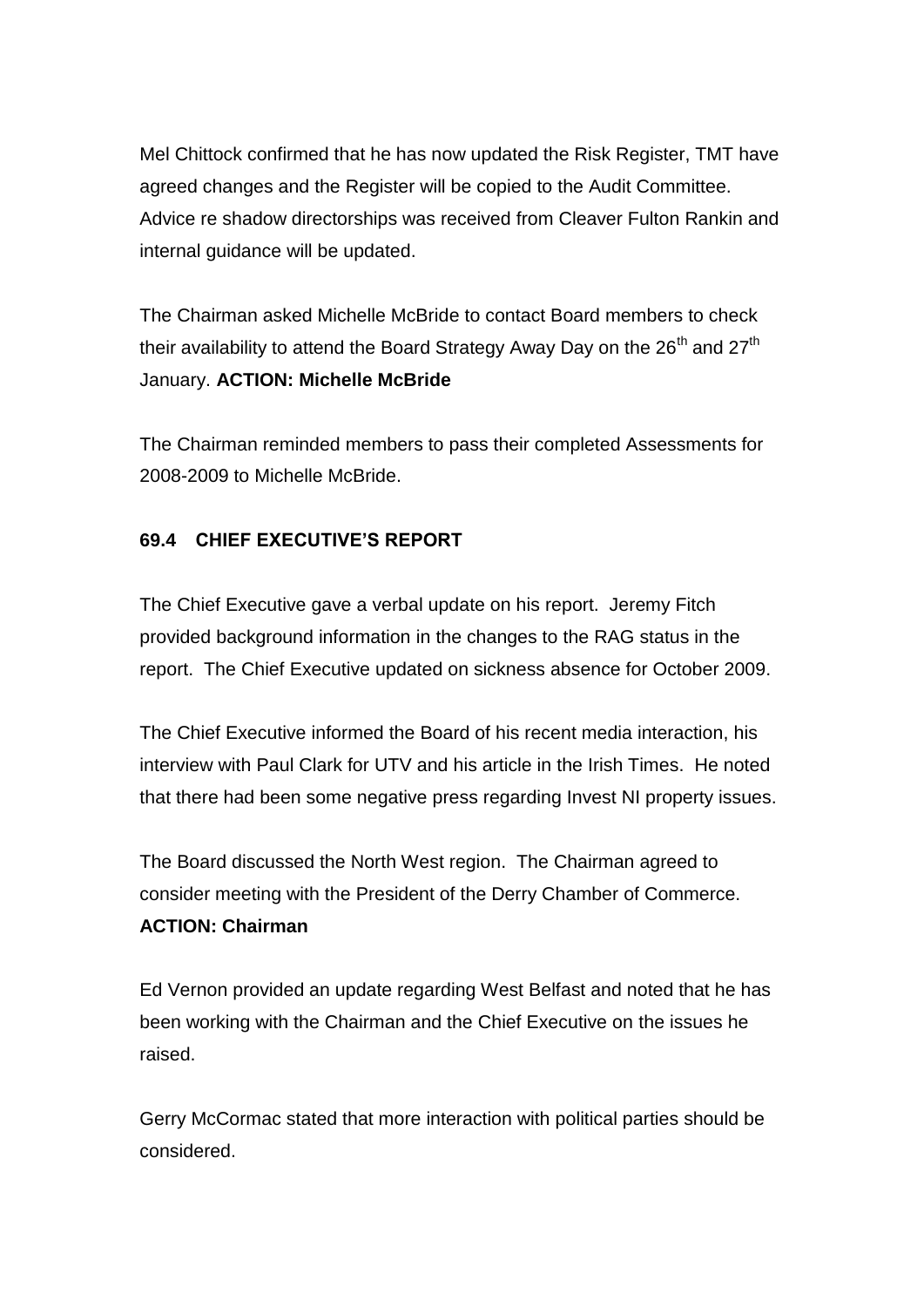Mel Chittock confirmed that he has now updated the Risk Register, TMT have agreed changes and the Register will be copied to the Audit Committee. Advice re shadow directorships was received from Cleaver Fulton Rankin and internal guidance will be updated.

The Chairman asked Michelle McBride to contact Board members to check their availability to attend the Board Strategy Away Day on the 26th and 27th January. **ACTION: Michelle McBride**

The Chairman reminded members to pass their completed Assessments for 2008-2009 to Michelle McBride.

### 69.4 CHIEF EXECUTIVE'S REPORT

The Chief Executive gave a verbal update on his report. Jeremy Fitch provided background information in the changes to the RAG status in the report. The Chief Executive updated on sickness absence for October 2009.

The Chief Executive informed the Board of his recent media interaction, his interview with Paul Clark for UTV and his article in the Irish Times. He noted that there had been some negative press regarding Invest NI property issues.

The Board discussed the North West region. The Chairman agreed to consider meeting with the President of the Derry Chamber of Commerce. **ACTION: Chairman**

Ed Vernon provided an update regarding West Belfast and noted that he has been working with the Chairman and the Chief Executive on the issues he raised.

Gerry McCormac stated that more interaction with political parties should be considered.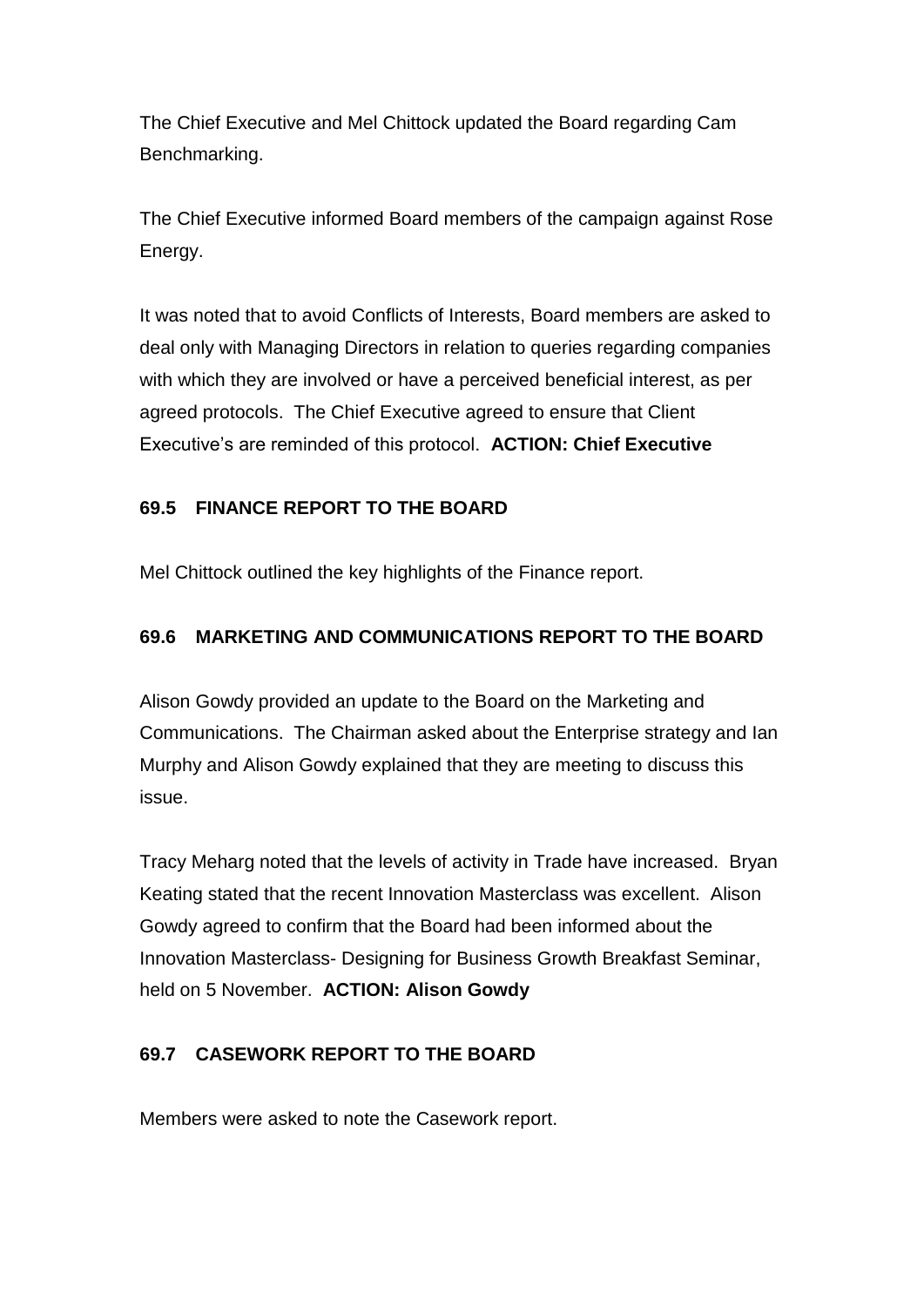The Chief Executive and Mel Chittock updated the Board regarding Cam Benchmarking.

The Chief Executive informed Board members of the campaign against Rose Energy.

It was noted that to avoid Conflicts of Interests, Board members are asked to deal only with Managing Directors in relation to queries regarding companies with which they are involved or have a perceived beneficial interest, as per agreed protocols. The Chief Executive agreed to ensure that Client Executive's are reminded of this protocol. **ACTION: Chief Executive**

### 69.5 FINANCE REPORT TO THE BOARD

Mel Chittock outlined the key highlights of the Finance report.

### 69.6 MARKETING AND COMMUNICATIONS REPORT TO THE BOARD

Alison Gowdy provided an update to the Board on the Marketing and Communications. The Chairman asked about the Enterprise strategy and Ian Murphy and Alison Gowdy explained that they are meeting to discuss this issue.

Tracy Meharg noted that the levels of activity in Trade have increased. Bryan Keating stated that the recent Innovation Masterclass was excellent. Alison Gowdy agreed to confirm that the Board had been informed about the Innovation Masterclass- Designing for Business Growth Breakfast Seminar, held on 5 November. **ACTION: Alison Gowdy**

### 69.7 CASEWORK REPORT TO THE BOARD

Members were asked to note the Casework report.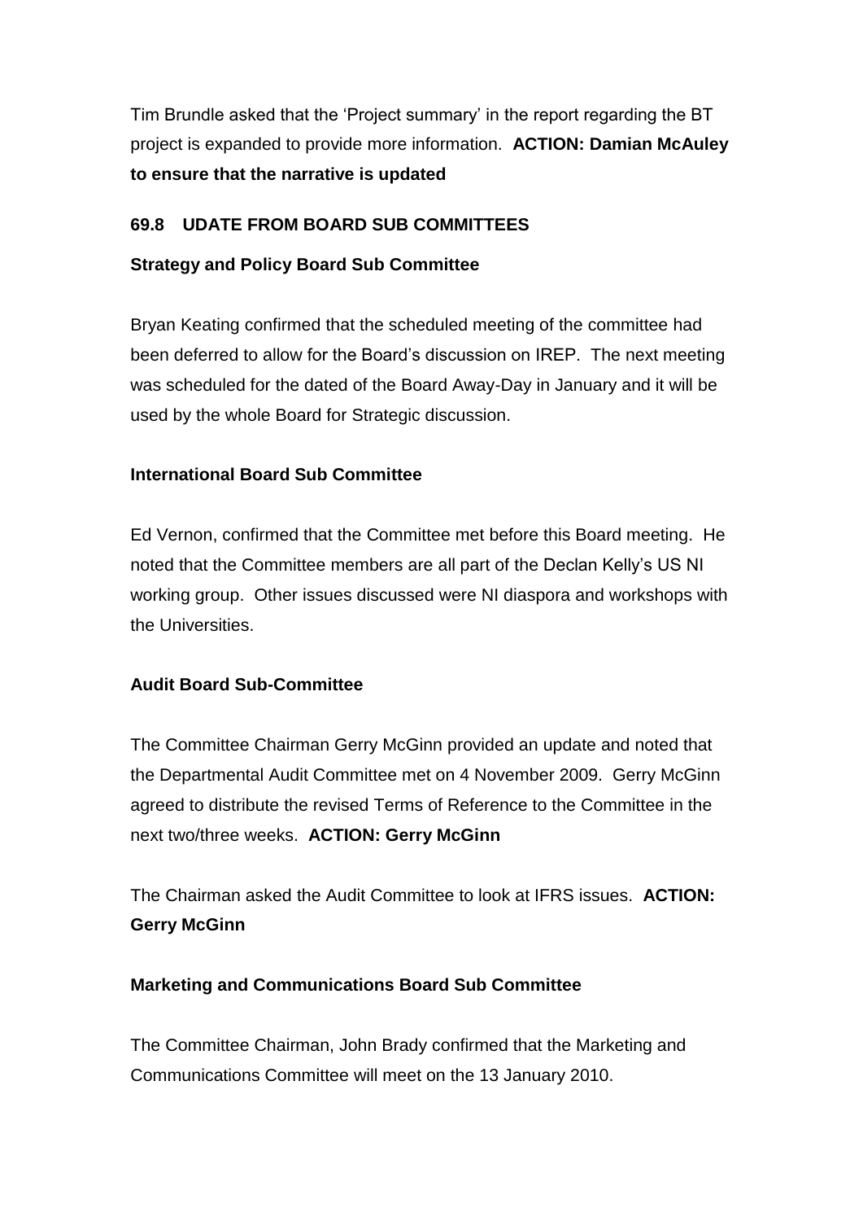Tim Brundle asked that the 'Project summary' in the report regarding the BT project is expanded to provide more information. **ACTION: Damian McAuley to ensure that the narrative is updated**

**69.8 UDATE FROM BOARD SUB COMMITTEES**

**Strategy and Policy Board Sub Committee**

Bryan Keating confirmed that the scheduled meeting of the committee had been deferred to allow for the Board's discussion on IREP. The next meeting was scheduled for the dated of the Board Away-Day in January and it will be used by the whole Board for Strategic discussion.

**International Board Sub Committee**

Ed Vernon, confirmed that the Committee met before this Board meeting. He noted that the Committee members are all part of the Declan Kelly's US NI working group. Other issues discussed were NI diaspora and workshops with the Universities.

**Audit Board Sub-Committee**

The Committee Chairman Gerry McGinn provided an update and noted that the Departmental Audit Committee met on 4 November 2009. Gerry McGinn agreed to distribute the revised Terms of Reference to the Committee in the next two/three weeks. **ACTION: Gerry McGinn**

The Chairman asked the Audit Committee to look at IFRS issues. **ACTION: Gerry McGinn**

**Marketing and Communications Board Sub Committee**

The Committee Chairman, John Brady confirmed that the Marketing and Communications Committee will meet on the 13 January 2010.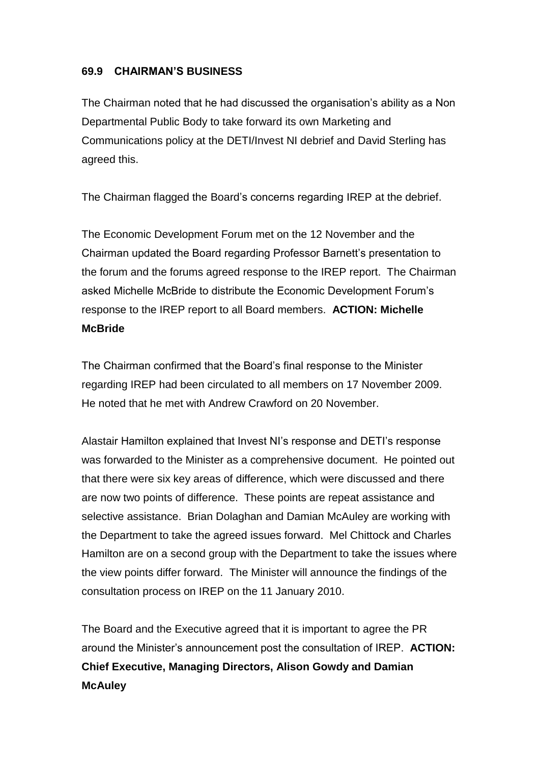**69.9 CHAIRMAN'S BUSINESS**

The Chairman noted that he had discussed the organisation's ability as a Non Departmental Public Body to take forward its own Marketing and Communications policy at the DETI/Invest NI debrief and David Sterling has agreed this.

The Chairman flagged the Board's concerns regarding IREP at the debrief.

The Economic Development Forum met on the 12 November and the Chairman updated the Board regarding Professor Barnett's presentation to the forum and the forums agreed response to the IREP report. The Chairman asked Michelle McBride to distribute the Economic Development Forum's response to the IREP report to all Board members. **ACTION: Michelle McBride**

The Chairman confirmed that the Board's final response to the Minister regarding IREP had been circulated to all members on 17 November 2009. He noted that he met with Andrew Crawford on 20 November.

Alastair Hamilton explained that Invest NI's response and DETI's response was forwarded to the Minister as a comprehensive document. He pointed out that there were six key areas of difference, which were discussed and there are now two points of difference. These points are repeat assistance and selective assistance. Brian Dolaghan and Damian McAuley are working with the Department to take the agreed issues forward. Mel Chittock and Charles Hamilton are on a second group with the Department to take the issues where the view points differ forward. The Minister will announce the findings of the consultation process on IREP on the 11 January 2010.

The Board and the Executive agreed that it is important to agree the PR around the Minister's announcement post the consultation of IREP. **ACTION: Chief Executive, Managing Directors, Alison Gowdy and Damian McAuley**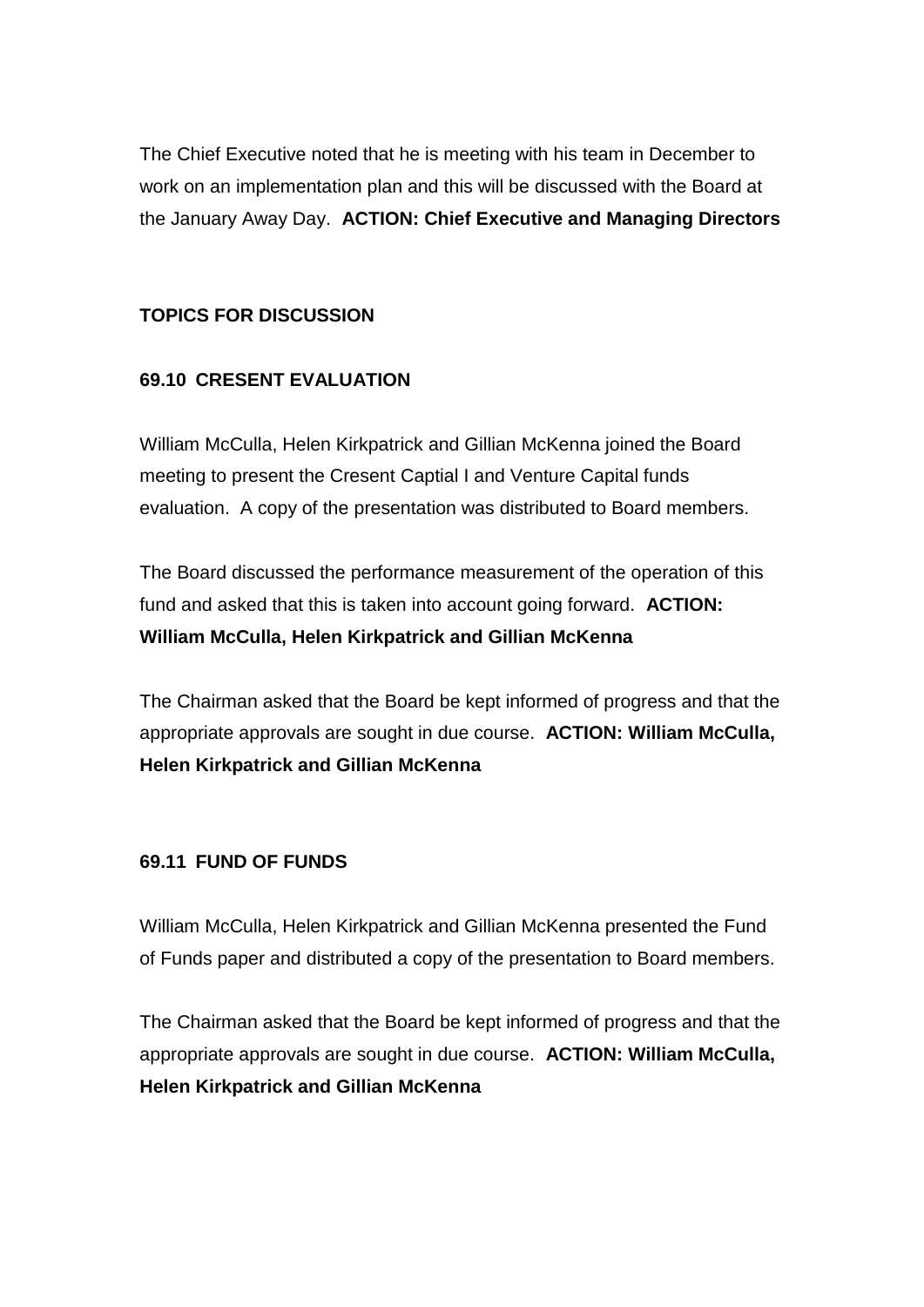The Chief Executive noted that he is meeting with his team in December to work on an implementation plan and this will be discussed with the Board at the January Away Day. **ACTION: Chief Executive and Managing Directors**

## TOPICS FOR DISCUSSION

### 69.10 CRESENT EVALUATION

William McCulla, Helen Kirkpatrick and Gillian McKenna joined the Board meeting to present the Cresent Captial I and Venture Capital funds evaluation. A copy of the presentation was distributed to Board members.

The Board discussed the performance measurement of the operation of this fund and asked that this is taken into account going forward. **ACTION: William McCulla, Helen Kirkpatrick and Gillian McKenna**

The Chairman asked that the Board be kept informed of progress and that the appropriate approvals are sought in due course. **ACTION: William McCulla, Helen Kirkpatrick and Gillian McKenna**

### 69.11 FUND OF FUNDS

William McCulla, Helen Kirkpatrick and Gillian McKenna presented the Fund of Funds paper and distributed a copy of the presentation to Board members.

The Chairman asked that the Board be kept informed of progress and that the appropriate approvals are sought in due course. **ACTION: William McCulla, Helen Kirkpatrick and Gillian McKenna**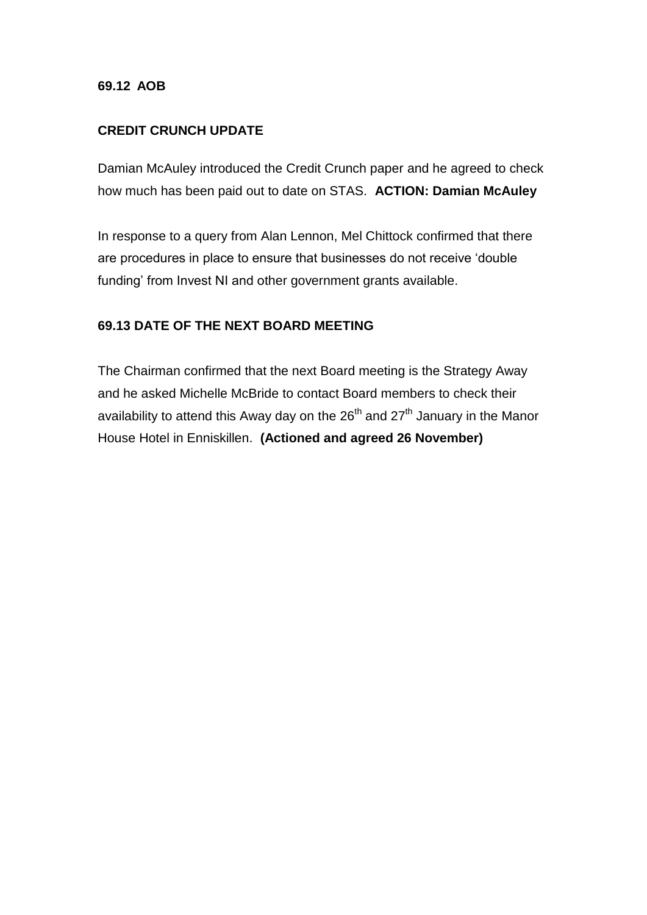**69.12 AOB**

**CREDIT CRUNCH UPDATE**

Damian McAuley introduced the Credit Crunch paper and he agreed to check how much has been paid out to date on STAS. **ACTION: Damian McAuley**

In response to a query from Alan Lennon, Mel Chittock confirmed that there are procedures in place to ensure that businesses do not receive 'double funding' from Invest NI and other government grants available.

**69.13 DATE OF THE NEXT BOARD MEETING**

The Chairman confirmed that the next Board meeting is the Strategy Away and he asked Michelle McBride to contact Board members to check their availability to attend this Away day on the 26th and 27th January in the Manor House Hotel in Enniskillen. **(Actioned and agreed 26 November)**